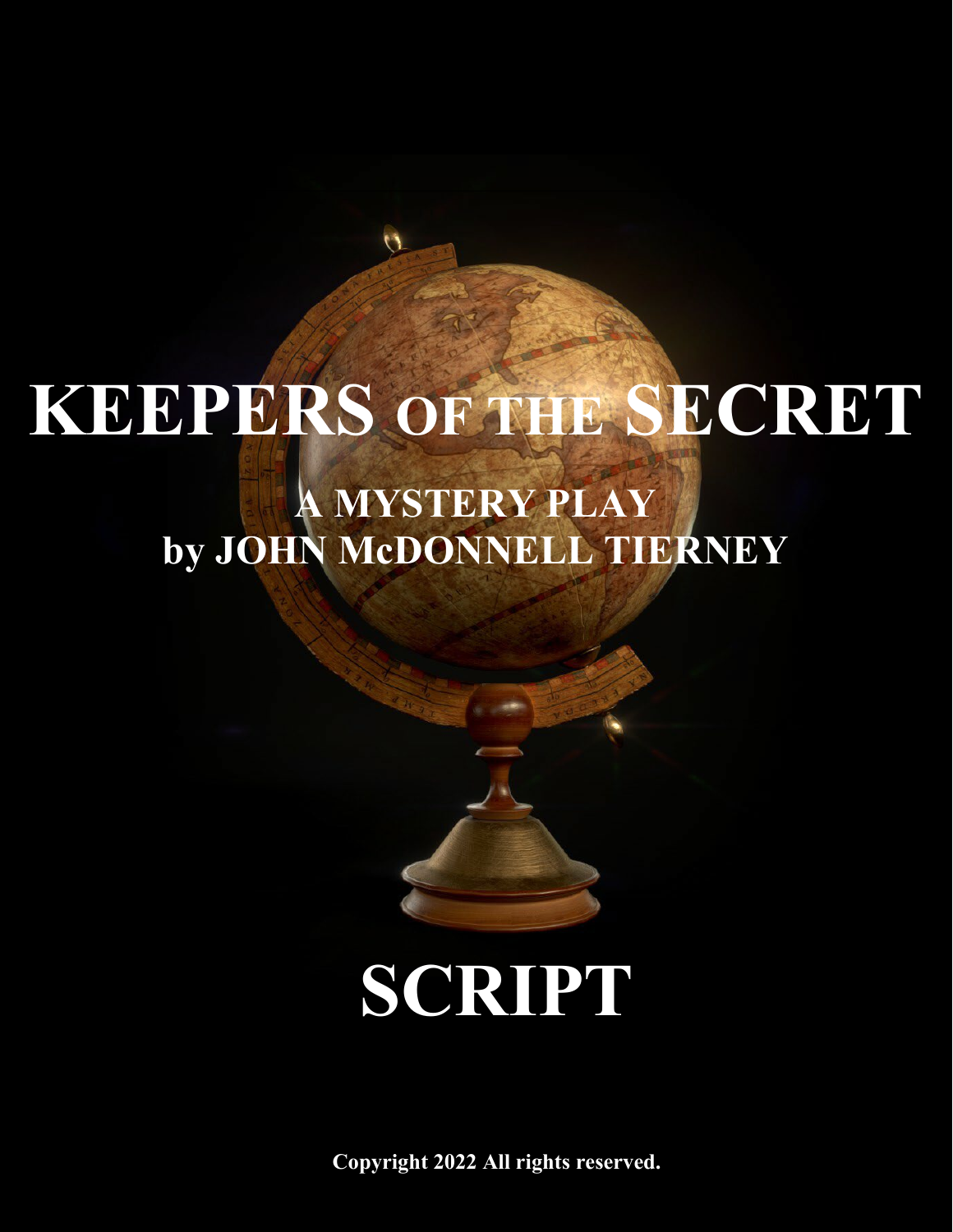# KEEPERS OF THE SECRET

## A MYSTERY PLAY
## by JOHN McDONNELL TIERNEY

# SCRIPT

**Copyright 2022 All rights reserved.**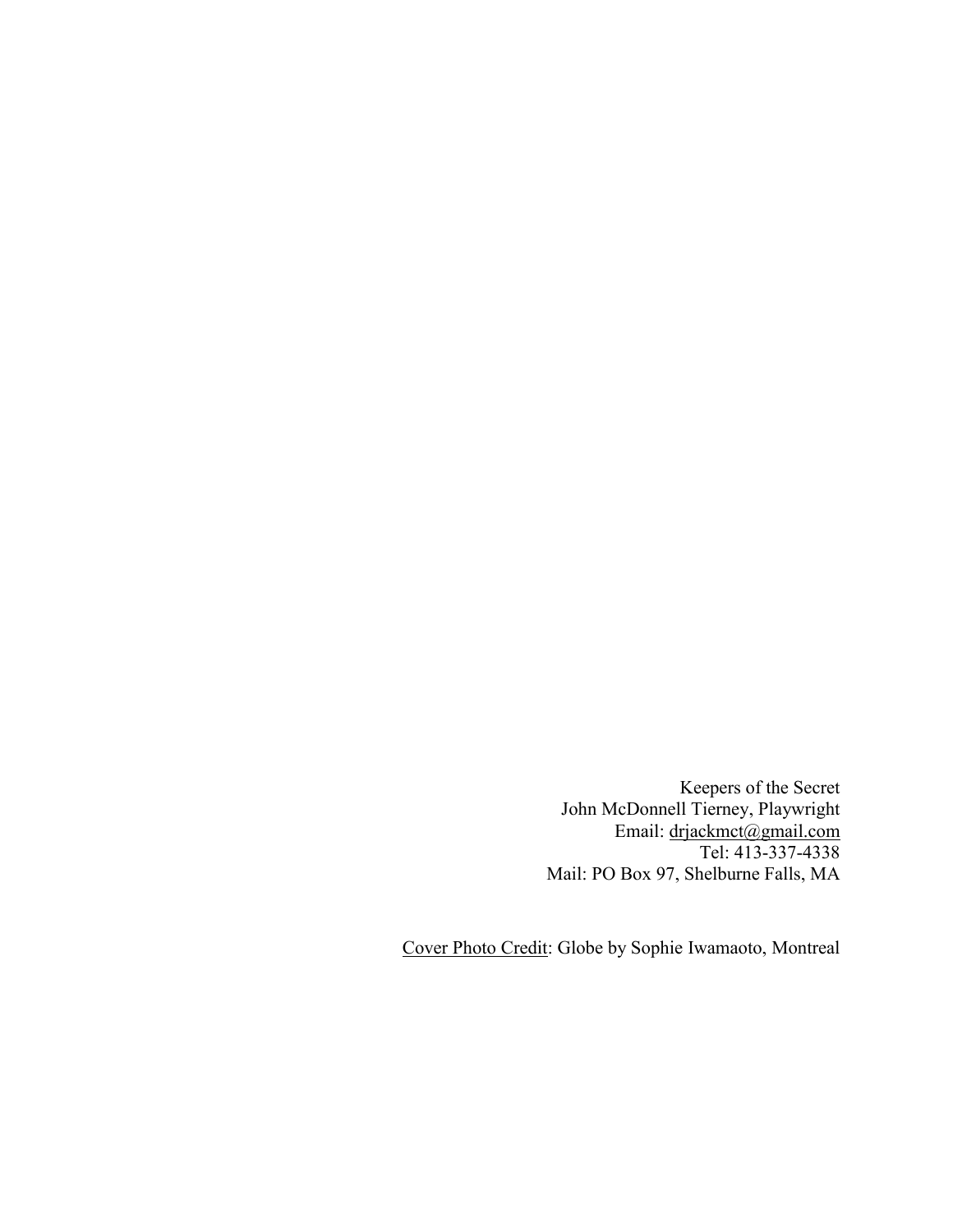Keepers of the Secret
John McDonnell Tierney, Playwright
Email: drjackmct@gmail.com
Tel: 413-337-4338
Mail: PO Box 97, Shelburne Falls, MA

Cover Photo Credit: Globe by Sophie Iwamaoto, Montreal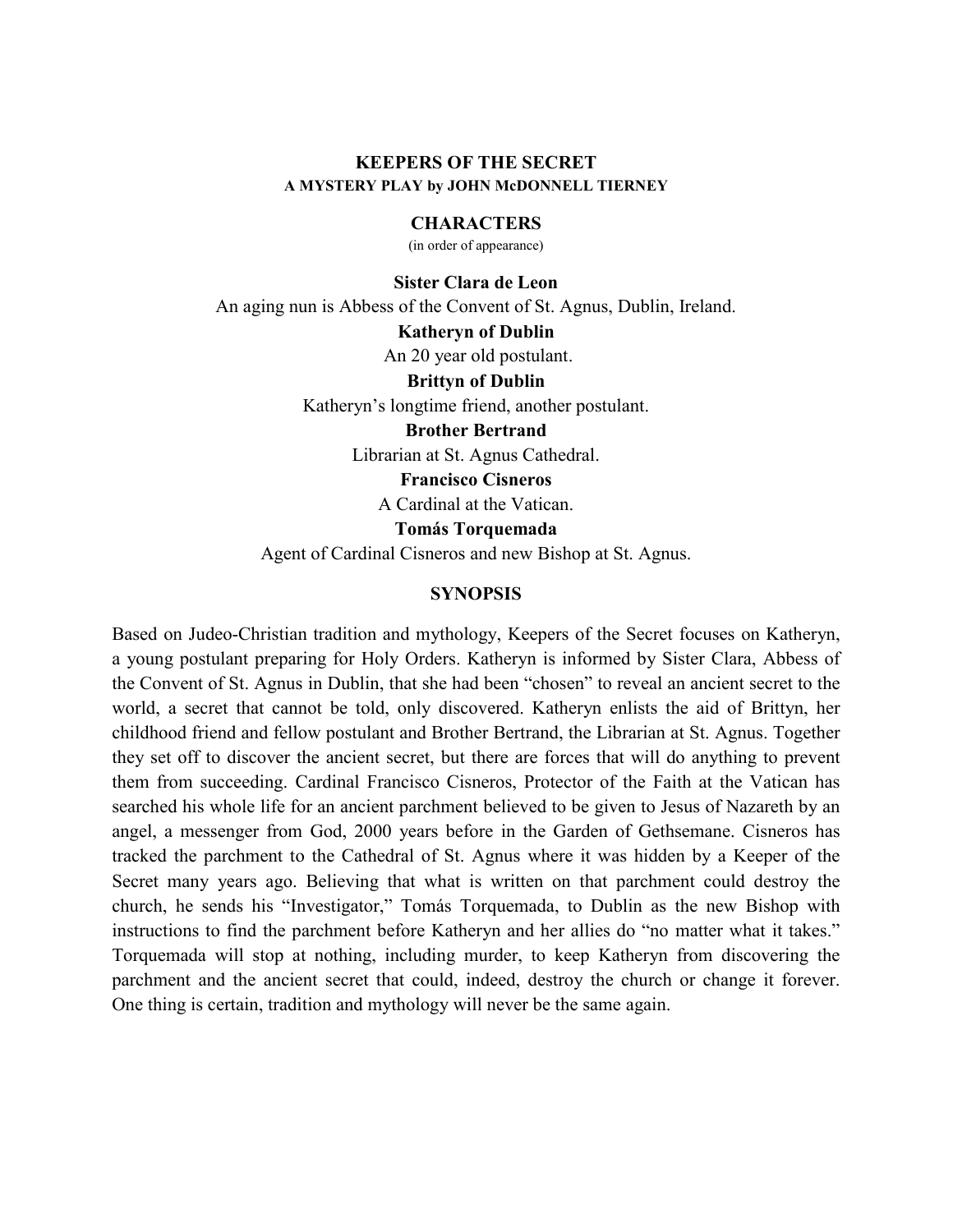# KEEPERS OF THE SECRET

**A MYSTERY PLAY by JOHN McDONNELL TIERNEY**

## CHARACTERS

(in order of appearance)

**Sister Clara de Leon**

An aging nun is Abbess of the Convent of St. Agnus, Dublin, Ireland.

**Katheryn of Dublin**

An 20 year old postulant.

**Brittyn of Dublin**

Katheryn's longtime friend, another postulant.

**Brother Bertrand**

Librarian at St. Agnus Cathedral.

**Francisco Cisneros**

A Cardinal at the Vatican.

**Tomás Torquemada**

Agent of Cardinal Cisneros and new Bishop at St. Agnus.

## SYNOPSIS

Based on Judeo-Christian tradition and mythology, Keepers of the Secret focuses on Katheryn, a young postulant preparing for Holy Orders. Katheryn is informed by Sister Clara, Abbess of the Convent of St. Agnus in Dublin, that she had been "chosen" to reveal an ancient secret to the world, a secret that cannot be told, only discovered. Katheryn enlists the aid of Brittyn, her childhood friend and fellow postulant and Brother Bertrand, the Librarian at St. Agnus. Together they set off to discover the ancient secret, but there are forces that will do anything to prevent them from succeeding. Cardinal Francisco Cisneros, Protector of the Faith at the Vatican has searched his whole life for an ancient parchment believed to be given to Jesus of Nazareth by an angel, a messenger from God, 2000 years before in the Garden of Gethsemane. Cisneros has tracked the parchment to the Cathedral of St. Agnus where it was hidden by a Keeper of the Secret many years ago. Believing that what is written on that parchment could destroy the church, he sends his "Investigator," Tomás Torquemada, to Dublin as the new Bishop with instructions to find the parchment before Katheryn and her allies do "no matter what it takes." Torquemada will stop at nothing, including murder, to keep Katheryn from discovering the parchment and the ancient secret that could, indeed, destroy the church or change it forever. One thing is certain, tradition and mythology will never be the same again.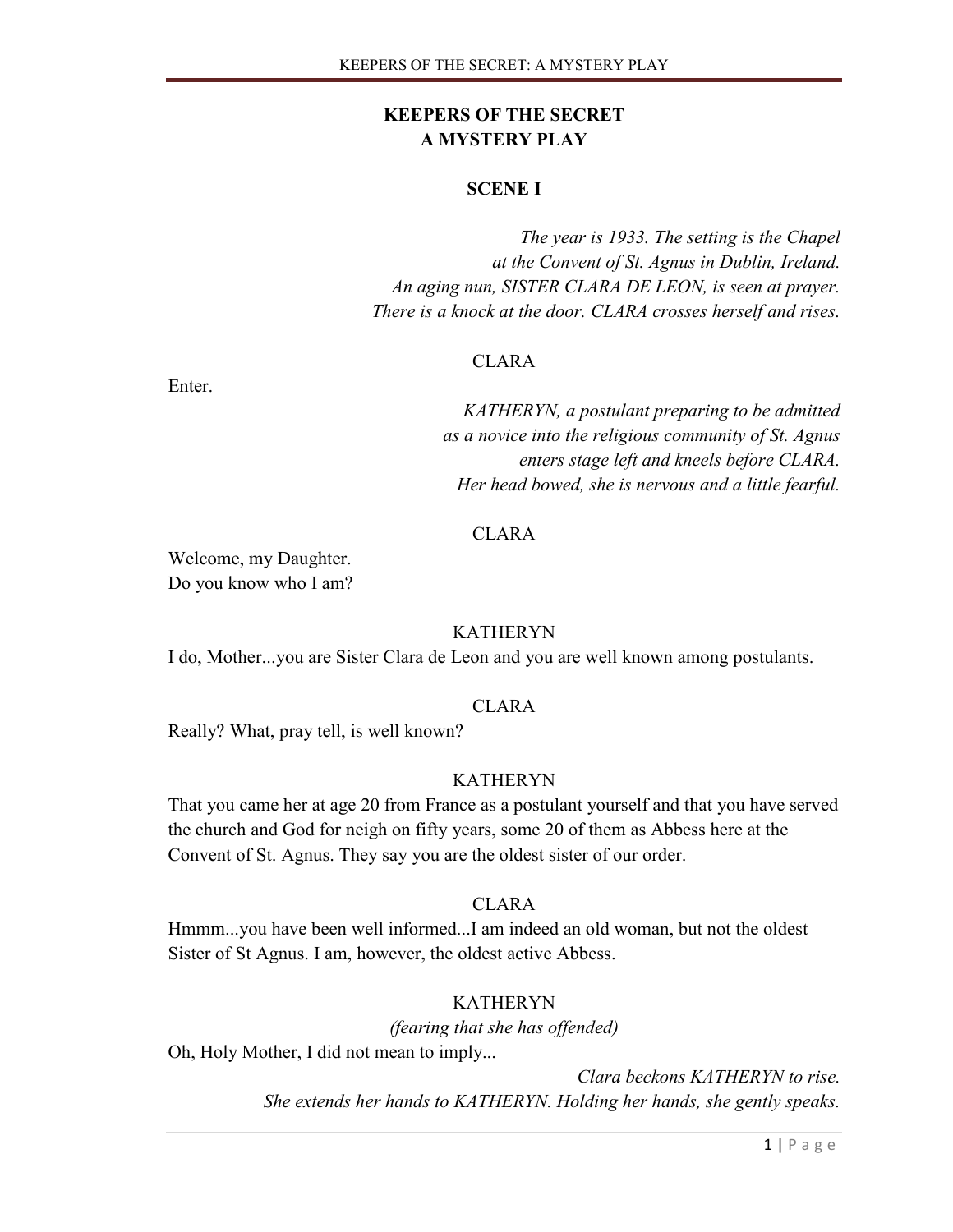# KEEPERS OF THE SECRET
# A MYSTERY PLAY

## SCENE I

*The year is 1933. The setting is the Chapel at the Convent of St. Agnus in Dublin, Ireland. An aging nun, SISTER CLARA DE LEON, is seen at prayer. There is a knock at the door. CLARA crosses herself and rises.*

CLARA

Enter.

*KATHERYN, a postulant preparing to be admitted as a novice into the religious community of St. Agnus enters stage left and kneels before CLARA. Her head bowed, she is nervous and a little fearful.*

CLARA

Welcome, my Daughter.
Do you know who I am?

KATHERYN

I do, Mother...you are Sister Clara de Leon and you are well known among postulants.

CLARA

Really? What, pray tell, is well known?

KATHERYN

That you came her at age 20 from France as a postulant yourself and that you have served the church and God for neigh on fifty years, some 20 of them as Abbess here at the Convent of St. Agnus. They say you are the oldest sister of our order.

CLARA

Hmmm...you have been well informed...I am indeed an old woman, but not the oldest Sister of St Agnus. I am, however, the oldest active Abbess.

KATHERYN

*(fearing that she has offended)*

Oh, Holy Mother, I did not mean to imply...

*Clara beckons KATHERYN to rise. She extends her hands to KATHERYN. Holding her hands, she gently speaks.*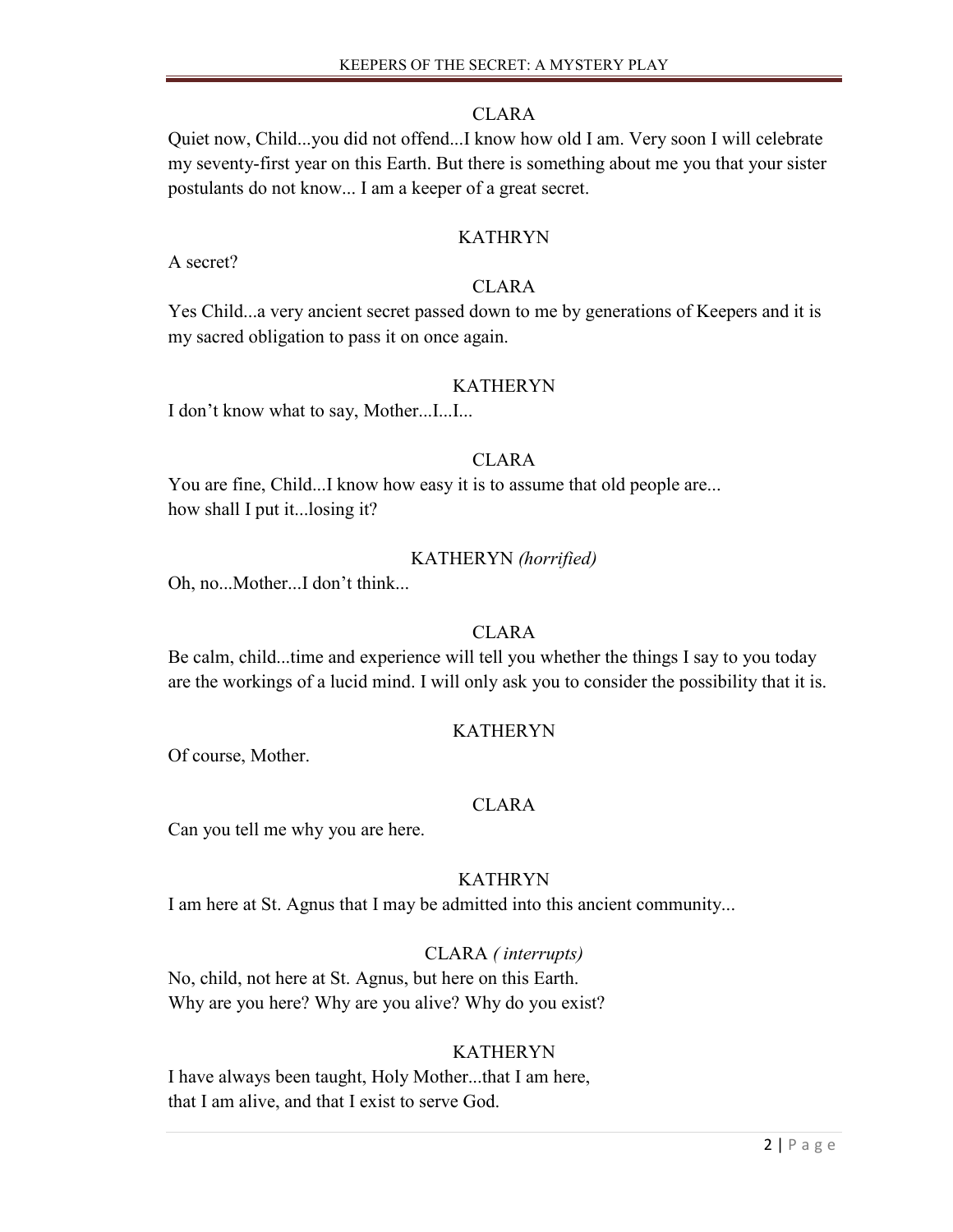CLARA

Quiet now, Child...you did not offend...I know how old I am. Very soon I will celebrate my seventy-first year on this Earth. But there is something about me you that your sister postulants do not know... I am a keeper of a great secret.

KATHRYN

A secret?

CLARA

Yes Child...a very ancient secret passed down to me by generations of Keepers and it is my sacred obligation to pass it on once again.

KATHERYN

I don't know what to say, Mother...I...I...

CLARA

You are fine, Child...I know how easy it is to assume that old people are...
how shall I put it...losing it?

KATHERYN *(horrified)*

Oh, no...Mother...I don't think...

CLARA

Be calm, child...time and experience will tell you whether the things I say to you today are the workings of a lucid mind. I will only ask you to consider the possibility that it is.

KATHERYN

Of course, Mother.

CLARA

Can you tell me why you are here.

KATHRYN

I am here at St. Agnus that I may be admitted into this ancient community...

CLARA *( interrupts)*

No, child, not here at St. Agnus, but here on this Earth.
Why are you here? Why are you alive? Why do you exist?

KATHERYN

I have always been taught, Holy Mother...that I am here,
that I am alive, and that I exist to serve God.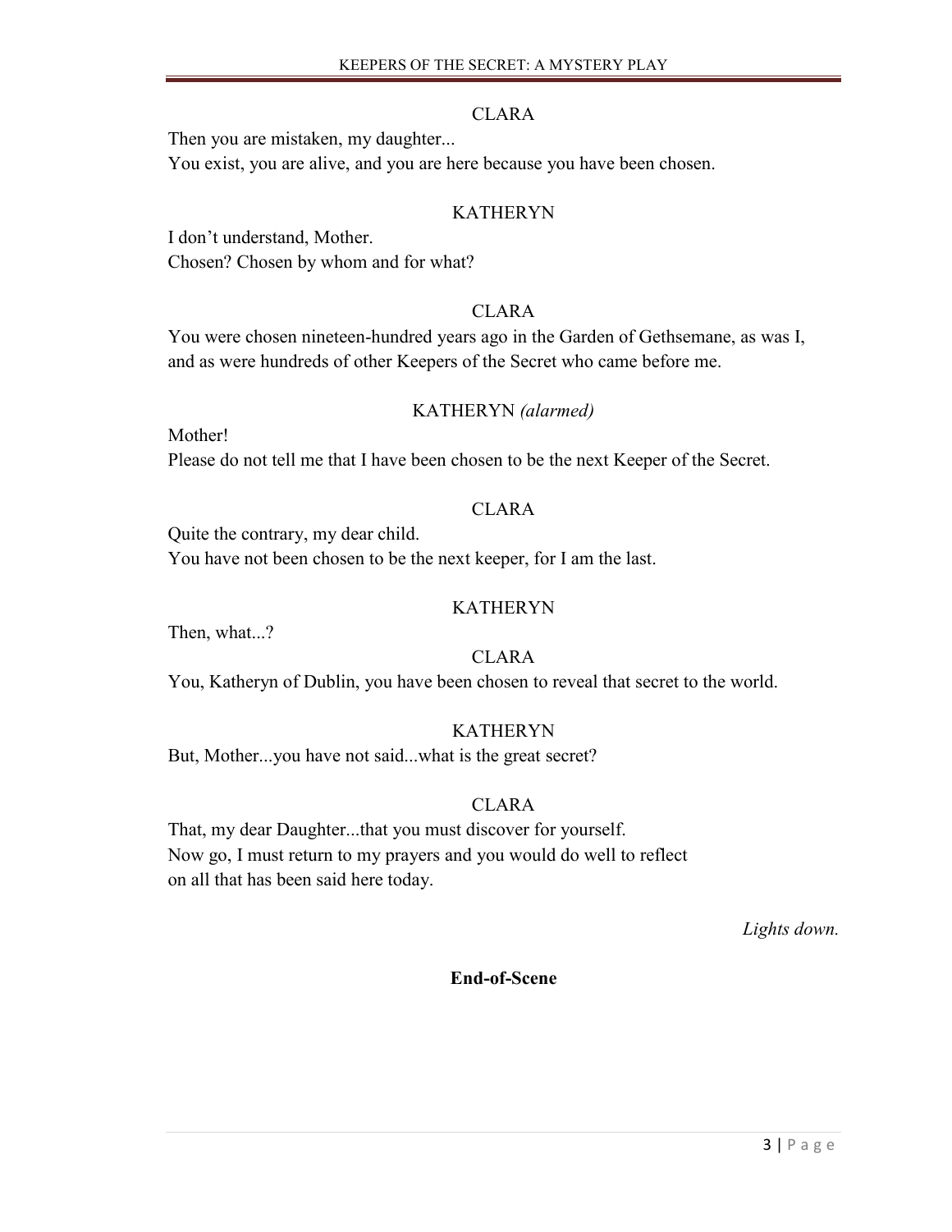CLARA

Then you are mistaken, my daughter...
You exist, you are alive, and you are here because you have been chosen.

KATHERYN

I don't understand, Mother.
Chosen? Chosen by whom and for what?

CLARA

You were chosen nineteen-hundred years ago in the Garden of Gethsemane, as was I, and as were hundreds of other Keepers of the Secret who came before me.

KATHERYN *(alarmed)*

Mother!
Please do not tell me that I have been chosen to be the next Keeper of the Secret.

CLARA

Quite the contrary, my dear child.
You have not been chosen to be the next keeper, for I am the last.

KATHERYN

Then, what...?

CLARA

You, Katheryn of Dublin, you have been chosen to reveal that secret to the world.

KATHERYN

But, Mother...you have not said...what is the great secret?

CLARA

That, my dear Daughter...that you must discover for yourself.
Now go, I must return to my prayers and you would do well to reflect
on all that has been said here today.

*Lights down.*

**End-of-Scene**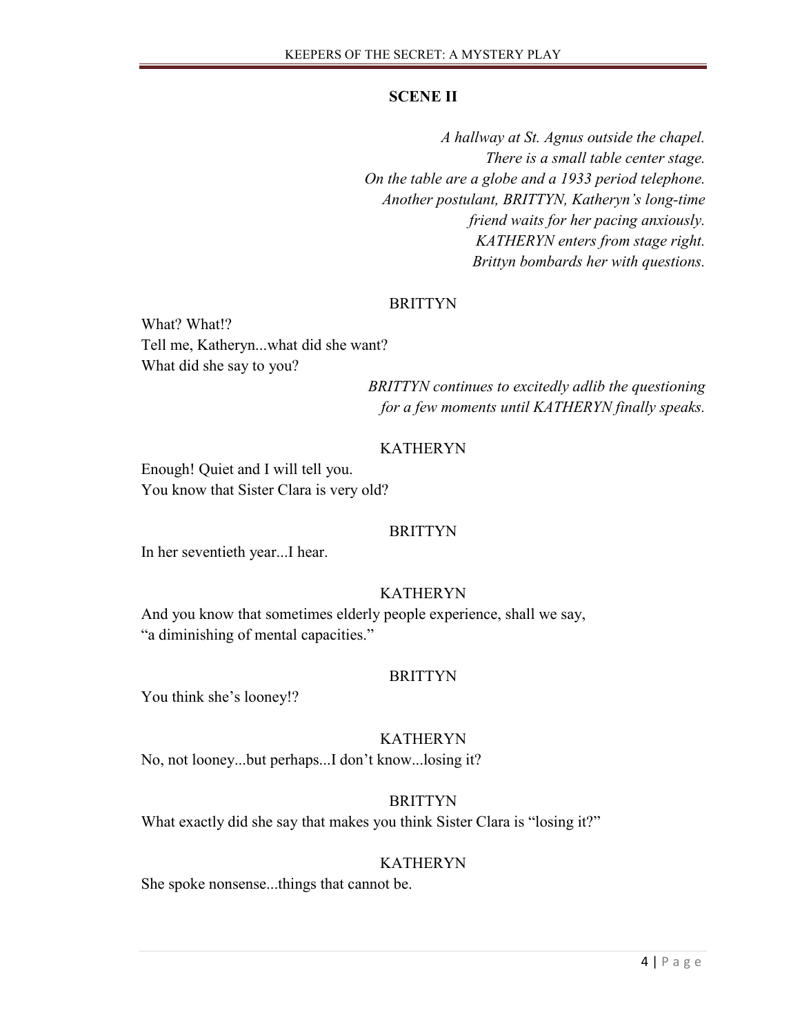## SCENE II

*A hallway at St. Agnus outside the chapel.*
*There is a small table center stage.*
*On the table are a globe and a 1933 period telephone.*
*Another postulant, BRITTYN, Katheryn's long-time friend waits for her pacing anxiously.*
*KATHERYN enters from stage right.*
*Brittyn bombards her with questions.*

BRITTYN

What? What!?
Tell me, Katheryn...what did she want?
What did she say to you?

*BRITTYN continues to excitedly adlib the questioning for a few moments until KATHERYN finally speaks.*

KATHERYN

Enough! Quiet and I will tell you.
You know that Sister Clara is very old?

BRITTYN

In her seventieth year...I hear.

KATHERYN

And you know that sometimes elderly people experience, shall we say, "a diminishing of mental capacities."

BRITTYN

You think she's looney!?

KATHERYN

No, not looney...but perhaps...I don't know...losing it?

BRITTYN

What exactly did she say that makes you think Sister Clara is "losing it?"

KATHERYN

She spoke nonsense...things that cannot be.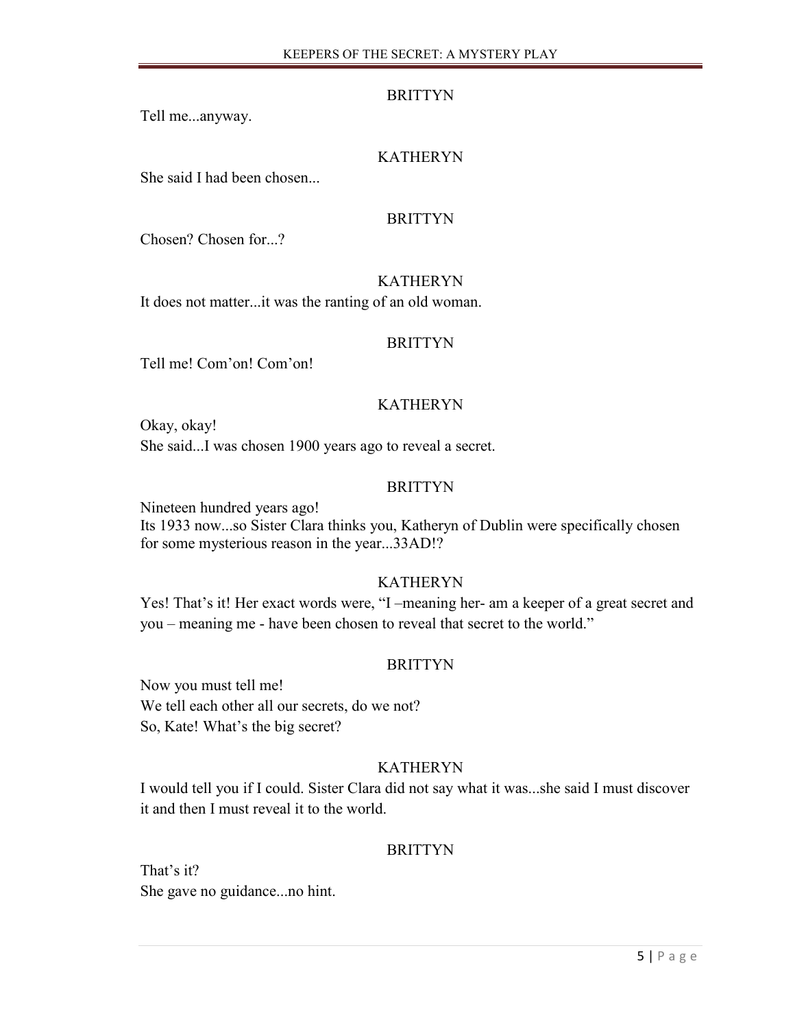BRITTYN

Tell me...anyway.

KATHERYN

She said I had been chosen...

BRITTYN

Chosen? Chosen for...?

KATHERYN

It does not matter...it was the ranting of an old woman.

BRITTYN

Tell me! Com'on! Com'on!

KATHERYN

Okay, okay!
She said...I was chosen 1900 years ago to reveal a secret.

BRITTYN

Nineteen hundred years ago!
Its 1933 now...so Sister Clara thinks you, Katheryn of Dublin were specifically chosen for some mysterious reason in the year...33AD!?

KATHERYN

Yes! That's it! Her exact words were, "I –meaning her- am a keeper of a great secret and you – meaning me - have been chosen to reveal that secret to the world."

BRITTYN

Now you must tell me!
We tell each other all our secrets, do we not?
So, Kate! What's the big secret?

KATHERYN

I would tell you if I could. Sister Clara did not say what it was...she said I must discover it and then I must reveal it to the world.

BRITTYN

That's it?
She gave no guidance...no hint.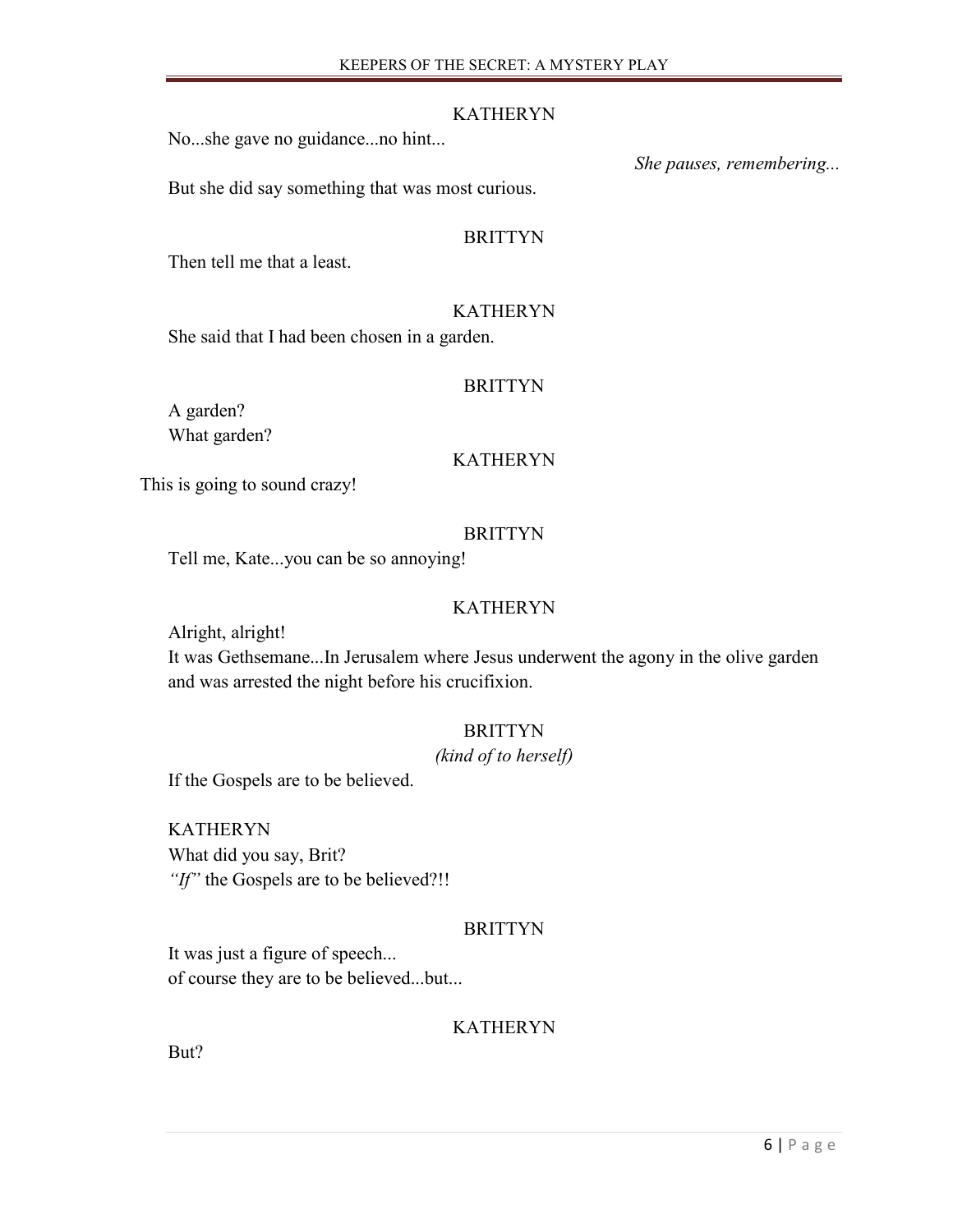KATHERYN

No...she gave no guidance...no hint...

*She pauses, remembering...*

But she did say something that was most curious.

BRITTYN

Then tell me that a least.

KATHERYN

She said that I had been chosen in a garden.

BRITTYN

A garden?
What garden?

KATHERYN

This is going to sound crazy!

BRITTYN

Tell me, Kate...you can be so annoying!

KATHERYN

Alright, alright!
It was Gethsemane...In Jerusalem where Jesus underwent the agony in the olive garden and was arrested the night before his crucifixion.

BRITTYN

*(kind of to herself)*

If the Gospels are to be believed.

KATHERYN
What did you say, Brit?
*"If"* the Gospels are to be believed?!!

BRITTYN

It was just a figure of speech...
of course they are to be believed...but...

KATHERYN

But?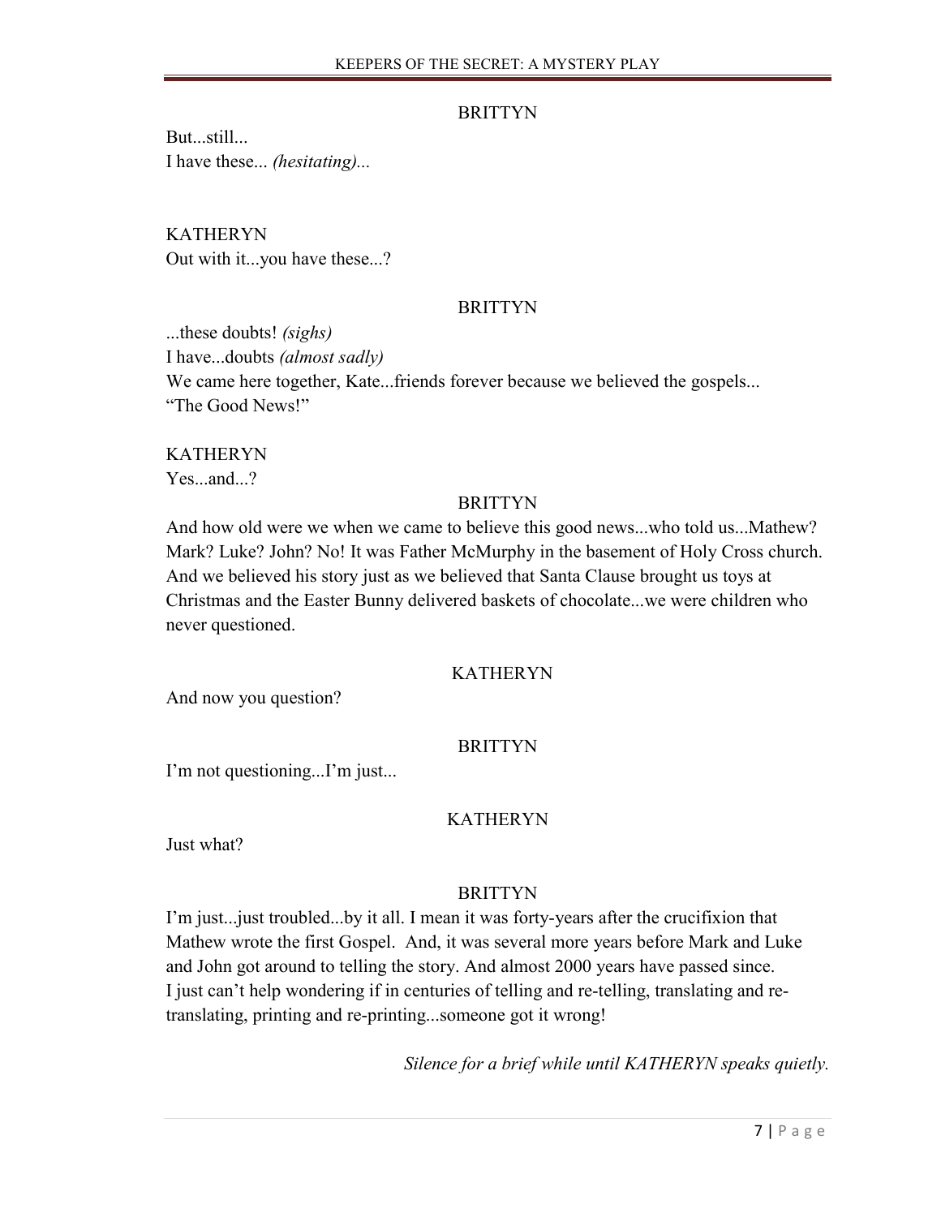BRITTYN

But...still...
I have these... *(hesitating)...*

KATHERYN

Out with it...you have these...?

BRITTYN

...these doubts! *(sighs)*
I have...doubts *(almost sadly)*
We came here together, Kate...friends forever because we believed the gospels...
"The Good News!"

KATHERYN

Yes...and...?

BRITTYN

And how old were we when we came to believe this good news...who told us...Mathew? Mark? Luke? John? No! It was Father McMurphy in the basement of Holy Cross church. And we believed his story just as we believed that Santa Clause brought us toys at Christmas and the Easter Bunny delivered baskets of chocolate...we were children who never questioned.

KATHERYN

And now you question?

BRITTYN

I'm not questioning...I'm just...

KATHERYN

Just what?

BRITTYN

I'm just...just troubled...by it all. I mean it was forty-years after the crucifixion that Mathew wrote the first Gospel. And, it was several more years before Mark and Luke and John got around to telling the story. And almost 2000 years have passed since. I just can't help wondering if in centuries of telling and re-telling, translating and re-translating, printing and re-printing...someone got it wrong!

*Silence for a brief while until KATHERYN speaks quietly.*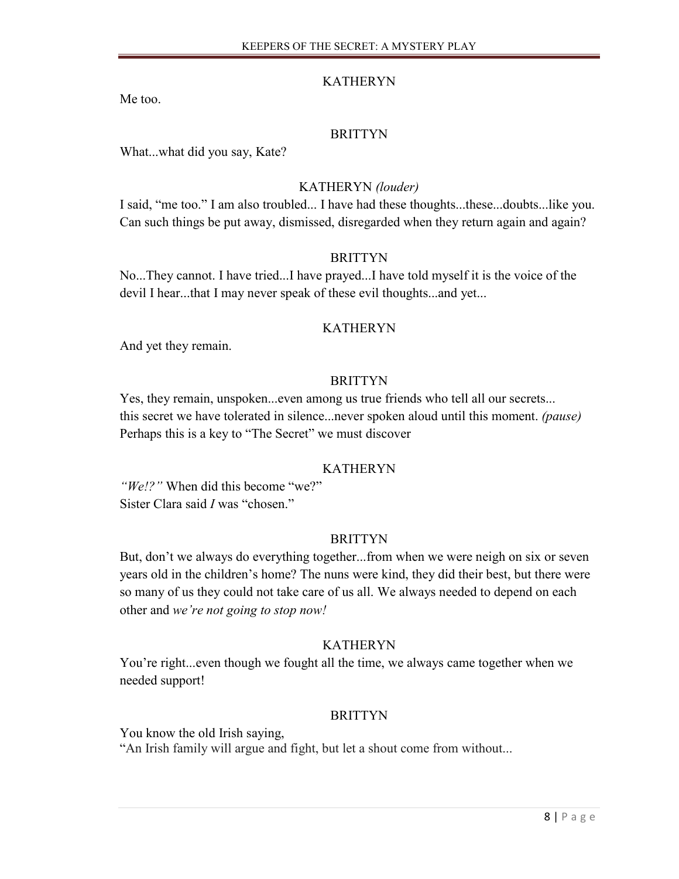KATHERYN

Me too.

BRITTYN

What...what did you say, Kate?

KATHERYN *(louder)*

I said, "me too." I am also troubled... I have had these thoughts...these...doubts...like you. Can such things be put away, dismissed, disregarded when they return again and again?

BRITTYN

No...They cannot. I have tried...I have prayed...I have told myself it is the voice of the devil I hear...that I may never speak of these evil thoughts...and yet...

KATHERYN

And yet they remain.

BRITTYN

Yes, they remain, unspoken...even among us true friends who tell all our secrets... this secret we have tolerated in silence...never spoken aloud until this moment. *(pause)* Perhaps this is a key to "The Secret" we must discover

KATHERYN

*"We!?"* When did this become "we?"
Sister Clara said *I* was "chosen."

BRITTYN

But, don't we always do everything together...from when we were neigh on six or seven years old in the children's home? The nuns were kind, they did their best, but there were so many of us they could not take care of us all. We always needed to depend on each other and *we're not going to stop now!*

KATHERYN

You're right...even though we fought all the time, we always came together when we needed support!

BRITTYN

You know the old Irish saying,
"An Irish family will argue and fight, but let a shout come from without...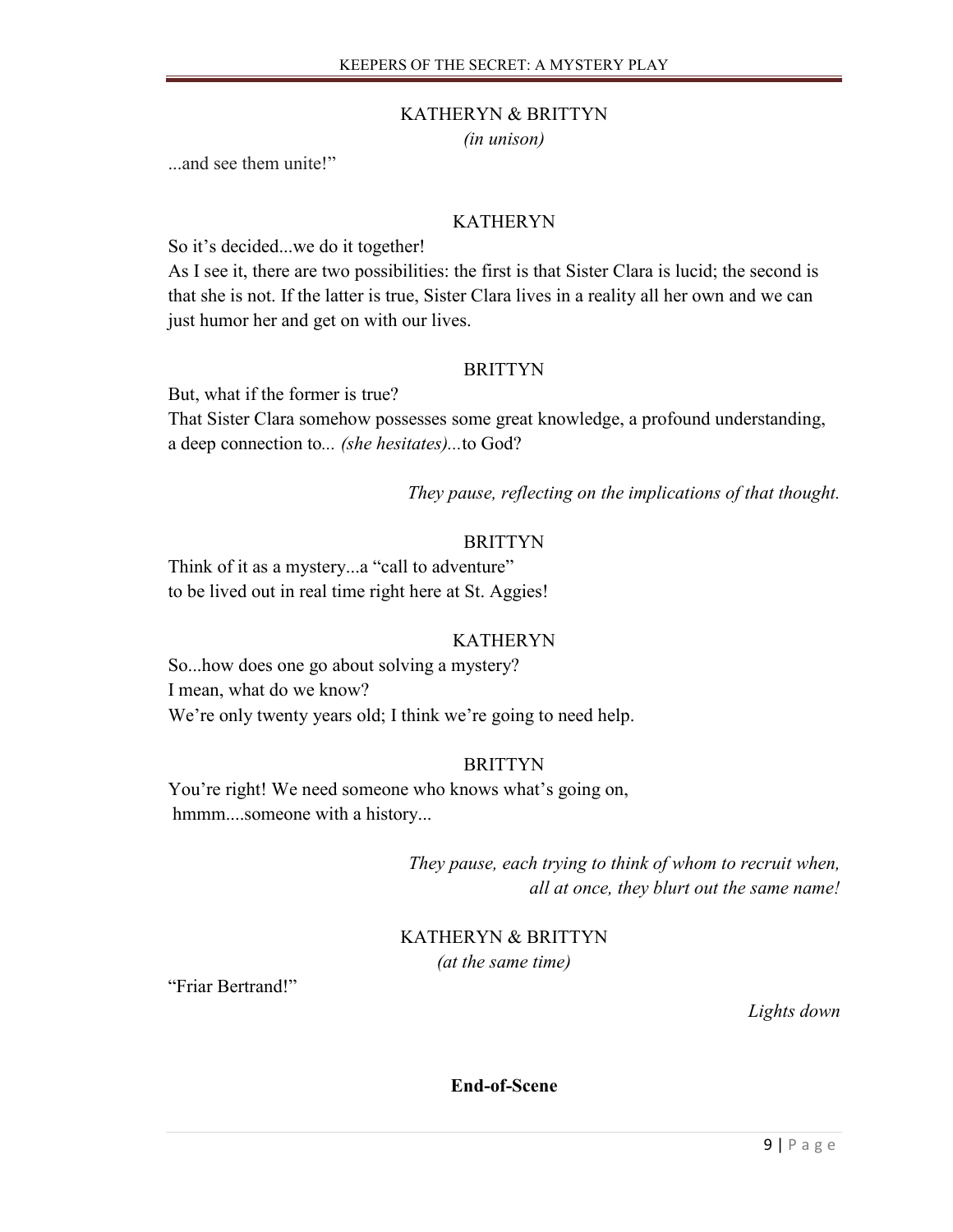KATHERYN & BRITTYN

*(in unison)*

...and see them unite!"

KATHERYN

So it's decided...we do it together!
As I see it, there are two possibilities: the first is that Sister Clara is lucid; the second is that she is not. If the latter is true, Sister Clara lives in a reality all her own and we can just humor her and get on with our lives.

BRITTYN

But, what if the former is true?
That Sister Clara somehow possesses some great knowledge, a profound understanding, a deep connection to*... (she hesitates)...*to God?

*They pause, reflecting on the implications of that thought.*

BRITTYN

Think of it as a mystery...a "call to adventure"
to be lived out in real time right here at St. Aggies!

KATHERYN

So...how does one go about solving a mystery?
I mean, what do we know?
We're only twenty years old; I think we're going to need help.

BRITTYN

You're right! We need someone who knows what's going on,
hmmm....someone with a history...

*They pause, each trying to think of whom to recruit when, all at once, they blurt out the same name!*

KATHERYN & BRITTYN

*(at the same time)*

"Friar Bertrand!"

*Lights down*

**End-of-Scene**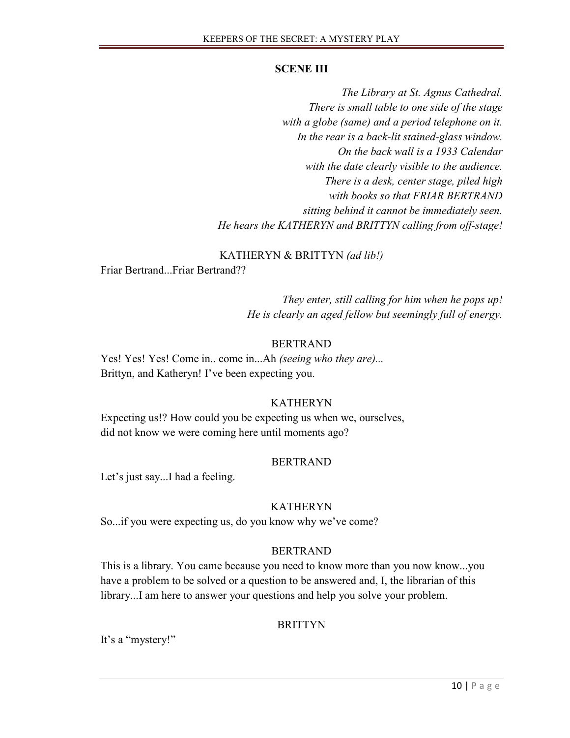### SCENE III

*The Library at St. Agnus Cathedral.*
*There is small table to one side of the stage*
*with a globe (same) and a period telephone on it.*
*In the rear is a back-lit stained-glass window.*
*On the back wall is a 1933 Calendar*
*with the date clearly visible to the audience.*
*There is a desk, center stage, piled high*
*with books so that FRIAR BERTRAND*
*sitting behind it cannot be immediately seen.*
*He hears the KATHERYN and BRITTYN calling from off-stage!*

KATHERYN & BRITTYN *(ad lib!)*

Friar Bertrand...Friar Bertrand??

*They enter, still calling for him when he pops up!*
*He is clearly an aged fellow but seemingly full of energy.*

BERTRAND

Yes! Yes! Yes! Come in.. come in...Ah *(seeing who they are)...*
Brittyn, and Katheryn! I've been expecting you.

KATHERYN

Expecting us!? How could you be expecting us when we, ourselves,
did not know we were coming here until moments ago?

BERTRAND

Let's just say...I had a feeling.

KATHERYN

So...if you were expecting us, do you know why we've come?

BERTRAND

This is a library. You came because you need to know more than you now know...you
have a problem to be solved or a question to be answered and, I, the librarian of this
library...I am here to answer your questions and help you solve your problem.

BRITTYN

It's a "mystery!"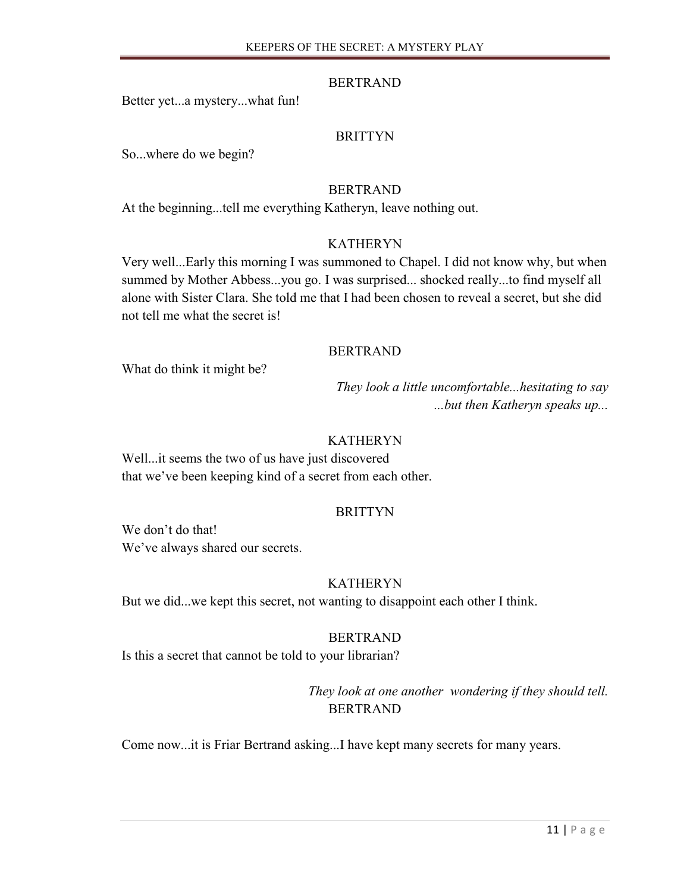BERTRAND

Better yet...a mystery...what fun!

BRITTYN

So...where do we begin?

BERTRAND

At the beginning...tell me everything Katheryn, leave nothing out.

KATHERYN

Very well...Early this morning I was summoned to Chapel. I did not know why, but when summed by Mother Abbess...you go. I was surprised... shocked really...to find myself all alone with Sister Clara. She told me that I had been chosen to reveal a secret, but she did not tell me what the secret is!

BERTRAND

What do think it might be?

*They look a little uncomfortable...hesitating to say ...but then Katheryn speaks up...*

KATHERYN

Well...it seems the two of us have just discovered
that we've been keeping kind of a secret from each other.

BRITTYN

We don't do that!
We've always shared our secrets.

KATHERYN

But we did...we kept this secret, not wanting to disappoint each other I think.

BERTRAND

Is this a secret that cannot be told to your librarian?

*They look at one another wondering if they should tell.*

BERTRAND

Come now...it is Friar Bertrand asking...I have kept many secrets for many years.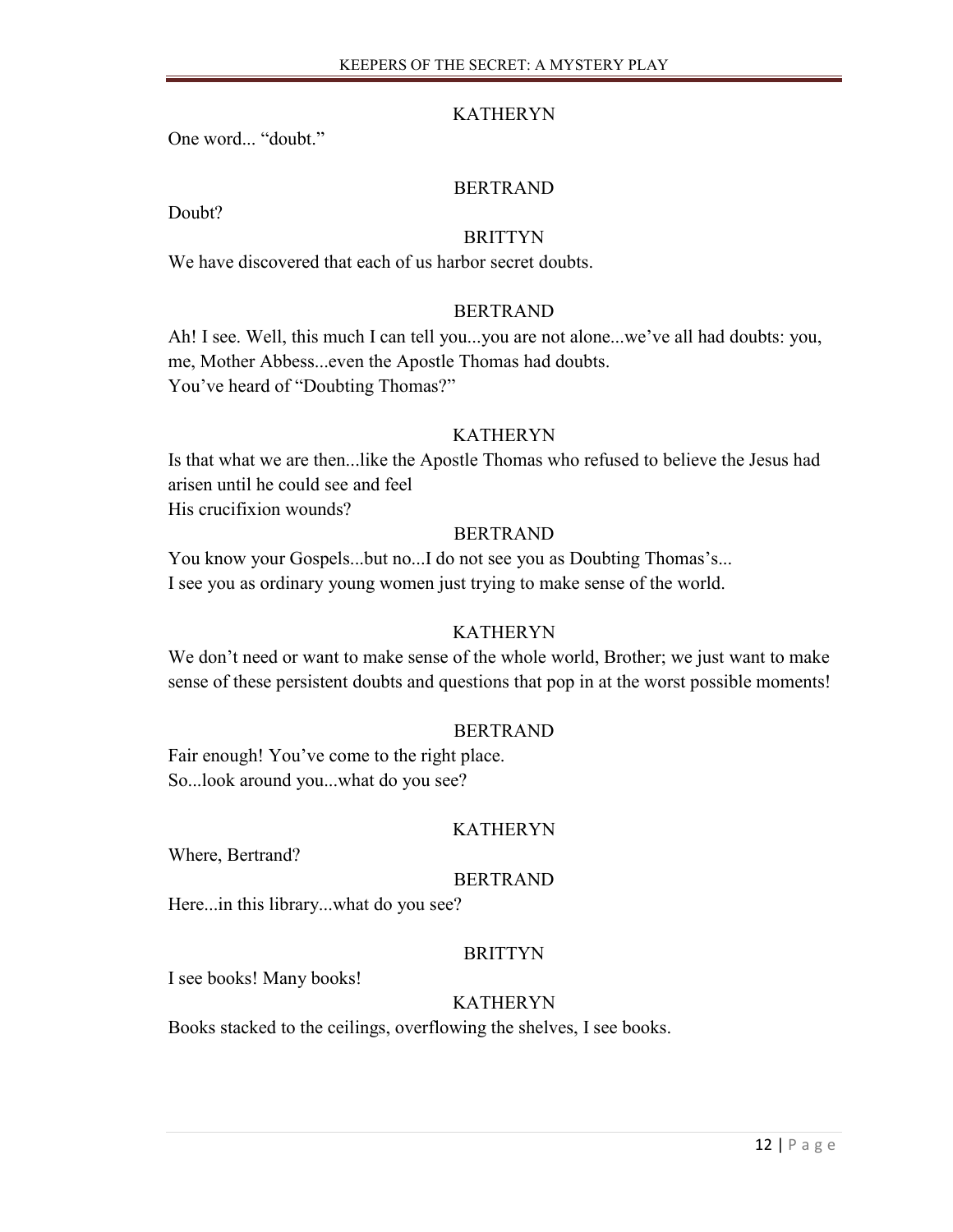KATHERYN

One word... “doubt.”

BERTRAND

Doubt?

BRITTYN

We have discovered that each of us harbor secret doubts.

BERTRAND

Ah! I see. Well, this much I can tell you...you are not alone...we’ve all had doubts: you, me, Mother Abbess...even the Apostle Thomas had doubts.
You’ve heard of “Doubting Thomas?”

KATHERYN

Is that what we are then...like the Apostle Thomas who refused to believe the Jesus had arisen until he could see and feel
His crucifixion wounds?

BERTRAND

You know your Gospels...but no...I do not see you as Doubting Thomas’s...
I see you as ordinary young women just trying to make sense of the world.

KATHERYN

We don’t need or want to make sense of the whole world, Brother; we just want to make sense of these persistent doubts and questions that pop in at the worst possible moments!

BERTRAND

Fair enough! You’ve come to the right place.
So...look around you...what do you see?

KATHERYN

Where, Bertrand?

BERTRAND

Here...in this library...what do you see?

BRITTYN

I see books! Many books!

KATHERYN

Books stacked to the ceilings, overflowing the shelves, I see books.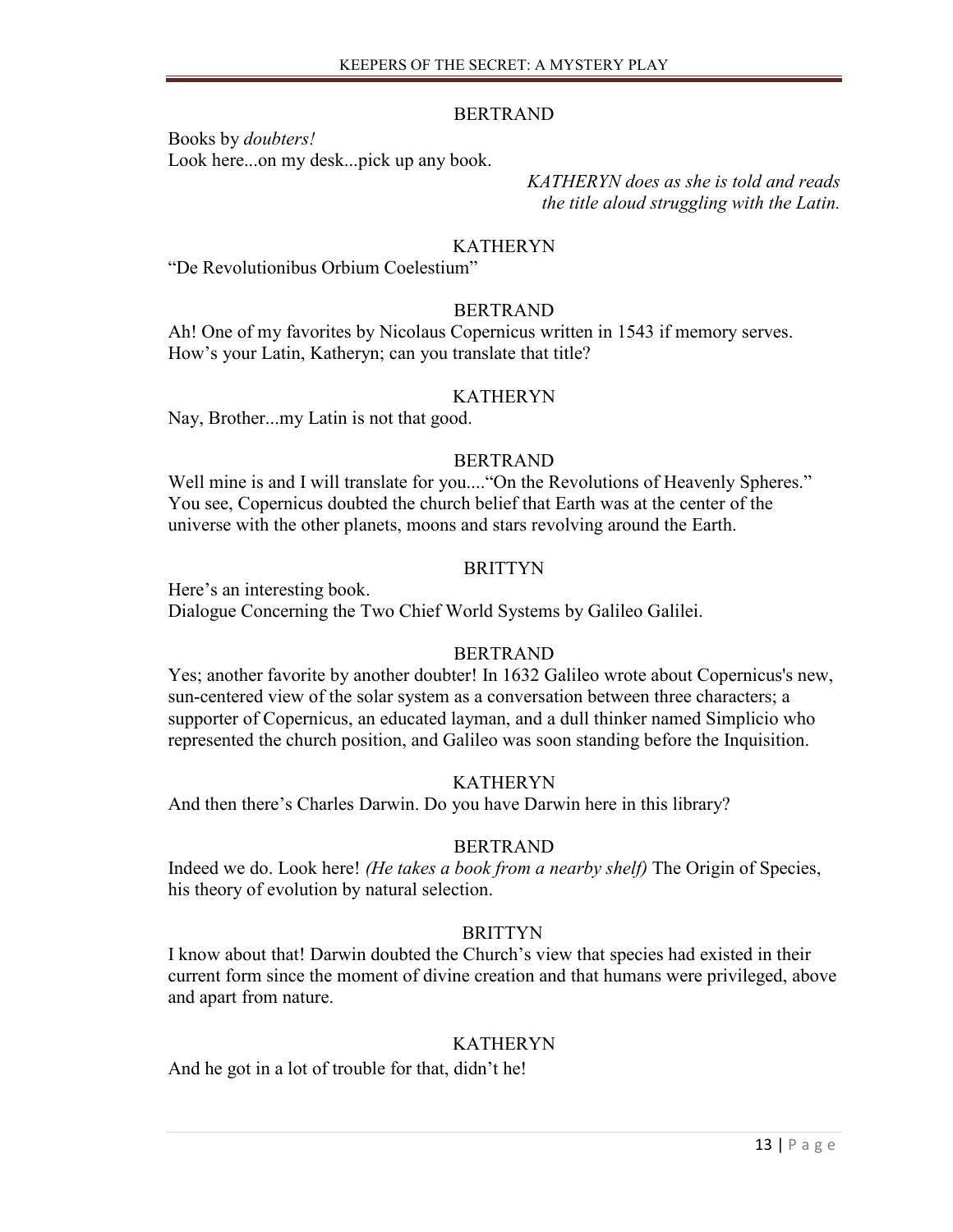BERTRAND

Books by *doubters!*
Look here...on my desk...pick up any book.

*KATHERYN does as she is told and reads the title aloud struggling with the Latin.*

KATHERYN

"De Revolutionibus Orbium Coelestium"

BERTRAND

Ah! One of my favorites by Nicolaus Copernicus written in 1543 if memory serves. How's your Latin, Katheryn; can you translate that title?

KATHERYN

Nay, Brother...my Latin is not that good.

BERTRAND

Well mine is and I will translate for you...."On the Revolutions of Heavenly Spheres." You see, Copernicus doubted the church belief that Earth was at the center of the universe with the other planets, moons and stars revolving around the Earth.

BRITTYN

Here's an interesting book.
Dialogue Concerning the Two Chief World Systems by Galileo Galilei.

BERTRAND

Yes; another favorite by another doubter! In 1632 Galileo wrote about Copernicus's new, sun-centered view of the solar system as a conversation between three characters; a supporter of Copernicus, an educated layman, and a dull thinker named Simplicio who represented the church position, and Galileo was soon standing before the Inquisition.

KATHERYN

And then there's Charles Darwin. Do you have Darwin here in this library?

BERTRAND

Indeed we do. Look here! *(He takes a book from a nearby shelf)* The Origin of Species, his theory of evolution by natural selection.

BRITTYN

I know about that! Darwin doubted the Church's view that species had existed in their current form since the moment of divine creation and that humans were privileged, above and apart from nature.

KATHERYN

And he got in a lot of trouble for that, didn't he!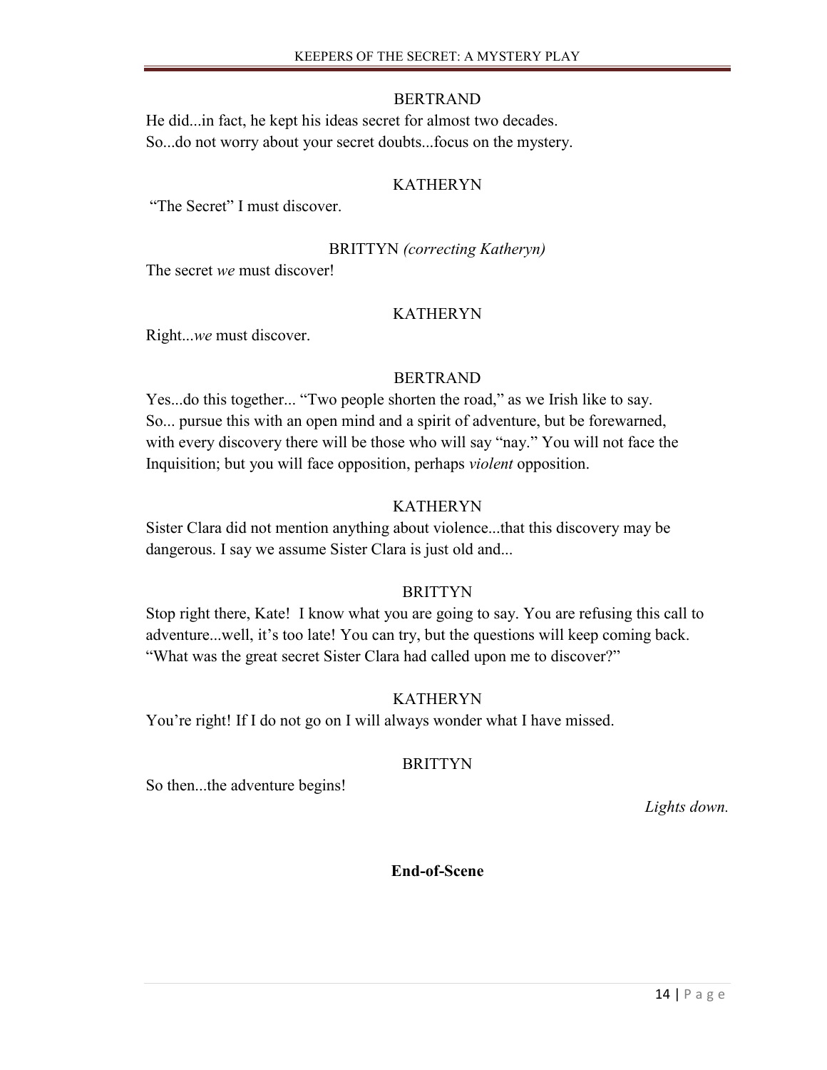BERTRAND

He did...in fact, he kept his ideas secret for almost two decades. So...do not worry about your secret doubts...focus on the mystery.

KATHERYN

"The Secret" I must discover.

BRITTYN *(correcting Katheryn)*

The secret *we* must discover!

KATHERYN

Right...*we* must discover.

BERTRAND

Yes...do this together... "Two people shorten the road," as we Irish like to say. So... pursue this with an open mind and a spirit of adventure, but be forewarned, with every discovery there will be those who will say "nay." You will not face the Inquisition; but you will face opposition, perhaps *violent* opposition.

KATHERYN

Sister Clara did not mention anything about violence...that this discovery may be dangerous. I say we assume Sister Clara is just old and...

BRITTYN

Stop right there, Kate! I know what you are going to say. You are refusing this call to adventure...well, it's too late! You can try, but the questions will keep coming back. "What was the great secret Sister Clara had called upon me to discover?"

KATHERYN

You're right! If I do not go on I will always wonder what I have missed.

BRITTYN

So then...the adventure begins!

*Lights down.*

**End-of-Scene**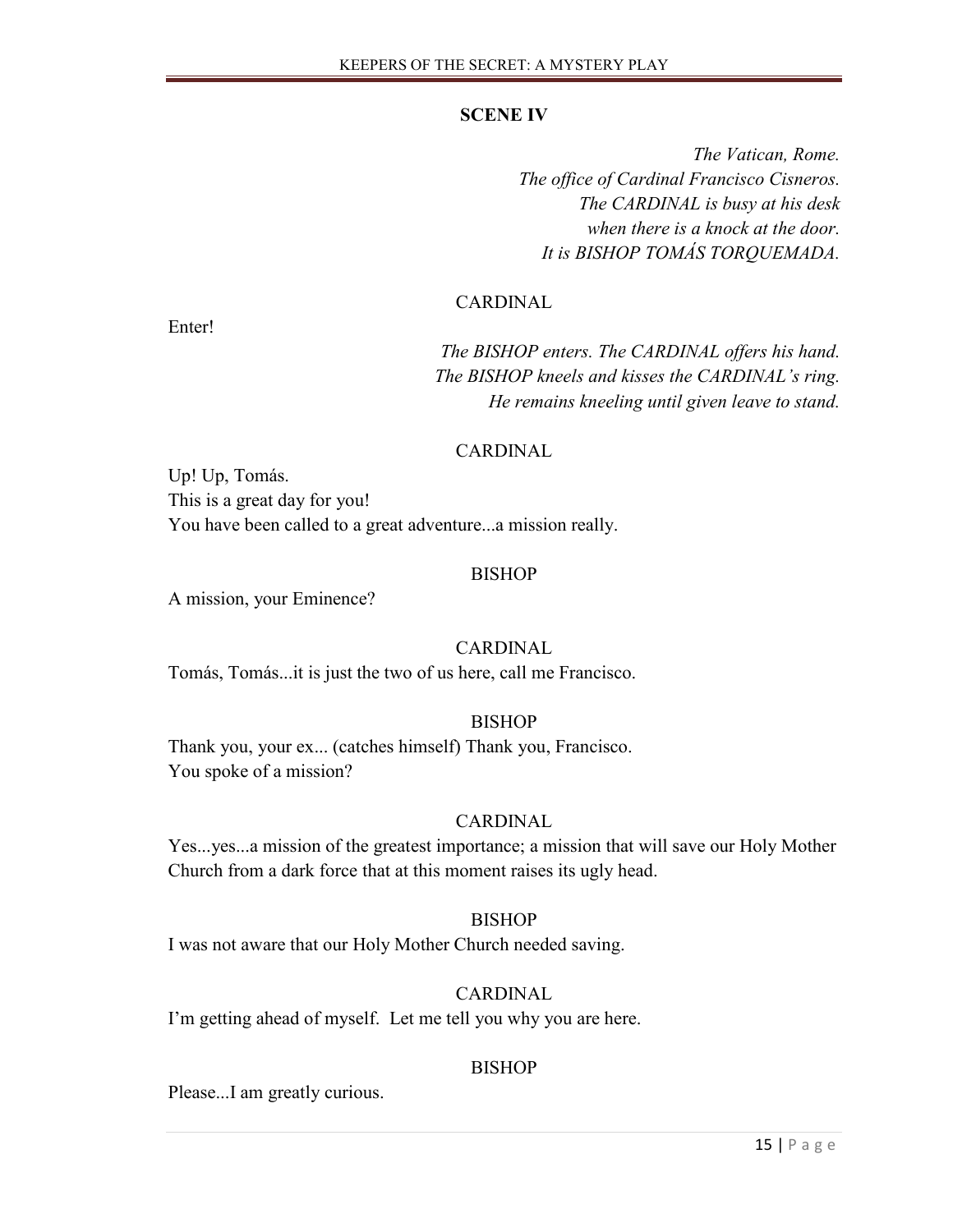## SCENE IV

*The Vatican, Rome.*
*The office of Cardinal Francisco Cisneros.*
*The CARDINAL is busy at his desk*
*when there is a knock at the door.*
*It is BISHOP TOMÁS TORQUEMADA.*

CARDINAL

Enter!

*The BISHOP enters. The CARDINAL offers his hand.*
*The BISHOP kneels and kisses the CARDINAL's ring.*
*He remains kneeling until given leave to stand.*

CARDINAL

Up! Up, Tomás.
This is a great day for you!
You have been called to a great adventure...a mission really.

BISHOP

A mission, your Eminence?

CARDINAL

Tomás, Tomás...it is just the two of us here, call me Francisco.

BISHOP

Thank you, your ex... (catches himself) Thank you, Francisco.
You spoke of a mission?

CARDINAL

Yes...yes...a mission of the greatest importance; a mission that will save our Holy Mother Church from a dark force that at this moment raises its ugly head.

BISHOP

I was not aware that our Holy Mother Church needed saving.

CARDINAL

I'm getting ahead of myself. Let me tell you why you are here.

BISHOP

Please...I am greatly curious.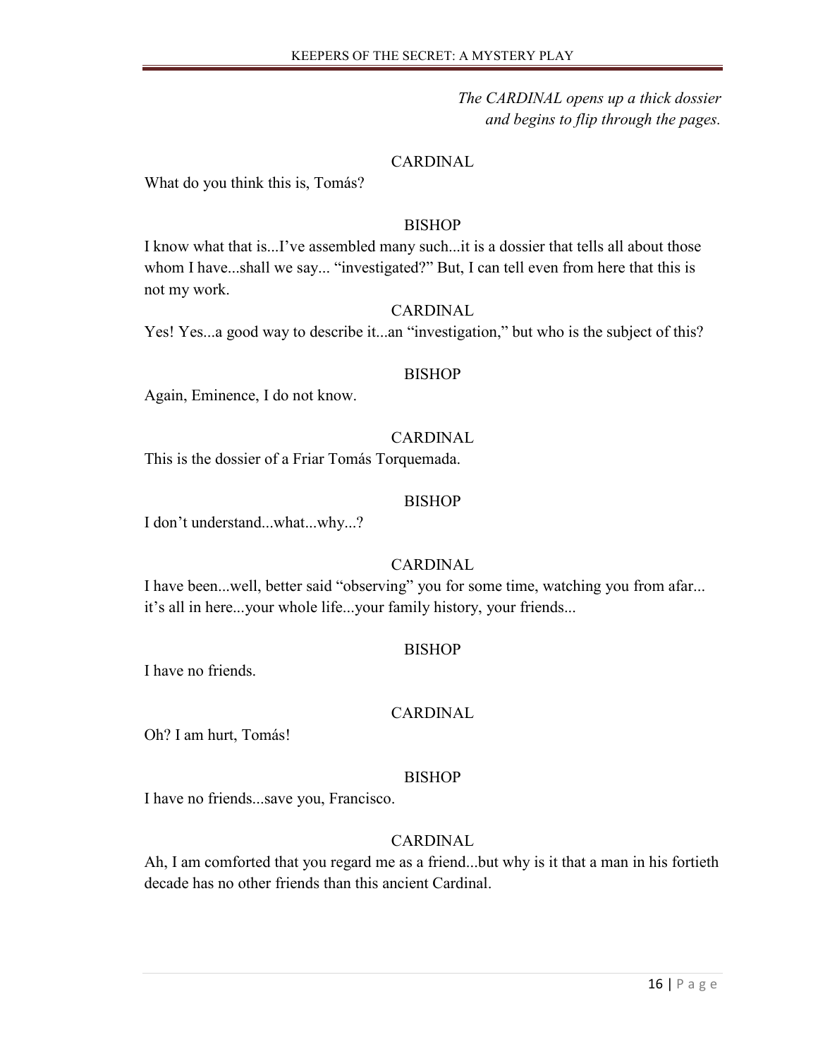*The CARDINAL opens up a thick dossier and begins to flip through the pages.*

CARDINAL

What do you think this is, Tomás?

BISHOP

I know what that is...I've assembled many such...it is a dossier that tells all about those whom I have...shall we say... "investigated?" But, I can tell even from here that this is not my work.

CARDINAL

Yes! Yes...a good way to describe it...an "investigation," but who is the subject of this?

BISHOP

Again, Eminence, I do not know.

CARDINAL

This is the dossier of a Friar Tomás Torquemada.

BISHOP

I don't understand...what...why...?

CARDINAL

I have been...well, better said "observing" you for some time, watching you from afar... it's all in here...your whole life...your family history, your friends...

BISHOP

I have no friends.

CARDINAL

Oh? I am hurt, Tomás!

BISHOP

I have no friends...save you, Francisco.

CARDINAL

Ah, I am comforted that you regard me as a friend...but why is it that a man in his fortieth decade has no other friends than this ancient Cardinal.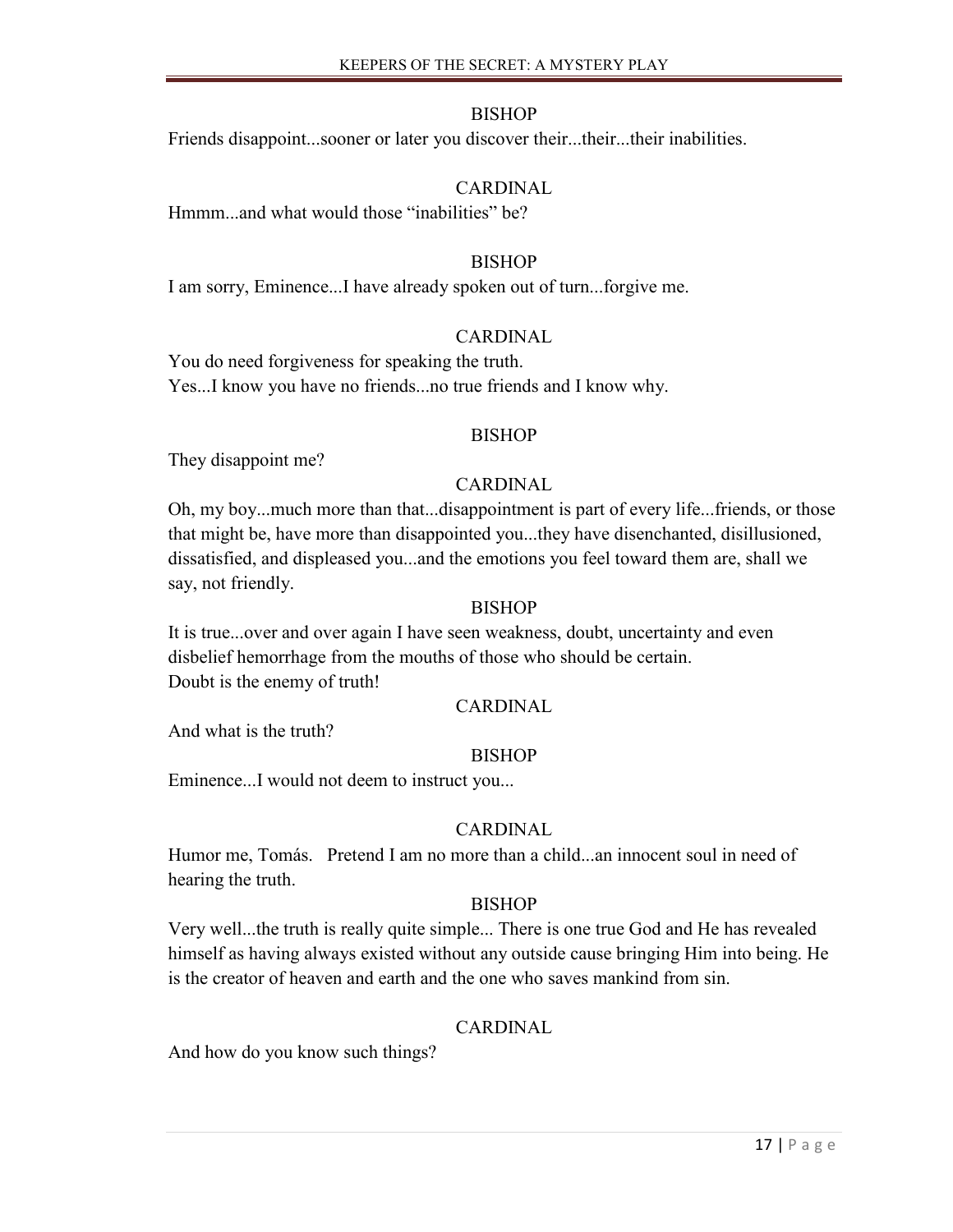BISHOP

Friends disappoint...sooner or later you discover their...their...their inabilities.

CARDINAL

Hmmm...and what would those "inabilities" be?

BISHOP

I am sorry, Eminence...I have already spoken out of turn...forgive me.

CARDINAL

You do need forgiveness for speaking the truth.
Yes...I know you have no friends...no true friends and I know why.

BISHOP

They disappoint me?

CARDINAL

Oh, my boy...much more than that...disappointment is part of every life...friends, or those that might be, have more than disappointed you...they have disenchanted, disillusioned, dissatisfied, and displeased you...and the emotions you feel toward them are, shall we say, not friendly.

BISHOP

It is true...over and over again I have seen weakness, doubt, uncertainty and even disbelief hemorrhage from the mouths of those who should be certain.
Doubt is the enemy of truth!

CARDINAL

And what is the truth?

BISHOP

Eminence...I would not deem to instruct you...

CARDINAL

Humor me, Tomás. Pretend I am no more than a child...an innocent soul in need of hearing the truth.

BISHOP

Very well...the truth is really quite simple... There is one true God and He has revealed himself as having always existed without any outside cause bringing Him into being. He is the creator of heaven and earth and the one who saves mankind from sin.

CARDINAL

And how do you know such things?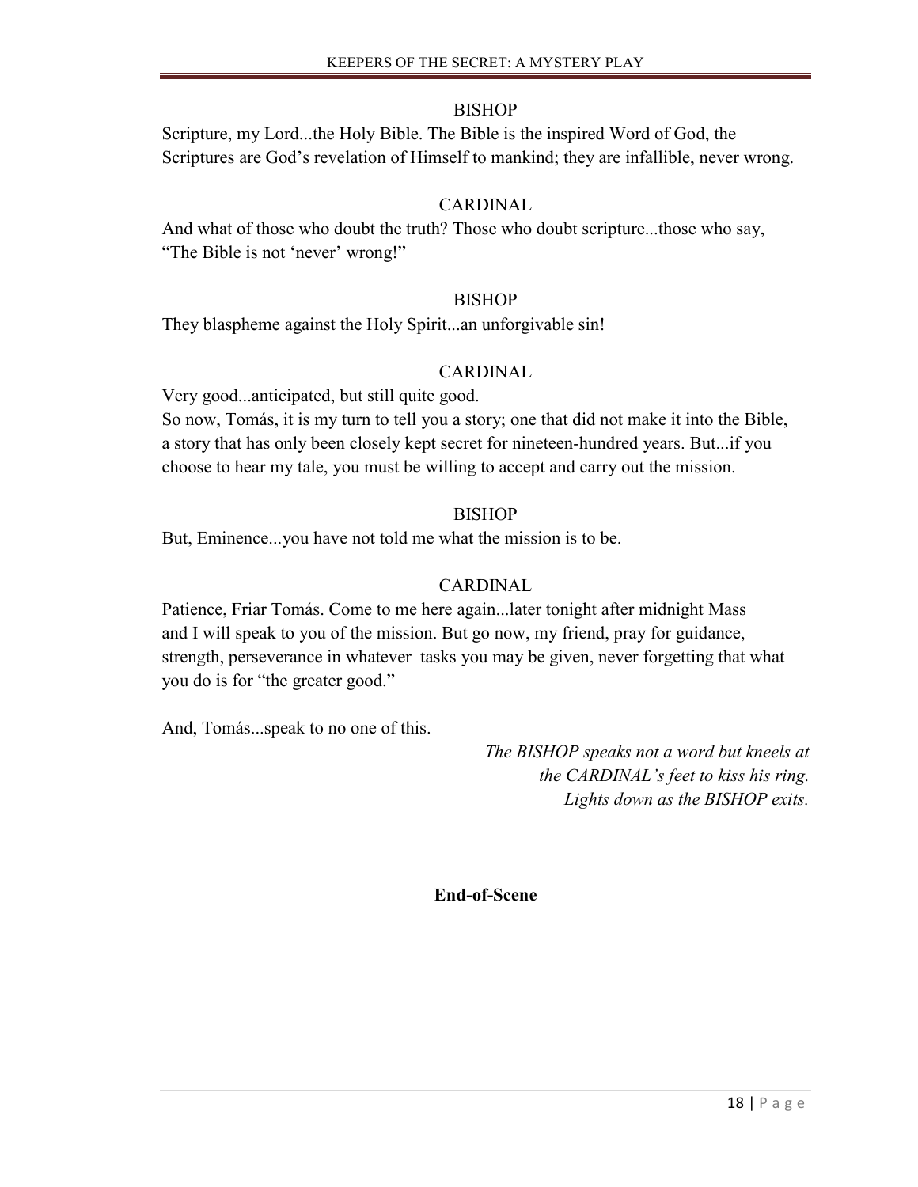BISHOP

Scripture, my Lord...the Holy Bible. The Bible is the inspired Word of God, the Scriptures are God's revelation of Himself to mankind; they are infallible, never wrong.

CARDINAL

And what of those who doubt the truth? Those who doubt scripture...those who say, "The Bible is not 'never' wrong!"

BISHOP

They blaspheme against the Holy Spirit...an unforgivable sin!

CARDINAL

Very good...anticipated, but still quite good.
So now, Tomás, it is my turn to tell you a story; one that did not make it into the Bible, a story that has only been closely kept secret for nineteen-hundred years. But...if you choose to hear my tale, you must be willing to accept and carry out the mission.

BISHOP

But, Eminence...you have not told me what the mission is to be.

CARDINAL

Patience, Friar Tomás. Come to me here again...later tonight after midnight Mass and I will speak to you of the mission. But go now, my friend, pray for guidance, strength, perseverance in whatever tasks you may be given, never forgetting that what you do is for "the greater good."

And, Tomás...speak to no one of this.

*The BISHOP speaks not a word but kneels at the CARDINAL's feet to kiss his ring. Lights down as the BISHOP exits.*

**End-of-Scene**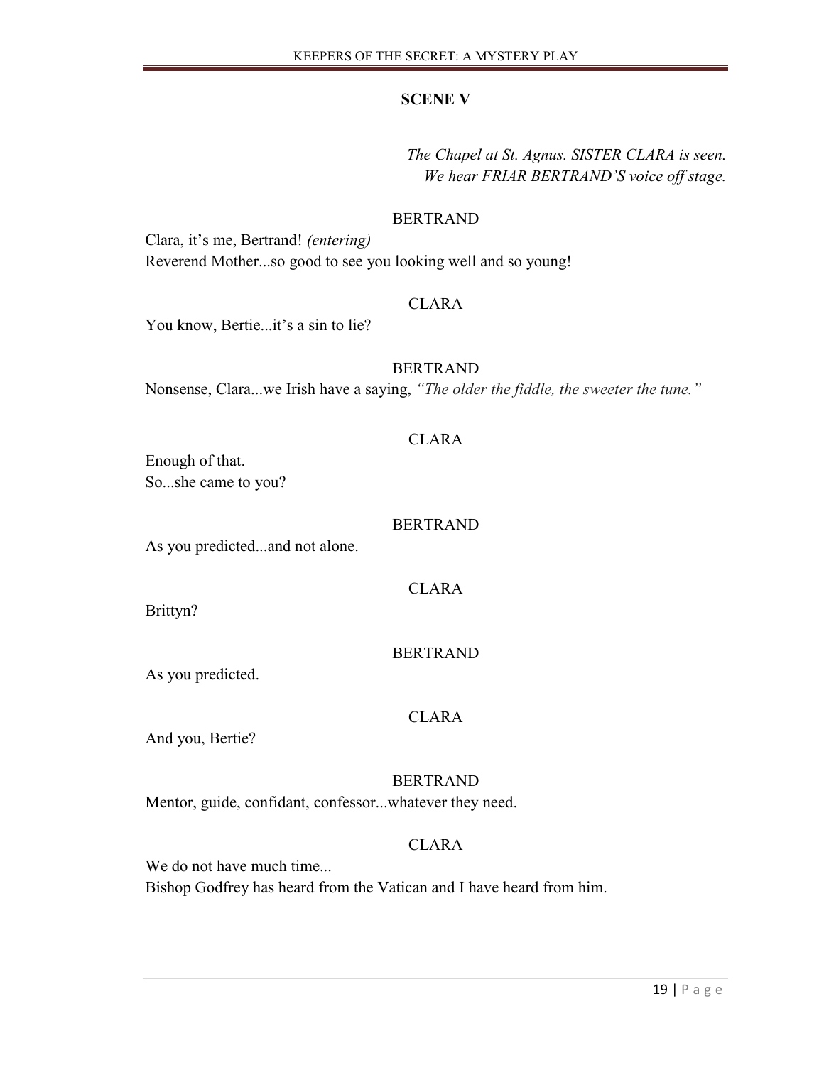## SCENE V

*The Chapel at St. Agnus. SISTER CLARA is seen. We hear FRIAR BERTRAND'S voice off stage.*

BERTRAND

Clara, it's me, Bertrand! *(entering)*
Reverend Mother...so good to see you looking well and so young!

CLARA

You know, Bertie...it's a sin to lie?

BERTRAND

Nonsense, Clara...we Irish have a saying, *"The older the fiddle, the sweeter the tune."*

CLARA

Enough of that.
So...she came to you?

BERTRAND

As you predicted...and not alone.

CLARA

Brittyn?

BERTRAND

As you predicted.

CLARA

And you, Bertie?

BERTRAND

Mentor, guide, confidant, confessor...whatever they need.

CLARA

We do not have much time...
Bishop Godfrey has heard from the Vatican and I have heard from him.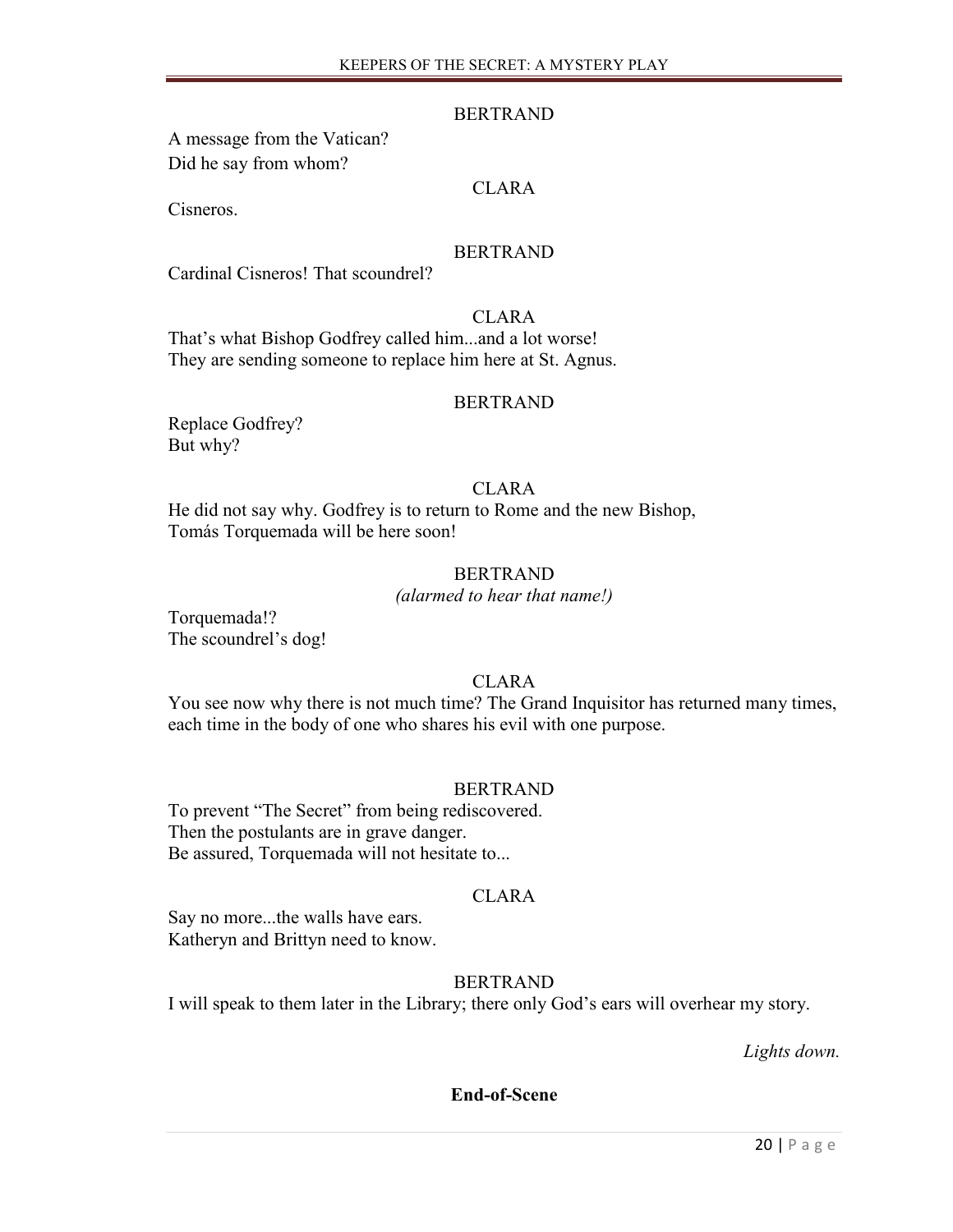BERTRAND

A message from the Vatican?
Did he say from whom?

CLARA

Cisneros.

BERTRAND

Cardinal Cisneros! That scoundrel?

CLARA

That's what Bishop Godfrey called him...and a lot worse!
They are sending someone to replace him here at St. Agnus.

BERTRAND

Replace Godfrey?
But why?

CLARA

He did not say why. Godfrey is to return to Rome and the new Bishop, Tomás Torquemada will be here soon!

BERTRAND
*(alarmed to hear that name!)*

Torquemada!?
The scoundrel's dog!

CLARA

You see now why there is not much time? The Grand Inquisitor has returned many times, each time in the body of one who shares his evil with one purpose.

BERTRAND

To prevent "The Secret" from being rediscovered.
Then the postulants are in grave danger.
Be assured, Torquemada will not hesitate to...

CLARA

Say no more...the walls have ears.
Katheryn and Brittyn need to know.

BERTRAND

I will speak to them later in the Library; there only God's ears will overhear my story.

*Lights down.*

**End-of-Scene**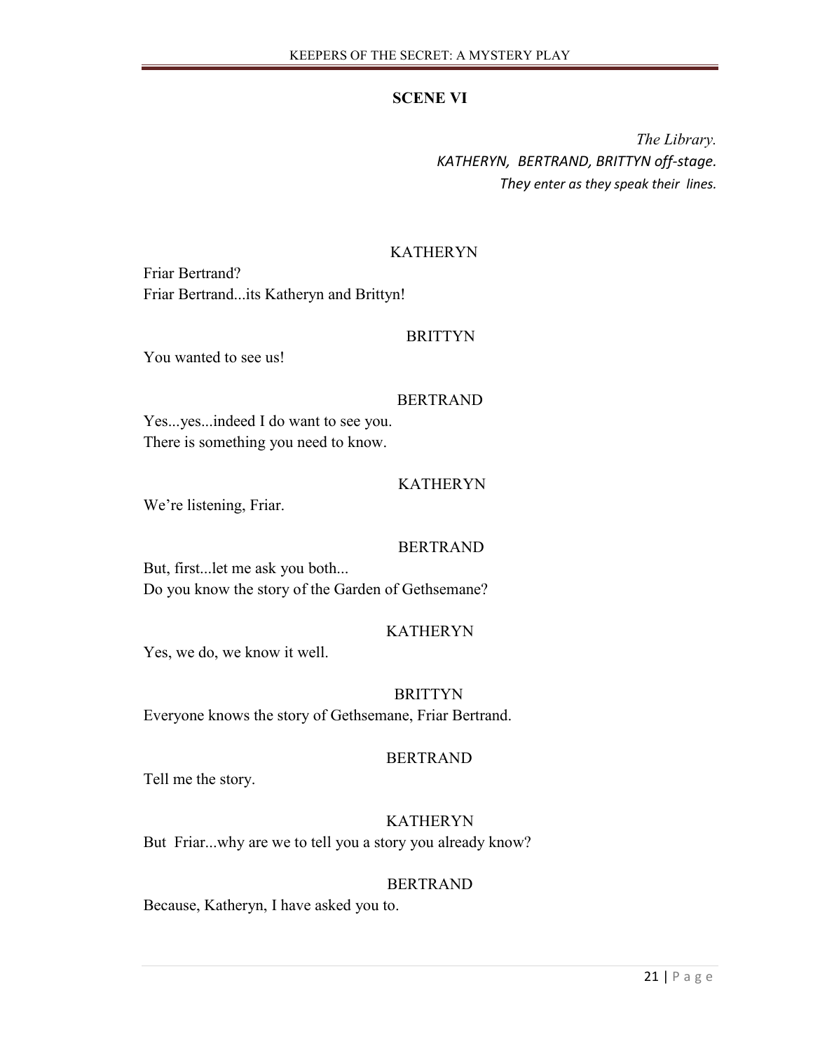## SCENE VI

*The Library.*
*KATHERYN, BERTRAND, BRITTYN off-stage.*
*They enter as they speak their lines.*

KATHERYN

Friar Bertrand?
Friar Bertrand...its Katheryn and Brittyn!

BRITTYN

You wanted to see us!

BERTRAND

Yes...yes...indeed I do want to see you.
There is something you need to know.

KATHERYN

We're listening, Friar.

BERTRAND

But, first...let me ask you both...
Do you know the story of the Garden of Gethsemane?

KATHERYN

Yes, we do, we know it well.

BRITTYN

Everyone knows the story of Gethsemane, Friar Bertrand.

BERTRAND

Tell me the story.

KATHERYN

But Friar...why are we to tell you a story you already know?

BERTRAND

Because, Katheryn, I have asked you to.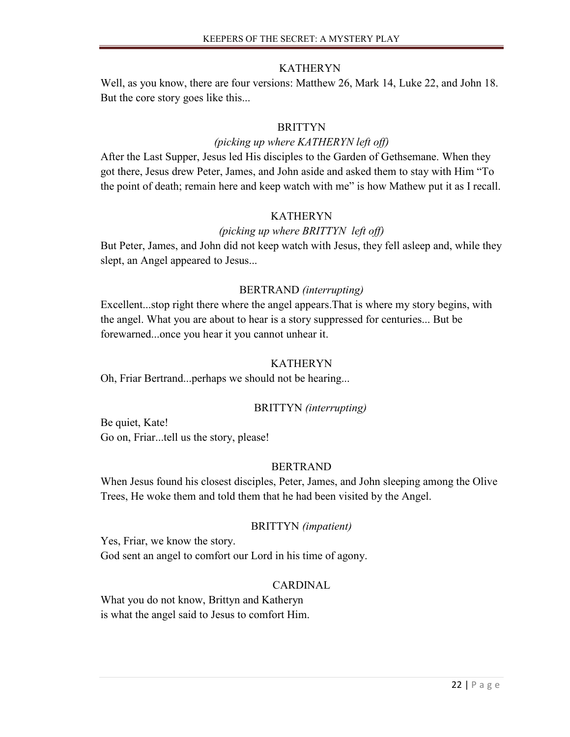KATHERYN

Well, as you know, there are four versions: Matthew 26, Mark 14, Luke 22, and John 18. But the core story goes like this...

BRITTYN

*(picking up where KATHERYN left off)*

After the Last Supper, Jesus led His disciples to the Garden of Gethsemane. When they got there, Jesus drew Peter, James, and John aside and asked them to stay with Him "To the point of death; remain here and keep watch with me" is how Mathew put it as I recall.

KATHERYN

*(picking up where BRITTYN left off)*

But Peter, James, and John did not keep watch with Jesus, they fell asleep and, while they slept, an Angel appeared to Jesus...

BERTRAND *(interrupting)*

Excellent...stop right there where the angel appears.That is where my story begins, with the angel. What you are about to hear is a story suppressed for centuries... But be forewarned...once you hear it you cannot unhear it.

KATHERYN

Oh, Friar Bertrand...perhaps we should not be hearing...

BRITTYN *(interrupting)*

Be quiet, Kate!
Go on, Friar...tell us the story, please!

BERTRAND

When Jesus found his closest disciples, Peter, James, and John sleeping among the Olive Trees, He woke them and told them that he had been visited by the Angel.

BRITTYN *(impatient)*

Yes, Friar, we know the story.
God sent an angel to comfort our Lord in his time of agony.

CARDINAL

What you do not know, Brittyn and Katheryn
is what the angel said to Jesus to comfort Him.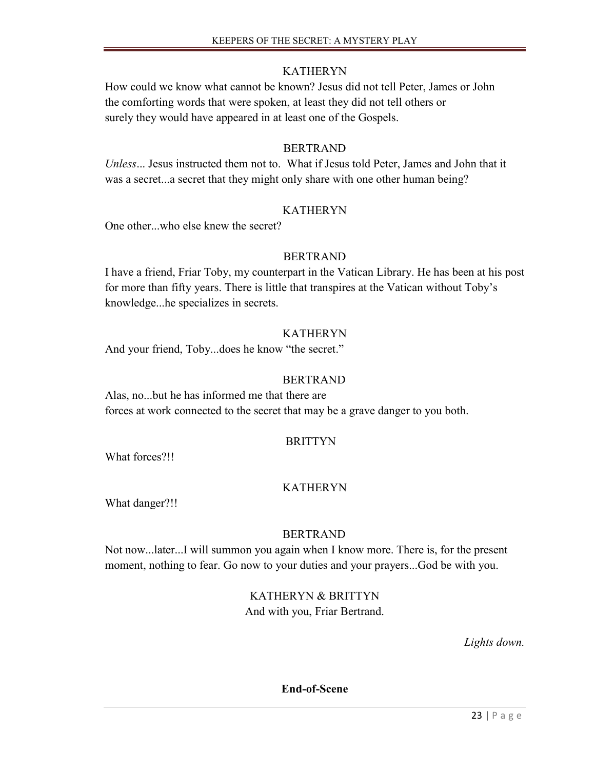KATHERYN

How could we know what cannot be known? Jesus did not tell Peter, James or John the comforting words that were spoken, at least they did not tell others or surely they would have appeared in at least one of the Gospels.

BERTRAND

*Unless*... Jesus instructed them not to. What if Jesus told Peter, James and John that it was a secret...a secret that they might only share with one other human being?

KATHERYN

One other...who else knew the secret?

BERTRAND

I have a friend, Friar Toby, my counterpart in the Vatican Library. He has been at his post for more than fifty years. There is little that transpires at the Vatican without Toby's knowledge...he specializes in secrets.

KATHERYN

And your friend, Toby...does he know "the secret."

BERTRAND

Alas, no...but he has informed me that there are forces at work connected to the secret that may be a grave danger to you both.

BRITTYN

What forces?!!

KATHERYN

What danger?!!

BERTRAND

Not now...later...I will summon you again when I know more. There is, for the present moment, nothing to fear. Go now to your duties and your prayers...God be with you.

KATHERYN & BRITTYN

And with you, Friar Bertrand.

*Lights down.*

**End-of-Scene**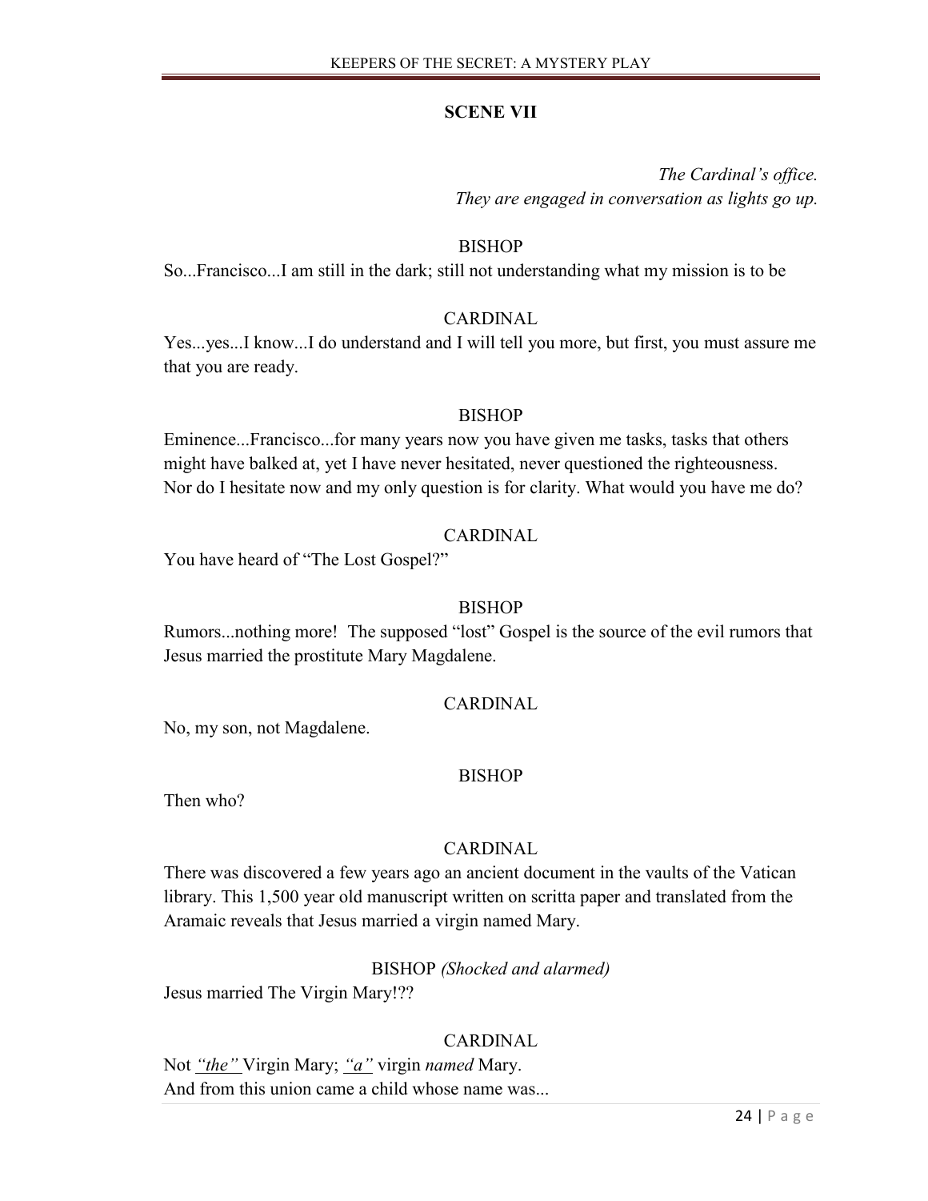## SCENE VII

*The Cardinal's office.*
*They are engaged in conversation as lights go up.*

BISHOP

So...Francisco...I am still in the dark; still not understanding what my mission is to be

CARDINAL

Yes...yes...I know...I do understand and I will tell you more, but first, you must assure me that you are ready.

BISHOP

Eminence...Francisco...for many years now you have given me tasks, tasks that others might have balked at, yet I have never hesitated, never questioned the righteousness. Nor do I hesitate now and my only question is for clarity. What would you have me do?

CARDINAL

You have heard of "The Lost Gospel?"

BISHOP

Rumors...nothing more! The supposed "lost" Gospel is the source of the evil rumors that Jesus married the prostitute Mary Magdalene.

CARDINAL

No, my son, not Magdalene.

BISHOP

Then who?

CARDINAL

There was discovered a few years ago an ancient document in the vaults of the Vatican library. This 1,500 year old manuscript written on scritta paper and translated from the Aramaic reveals that Jesus married a virgin named Mary.

BISHOP *(Shocked and alarmed)*

Jesus married The Virgin Mary!??

CARDINAL

Not *"the"* Virgin Mary; *"a"* virgin *named* Mary.
And from this union came a child whose name was...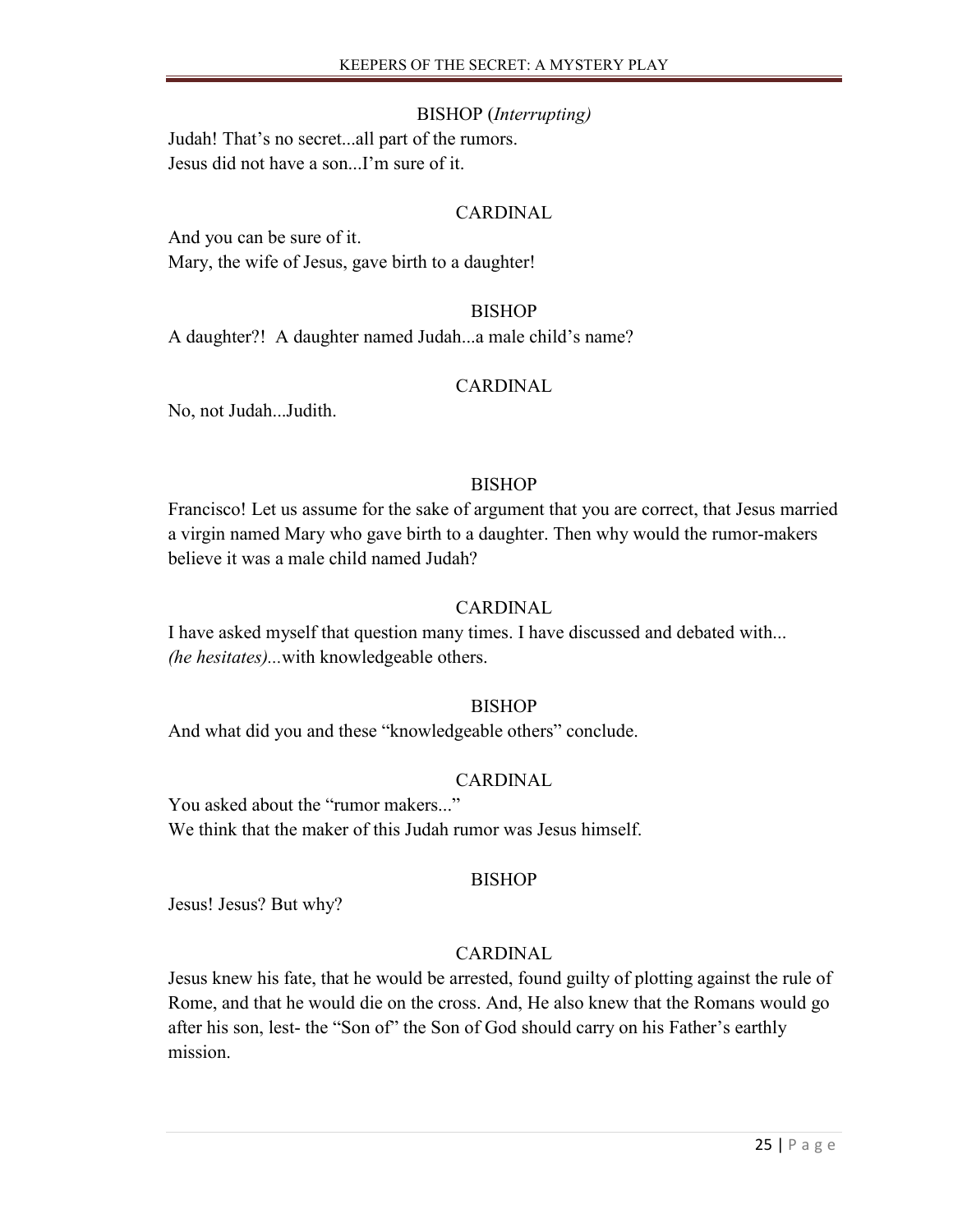BISHOP (*Interrupting)*

Judah! That's no secret...all part of the rumors.
Jesus did not have a son...I'm sure of it.

CARDINAL

And you can be sure of it.
Mary, the wife of Jesus, gave birth to a daughter!

BISHOP

A daughter?! A daughter named Judah...a male child's name?

CARDINAL

No, not Judah...Judith.

BISHOP

Francisco! Let us assume for the sake of argument that you are correct, that Jesus married a virgin named Mary who gave birth to a daughter. Then why would the rumor-makers believe it was a male child named Judah?

CARDINAL

I have asked myself that question many times. I have discussed and debated with... *(he hesitates)...*with knowledgeable others.

BISHOP

And what did you and these "knowledgeable others" conclude.

CARDINAL

You asked about the "rumor makers..."
We think that the maker of this Judah rumor was Jesus himself.

BISHOP

Jesus! Jesus? But why?

CARDINAL

Jesus knew his fate, that he would be arrested, found guilty of plotting against the rule of Rome, and that he would die on the cross. And, He also knew that the Romans would go after his son, lest- the "Son of" the Son of God should carry on his Father's earthly mission.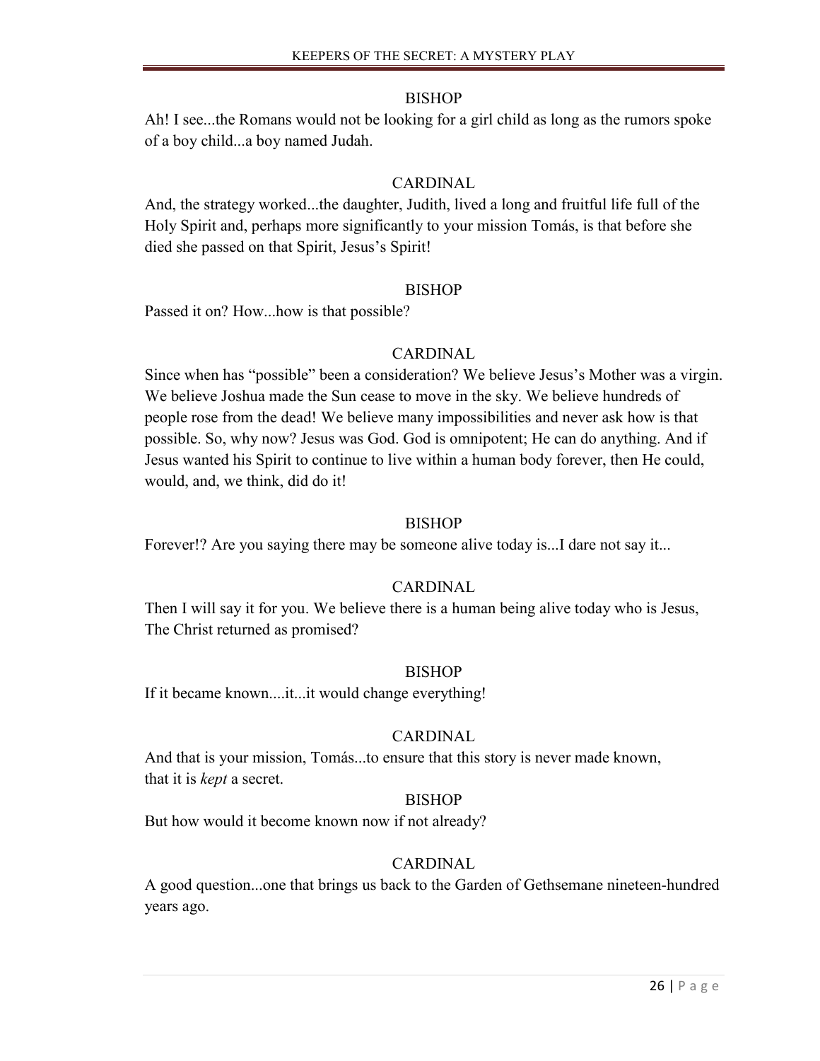BISHOP

Ah! I see...the Romans would not be looking for a girl child as long as the rumors spoke of a boy child...a boy named Judah.

CARDINAL

And, the strategy worked...the daughter, Judith, lived a long and fruitful life full of the Holy Spirit and, perhaps more significantly to your mission Tomás, is that before she died she passed on that Spirit, Jesus's Spirit!

BISHOP

Passed it on? How...how is that possible?

CARDINAL

Since when has "possible" been a consideration? We believe Jesus's Mother was a virgin. We believe Joshua made the Sun cease to move in the sky. We believe hundreds of people rose from the dead! We believe many impossibilities and never ask how is that possible. So, why now? Jesus was God. God is omnipotent; He can do anything. And if Jesus wanted his Spirit to continue to live within a human body forever, then He could, would, and, we think, did do it!

BISHOP

Forever!? Are you saying there may be someone alive today is...I dare not say it...

CARDINAL

Then I will say it for you. We believe there is a human being alive today who is Jesus, The Christ returned as promised?

BISHOP

If it became known....it...it would change everything!

CARDINAL

And that is your mission, Tomás...to ensure that this story is never made known, that it is *kept* a secret.

BISHOP

But how would it become known now if not already?

CARDINAL

A good question...one that brings us back to the Garden of Gethsemane nineteen-hundred years ago.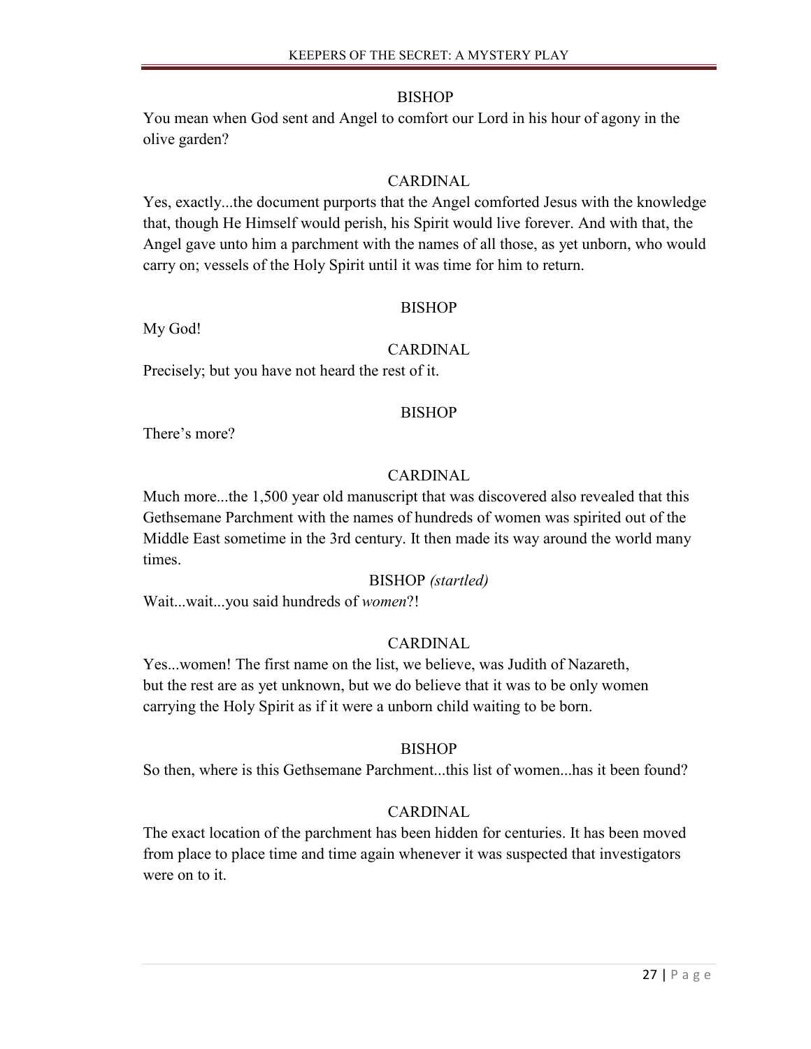BISHOP

You mean when God sent and Angel to comfort our Lord in his hour of agony in the olive garden?

CARDINAL

Yes, exactly...the document purports that the Angel comforted Jesus with the knowledge that, though He Himself would perish, his Spirit would live forever. And with that, the Angel gave unto him a parchment with the names of all those, as yet unborn, who would carry on; vessels of the Holy Spirit until it was time for him to return.

BISHOP

My God!

CARDINAL

Precisely; but you have not heard the rest of it.

BISHOP

There's more?

CARDINAL

Much more...the 1,500 year old manuscript that was discovered also revealed that this Gethsemane Parchment with the names of hundreds of women was spirited out of the Middle East sometime in the 3rd century. It then made its way around the world many times.

BISHOP *(startled)*

Wait...wait...you said hundreds of *women*?!

CARDINAL

Yes...women! The first name on the list, we believe, was Judith of Nazareth, but the rest are as yet unknown, but we do believe that it was to be only women carrying the Holy Spirit as if it were a unborn child waiting to be born.

BISHOP

So then, where is this Gethsemane Parchment...this list of women...has it been found?

CARDINAL

The exact location of the parchment has been hidden for centuries. It has been moved from place to place time and time again whenever it was suspected that investigators were on to it.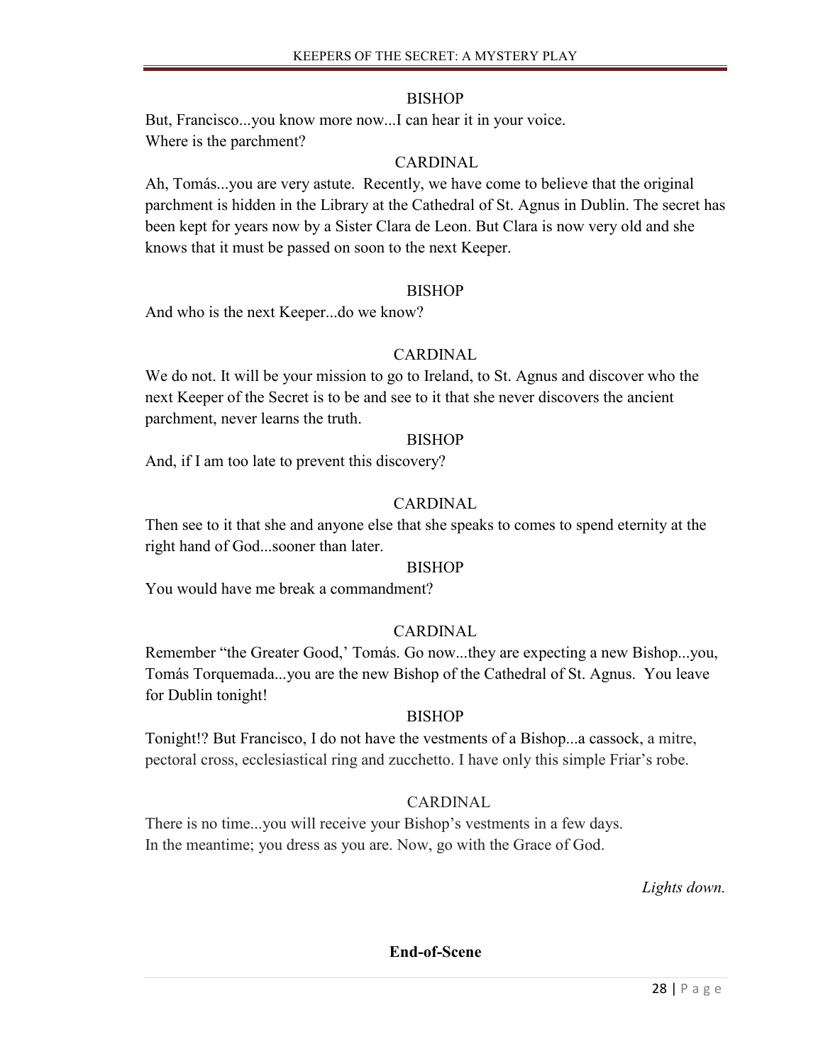BISHOP

But, Francisco...you know more now...I can hear it in your voice.
Where is the parchment?

CARDINAL

Ah, Tomás...you are very astute. Recently, we have come to believe that the original parchment is hidden in the Library at the Cathedral of St. Agnus in Dublin. The secret has been kept for years now by a Sister Clara de Leon. But Clara is now very old and she knows that it must be passed on soon to the next Keeper.

BISHOP

And who is the next Keeper...do we know?

CARDINAL

We do not. It will be your mission to go to Ireland, to St. Agnus and discover who the next Keeper of the Secret is to be and see to it that she never discovers the ancient parchment, never learns the truth.

BISHOP

And, if I am too late to prevent this discovery?

CARDINAL

Then see to it that she and anyone else that she speaks to comes to spend eternity at the right hand of God...sooner than later.

BISHOP

You would have me break a commandment?

CARDINAL

Remember "the Greater Good,' Tomás. Go now...they are expecting a new Bishop...you, Tomás Torquemada...you are the new Bishop of the Cathedral of St. Agnus. You leave for Dublin tonight!

BISHOP

Tonight!? But Francisco, I do not have the vestments of a Bishop...a cassock, a mitre, pectoral cross, ecclesiastical ring and zucchetto. I have only this simple Friar's robe.

CARDINAL

There is no time...you will receive your Bishop's vestments in a few days.
In the meantime; you dress as you are. Now, go with the Grace of God.

*Lights down.*

**End-of-Scene**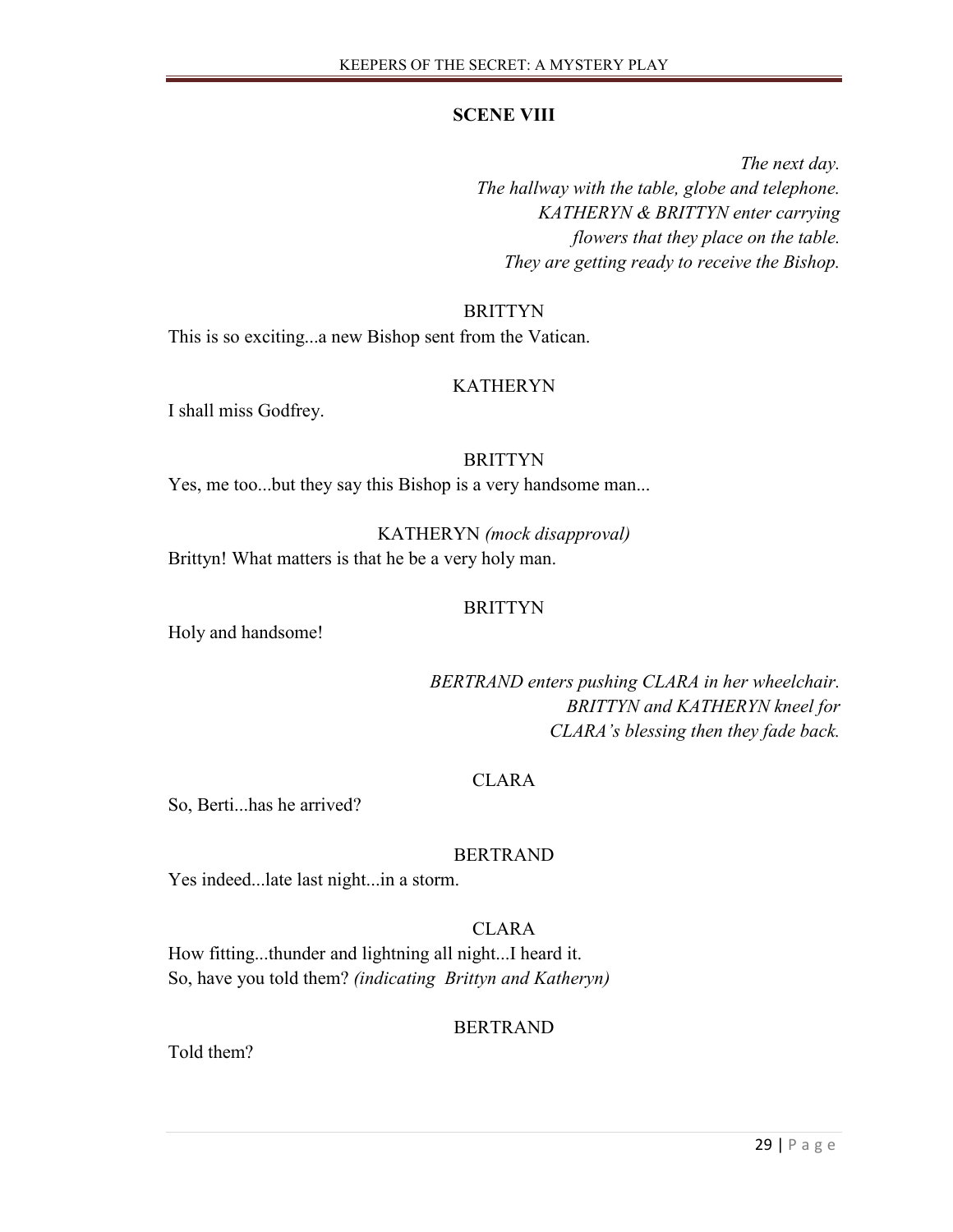## SCENE VIII

*The next day.*
*The hallway with the table, globe and telephone.*
*KATHERYN & BRITTYN enter carrying flowers that they place on the table.*
*They are getting ready to receive the Bishop.*

BRITTYN

This is so exciting...a new Bishop sent from the Vatican.

KATHERYN

I shall miss Godfrey.

BRITTYN

Yes, me too...but they say this Bishop is a very handsome man...

KATHERYN *(mock disapproval)*

Brittyn! What matters is that he be a very holy man.

BRITTYN

Holy and handsome!

*BERTRAND enters pushing CLARA in her wheelchair.*
*BRITTYN and KATHERYN kneel for CLARA's blessing then they fade back.*

CLARA

So, Berti...has he arrived?

BERTRAND

Yes indeed...late last night...in a storm.

CLARA

How fitting...thunder and lightning all night...I heard it.
So, have you told them? *(indicating Brittyn and Katheryn)*

BERTRAND

Told them?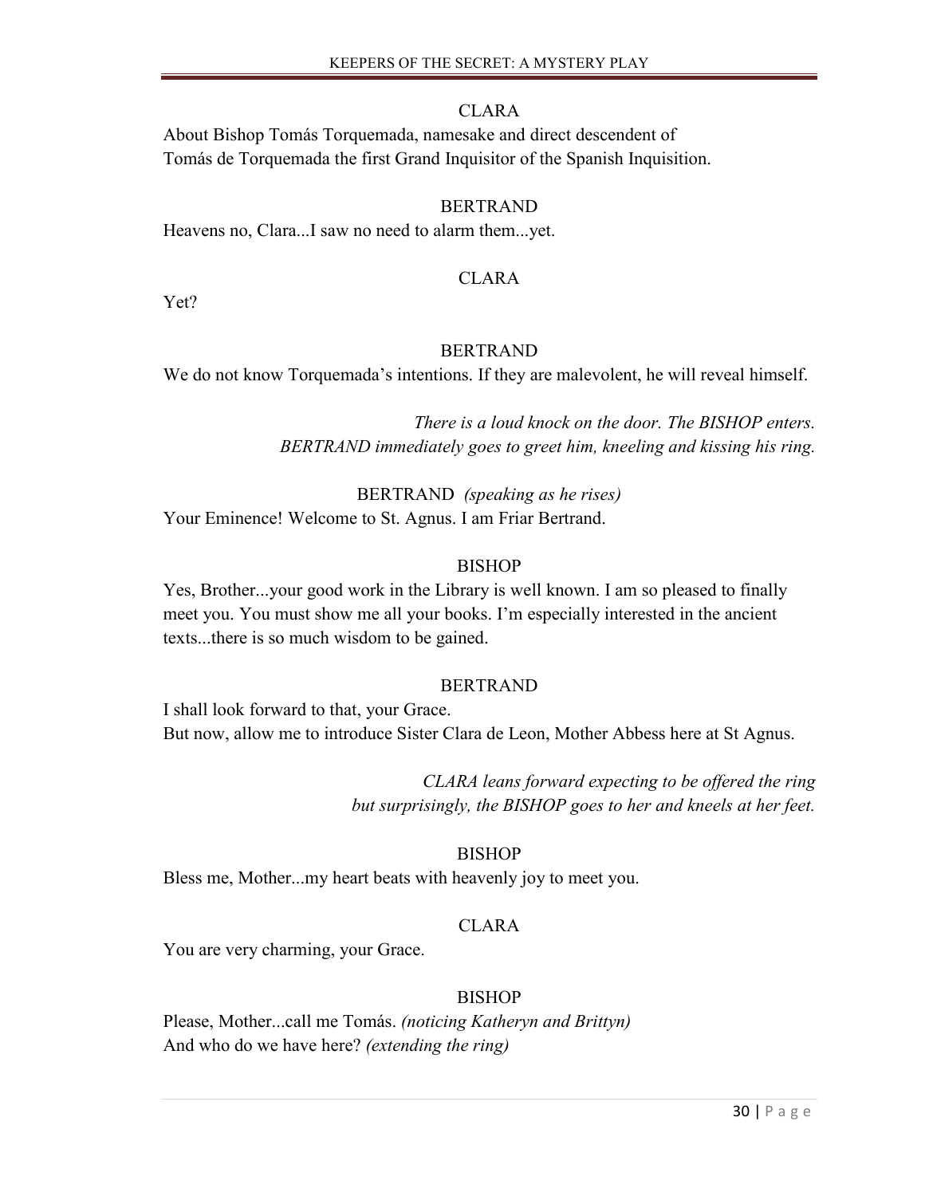CLARA

About Bishop Tomás Torquemada, namesake and direct descendent of Tomás de Torquemada the first Grand Inquisitor of the Spanish Inquisition.

BERTRAND

Heavens no, Clara...I saw no need to alarm them...yet.

CLARA

Yet?

BERTRAND

We do not know Torquemada's intentions. If they are malevolent, he will reveal himself.

*There is a loud knock on the door. The BISHOP enters. BERTRAND immediately goes to greet him, kneeling and kissing his ring.*

BERTRAND *(speaking as he rises)*

Your Eminence! Welcome to St. Agnus. I am Friar Bertrand.

BISHOP

Yes, Brother...your good work in the Library is well known. I am so pleased to finally meet you. You must show me all your books. I'm especially interested in the ancient texts...there is so much wisdom to be gained.

BERTRAND

I shall look forward to that, your Grace.
But now, allow me to introduce Sister Clara de Leon, Mother Abbess here at St Agnus.

*CLARA leans forward expecting to be offered the ring but surprisingly, the BISHOP goes to her and kneels at her feet.*

BISHOP

Bless me, Mother...my heart beats with heavenly joy to meet you.

CLARA

You are very charming, your Grace.

BISHOP

Please, Mother...call me Tomás. *(noticing Katheryn and Brittyn)*
And who do we have here? *(extending the ring)*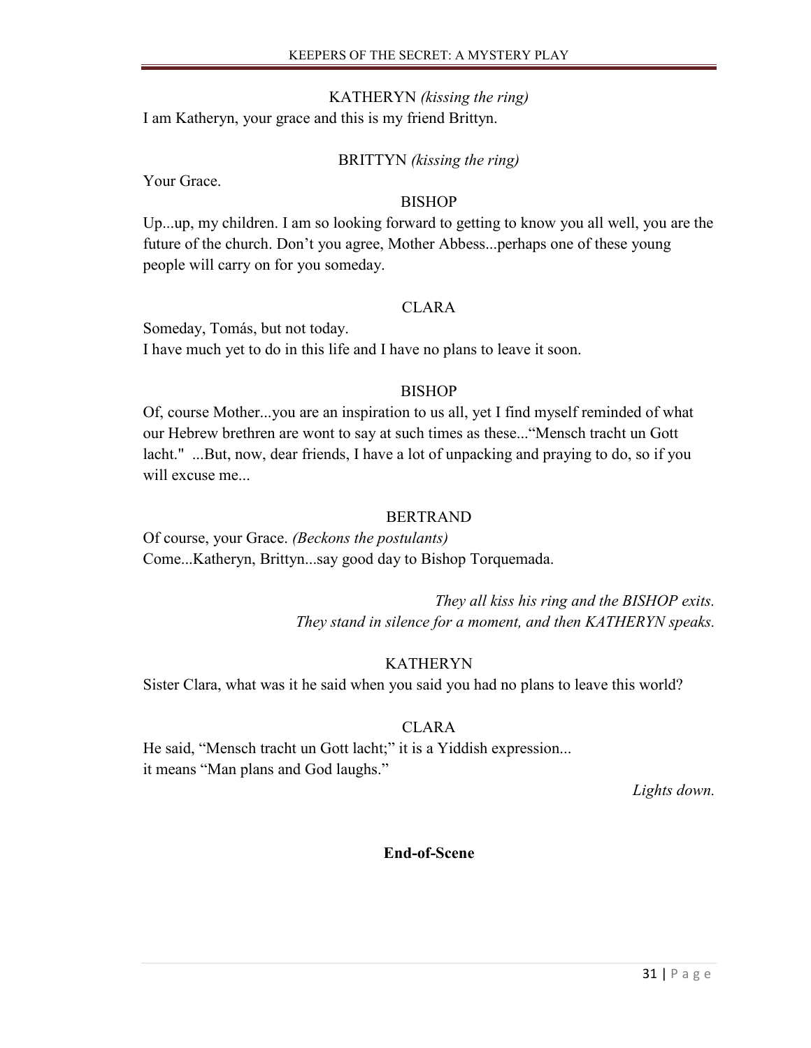KATHERYN *(kissing the ring)*

I am Katheryn, your grace and this is my friend Brittyn.

BRITTYN *(kissing the ring)*

Your Grace.

BISHOP

Up...up, my children. I am so looking forward to getting to know you all well, you are the future of the church. Don't you agree, Mother Abbess...perhaps one of these young people will carry on for you someday.

CLARA

Someday, Tomás, but not today.
I have much yet to do in this life and I have no plans to leave it soon.

BISHOP

Of, course Mother...you are an inspiration to us all, yet I find myself reminded of what our Hebrew brethren are wont to say at such times as these..."Mensch tracht un Gott lacht." ...But, now, dear friends, I have a lot of unpacking and praying to do, so if you will excuse me...

BERTRAND

Of course, your Grace. *(Beckons the postulants)*
Come...Katheryn, Brittyn...say good day to Bishop Torquemada.

*They all kiss his ring and the BISHOP exits.*
*They stand in silence for a moment, and then KATHERYN speaks.*

KATHERYN

Sister Clara, what was it he said when you said you had no plans to leave this world?

CLARA

He said, "Mensch tracht un Gott lacht;" it is a Yiddish expression...
it means "Man plans and God laughs."

*Lights down.*

**End-of-Scene**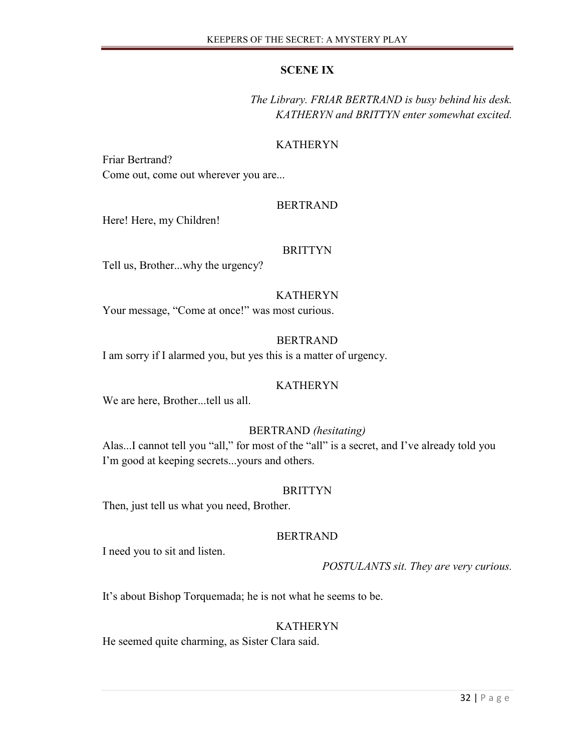## SCENE IX

*The Library. FRIAR BERTRAND is busy behind his desk. KATHERYN and BRITTYN enter somewhat excited.*

KATHERYN

Friar Bertrand?
Come out, come out wherever you are...

BERTRAND

Here! Here, my Children!

BRITTYN

Tell us, Brother...why the urgency?

KATHERYN

Your message, "Come at once!" was most curious.

BERTRAND

I am sorry if I alarmed you, but yes this is a matter of urgency.

KATHERYN

We are here, Brother...tell us all.

BERTRAND *(hesitating)*

Alas...I cannot tell you "all," for most of the "all" is a secret, and I've already told you I'm good at keeping secrets...yours and others.

BRITTYN

Then, just tell us what you need, Brother.

BERTRAND

I need you to sit and listen.

*POSTULANTS sit. They are very curious.*

It's about Bishop Torquemada; he is not what he seems to be.

KATHERYN

He seemed quite charming, as Sister Clara said.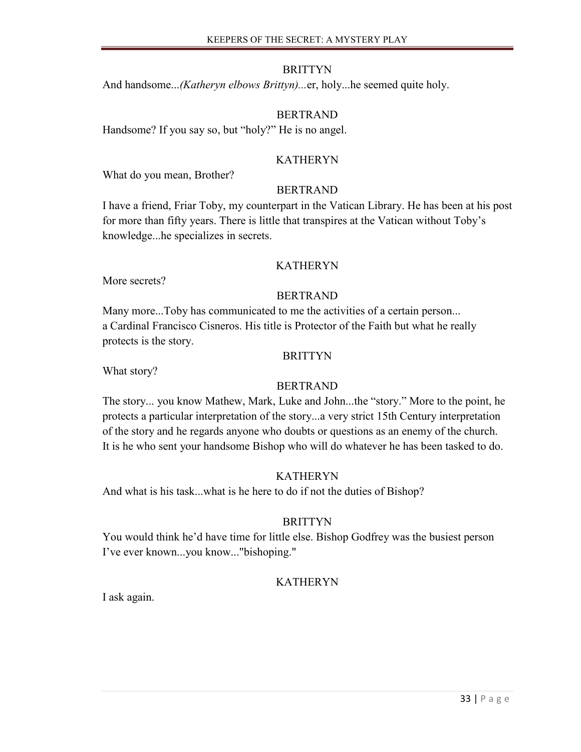BRITTYN

And handsome...*(Katheryn elbows Brittyn)...*er, holy...he seemed quite holy.

BERTRAND

Handsome? If you say so, but "holy?" He is no angel.

KATHERYN

What do you mean, Brother?

BERTRAND

I have a friend, Friar Toby, my counterpart in the Vatican Library. He has been at his post for more than fifty years. There is little that transpires at the Vatican without Toby's knowledge...he specializes in secrets.

KATHERYN

More secrets?

BERTRAND

Many more...Toby has communicated to me the activities of a certain person... a Cardinal Francisco Cisneros. His title is Protector of the Faith but what he really protects is the story.

BRITTYN

What story?

BERTRAND

The story... you know Mathew, Mark, Luke and John...the "story." More to the point, he protects a particular interpretation of the story...a very strict 15th Century interpretation of the story and he regards anyone who doubts or questions as an enemy of the church. It is he who sent your handsome Bishop who will do whatever he has been tasked to do.

KATHERYN

And what is his task...what is he here to do if not the duties of Bishop?

BRITTYN

You would think he'd have time for little else. Bishop Godfrey was the busiest person I've ever known...you know..."bishoping."

KATHERYN

I ask again.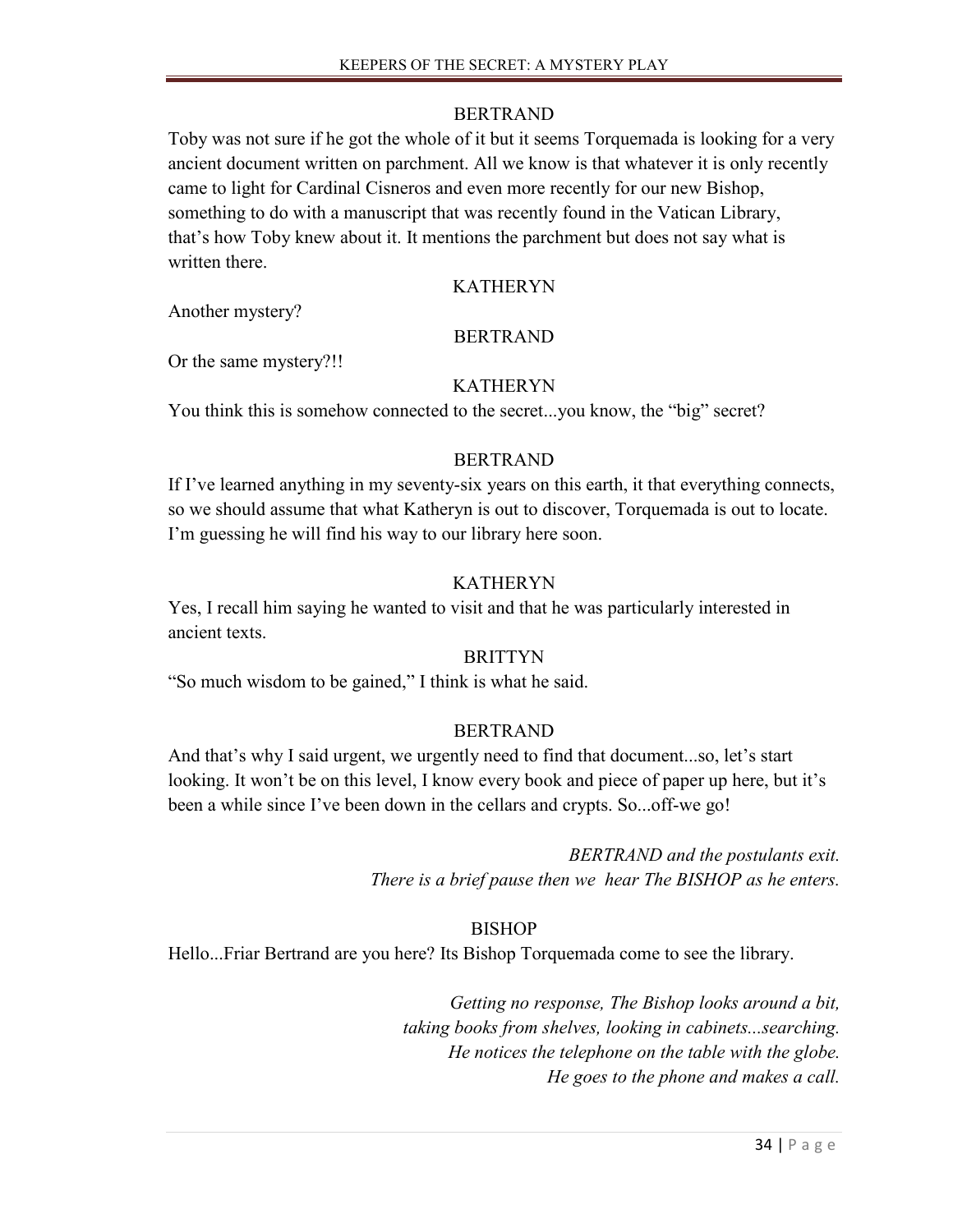BERTRAND

Toby was not sure if he got the whole of it but it seems Torquemada is looking for a very ancient document written on parchment. All we know is that whatever it is only recently came to light for Cardinal Cisneros and even more recently for our new Bishop, something to do with a manuscript that was recently found in the Vatican Library, that's how Toby knew about it. It mentions the parchment but does not say what is written there.

KATHERYN

Another mystery?

BERTRAND

Or the same mystery?!!

KATHERYN

You think this is somehow connected to the secret...you know, the "big" secret?

BERTRAND

If I've learned anything in my seventy-six years on this earth, it that everything connects, so we should assume that what Katheryn is out to discover, Torquemada is out to locate. I'm guessing he will find his way to our library here soon.

KATHERYN

Yes, I recall him saying he wanted to visit and that he was particularly interested in ancient texts.

BRITTYN

"So much wisdom to be gained," I think is what he said.

BERTRAND

And that's why I said urgent, we urgently need to find that document...so, let's start looking. It won't be on this level, I know every book and piece of paper up here, but it's been a while since I've been down in the cellars and crypts. So...off-we go!

*BERTRAND and the postulants exit.*
*There is a brief pause then we hear The BISHOP as he enters.*

BISHOP

Hello...Friar Bertrand are you here? Its Bishop Torquemada come to see the library.

*Getting no response, The Bishop looks around a bit, taking books from shelves, looking in cabinets...searching. He notices the telephone on the table with the globe. He goes to the phone and makes a call.*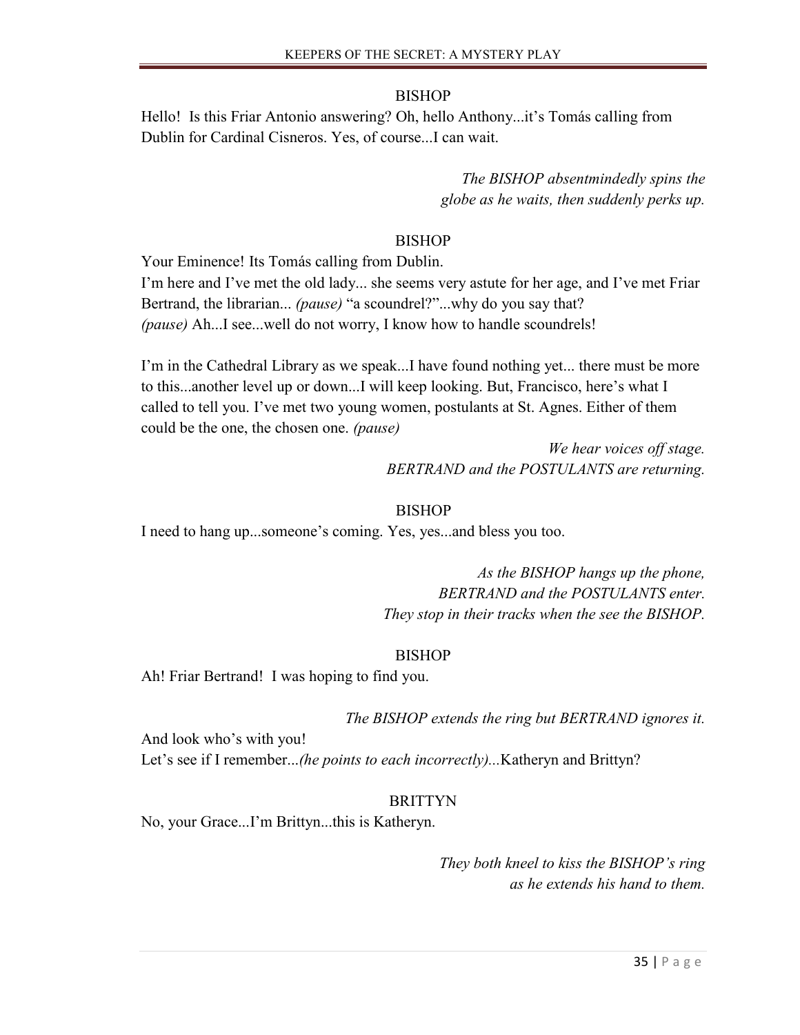BISHOP

Hello! Is this Friar Antonio answering? Oh, hello Anthony...it's Tomás calling from Dublin for Cardinal Cisneros. Yes, of course...I can wait.

*The BISHOP absentmindedly spins the globe as he waits, then suddenly perks up.*

BISHOP

Your Eminence! Its Tomás calling from Dublin.
I'm here and I've met the old lady... she seems very astute for her age, and I've met Friar Bertrand, the librarian... *(pause)* "a scoundrel?"...why do you say that? *(pause)* Ah...I see...well do not worry, I know how to handle scoundrels!

I'm in the Cathedral Library as we speak...I have found nothing yet... there must be more to this...another level up or down...I will keep looking. But, Francisco, here's what I called to tell you. I've met two young women, postulants at St. Agnes. Either of them could be the one, the chosen one. *(pause)*

*We hear voices off stage.*
*BERTRAND and the POSTULANTS are returning.*

BISHOP

I need to hang up...someone's coming. Yes, yes...and bless you too.

*As the BISHOP hangs up the phone, BERTRAND and the POSTULANTS enter. They stop in their tracks when the see the BISHOP.*

BISHOP

Ah! Friar Bertrand! I was hoping to find you.

*The BISHOP extends the ring but BERTRAND ignores it.*

And look who's with you!
Let's see if I remember...*(he points to each incorrectly)...*Katheryn and Brittyn?

BRITTYN

No, your Grace...I'm Brittyn...this is Katheryn.

*They both kneel to kiss the BISHOP's ring as he extends his hand to them.*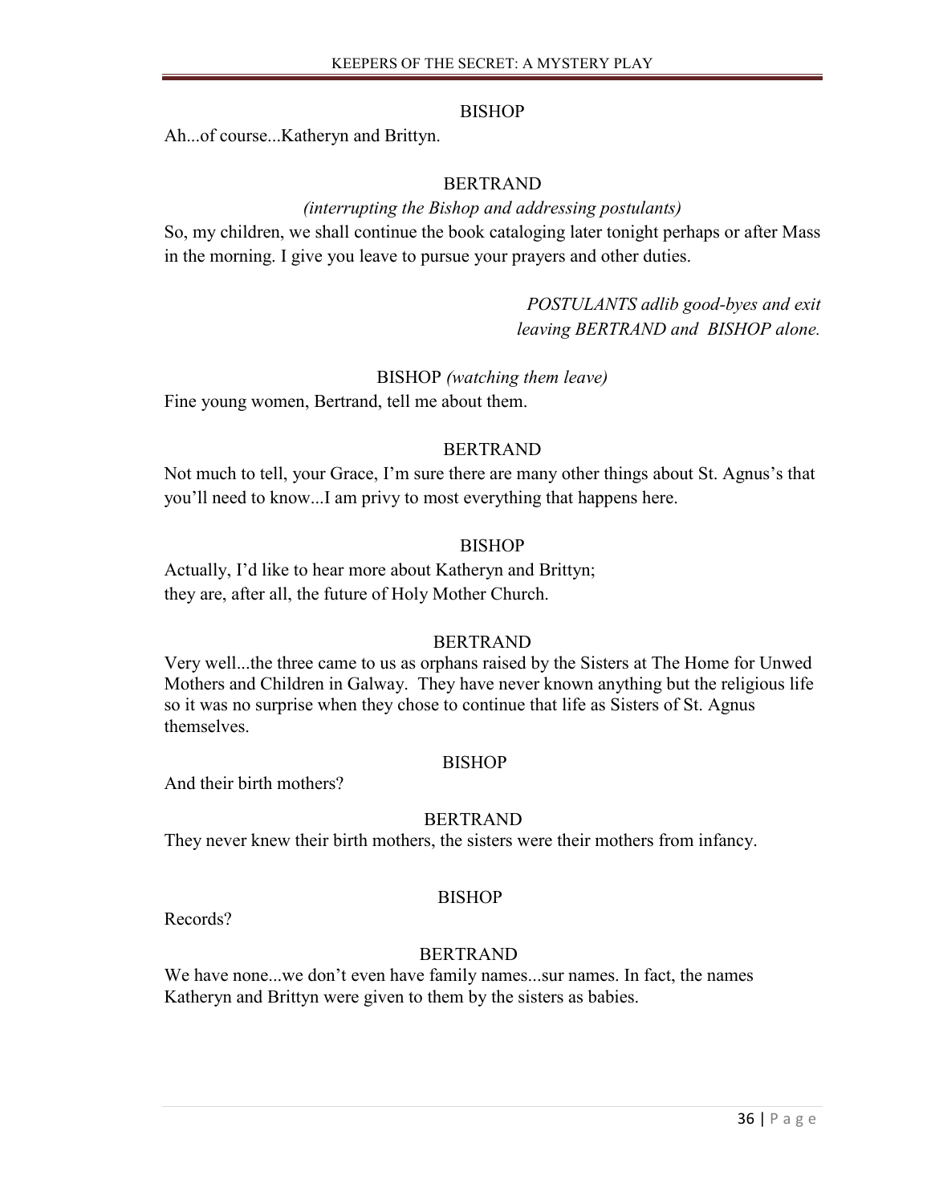BISHOP

Ah...of course...Katheryn and Brittyn.

BERTRAND

*(interrupting the Bishop and addressing postulants)*

So, my children, we shall continue the book cataloging later tonight perhaps or after Mass in the morning. I give you leave to pursue your prayers and other duties.

*POSTULANTS adlib good-byes and exit leaving BERTRAND and BISHOP alone.*

BISHOP *(watching them leave)*

Fine young women, Bertrand, tell me about them.

BERTRAND

Not much to tell, your Grace, I'm sure there are many other things about St. Agnus's that you'll need to know...I am privy to most everything that happens here.

BISHOP

Actually, I'd like to hear more about Katheryn and Brittyn;
they are, after all, the future of Holy Mother Church.

BERTRAND

Very well...the three came to us as orphans raised by the Sisters at The Home for Unwed Mothers and Children in Galway. They have never known anything but the religious life so it was no surprise when they chose to continue that life as Sisters of St. Agnus themselves.

BISHOP

And their birth mothers?

BERTRAND

They never knew their birth mothers, the sisters were their mothers from infancy.

BISHOP

Records?

BERTRAND

We have none...we don't even have family names...sur names. In fact, the names Katheryn and Brittyn were given to them by the sisters as babies.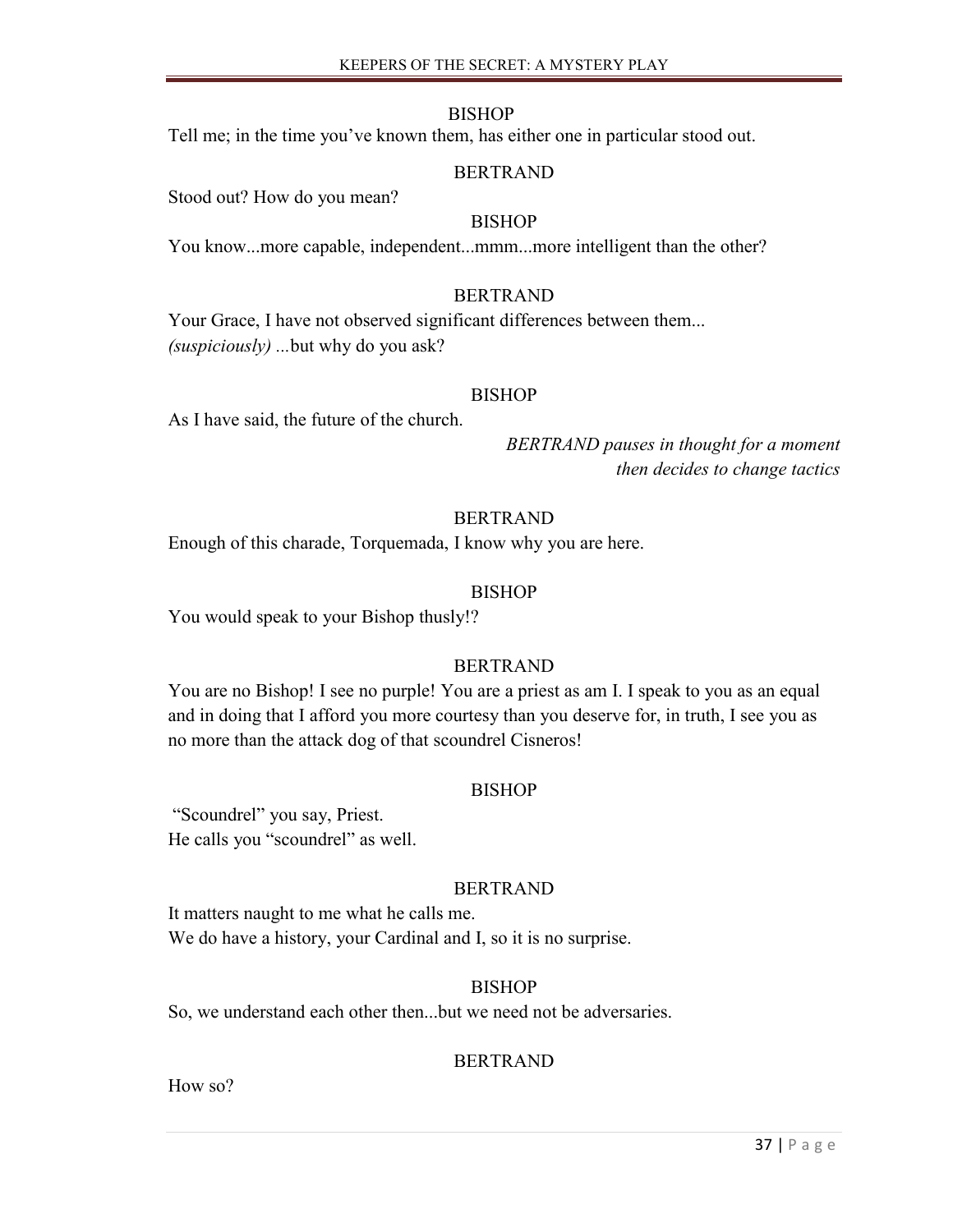BISHOP

Tell me; in the time you've known them, has either one in particular stood out.

BERTRAND

Stood out? How do you mean?

BISHOP

You know...more capable, independent...mmm...more intelligent than the other?

BERTRAND

Your Grace, I have not observed significant differences between them...
*(suspiciously) ...*but why do you ask?

BISHOP

As I have said, the future of the church.

*BERTRAND pauses in thought for a moment then decides to change tactics*

BERTRAND

Enough of this charade, Torquemada, I know why you are here.

BISHOP

You would speak to your Bishop thusly!?

BERTRAND

You are no Bishop! I see no purple! You are a priest as am I. I speak to you as an equal and in doing that I afford you more courtesy than you deserve for, in truth, I see you as no more than the attack dog of that scoundrel Cisneros!

BISHOP

"Scoundrel" you say, Priest.
He calls you "scoundrel" as well.

BERTRAND

It matters naught to me what he calls me.
We do have a history, your Cardinal and I, so it is no surprise.

BISHOP

So, we understand each other then...but we need not be adversaries.

BERTRAND

How so?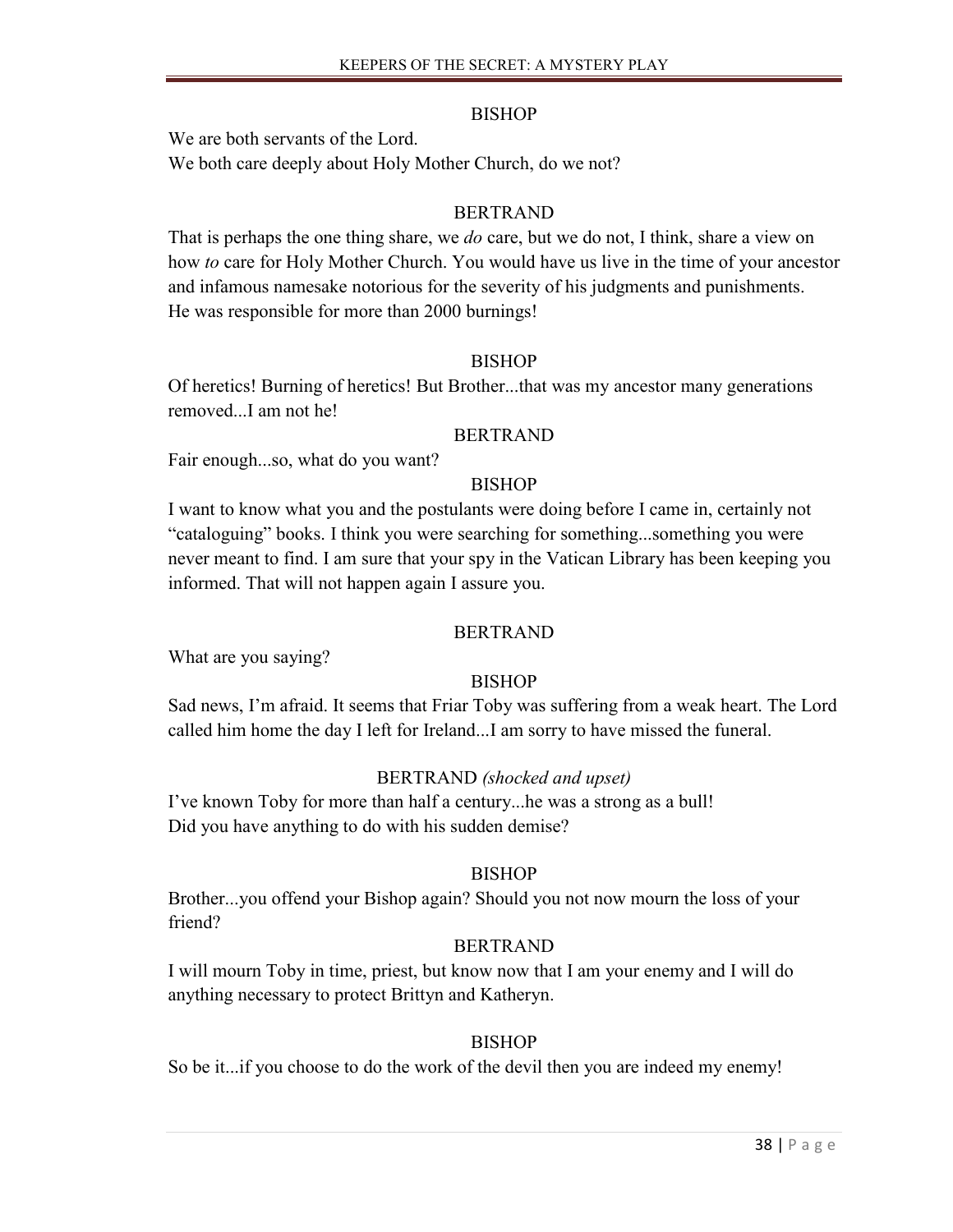BISHOP

We are both servants of the Lord.
We both care deeply about Holy Mother Church, do we not?

BERTRAND

That is perhaps the one thing share, we *do* care, but we do not, I think, share a view on how *to* care for Holy Mother Church. You would have us live in the time of your ancestor and infamous namesake notorious for the severity of his judgments and punishments. He was responsible for more than 2000 burnings!

BISHOP

Of heretics! Burning of heretics! But Brother...that was my ancestor many generations removed...I am not he!

BERTRAND

Fair enough...so, what do you want?

BISHOP

I want to know what you and the postulants were doing before I came in, certainly not "cataloguing" books. I think you were searching for something...something you were never meant to find. I am sure that your spy in the Vatican Library has been keeping you informed. That will not happen again I assure you.

BERTRAND

What are you saying?

BISHOP

Sad news, I'm afraid. It seems that Friar Toby was suffering from a weak heart. The Lord called him home the day I left for Ireland...I am sorry to have missed the funeral.

BERTRAND *(shocked and upset)*

I've known Toby for more than half a century...he was a strong as a bull!
Did you have anything to do with his sudden demise?

BISHOP

Brother...you offend your Bishop again? Should you not now mourn the loss of your friend?

BERTRAND

I will mourn Toby in time, priest, but know now that I am your enemy and I will do anything necessary to protect Brittyn and Katheryn.

BISHOP

So be it...if you choose to do the work of the devil then you are indeed my enemy!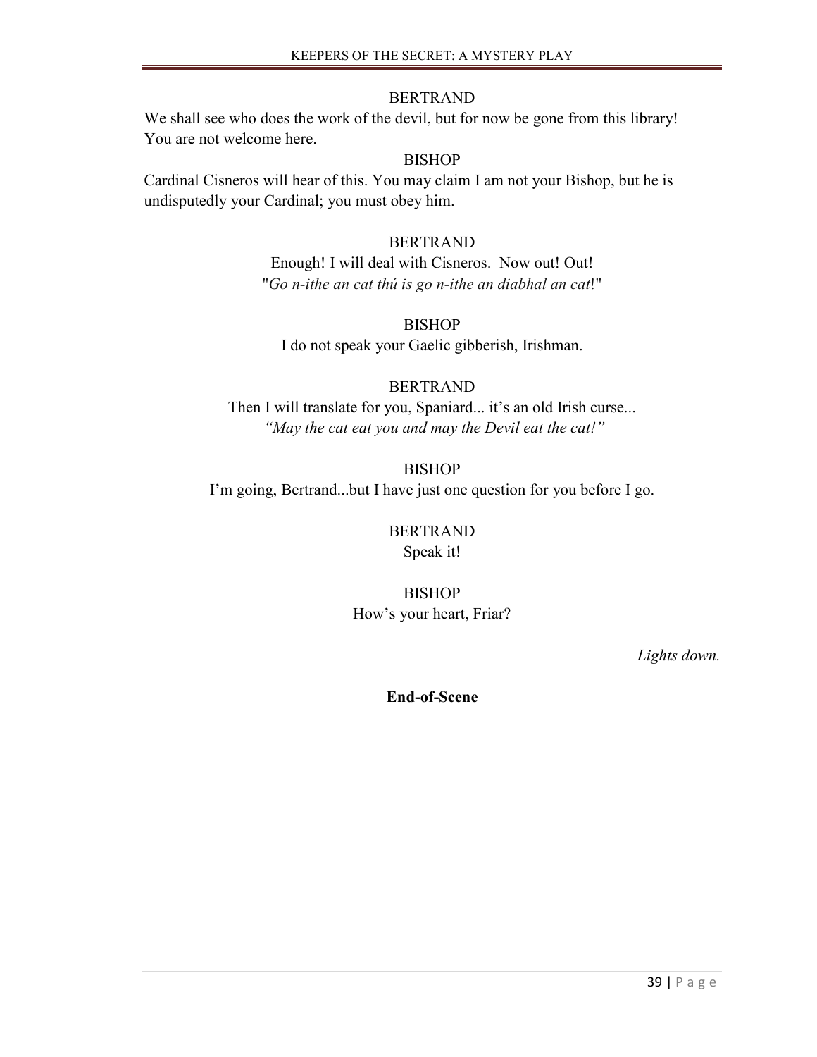BERTRAND

We shall see who does the work of the devil, but for now be gone from this library! You are not welcome here.

BISHOP

Cardinal Cisneros will hear of this. You may claim I am not your Bishop, but he is undisputedly your Cardinal; you must obey him.

BERTRAND

Enough! I will deal with Cisneros. Now out! Out!
"*Go n-ithe an cat thú is go n-ithe an diabhal an cat*!"

BISHOP

I do not speak your Gaelic gibberish, Irishman.

BERTRAND

Then I will translate for you, Spaniard... it's an old Irish curse...
*"May the cat eat you and may the Devil eat the cat!"*

BISHOP

I'm going, Bertrand...but I have just one question for you before I go.

BERTRAND

Speak it!

BISHOP

How's your heart, Friar?

*Lights down.*

**End-of-Scene**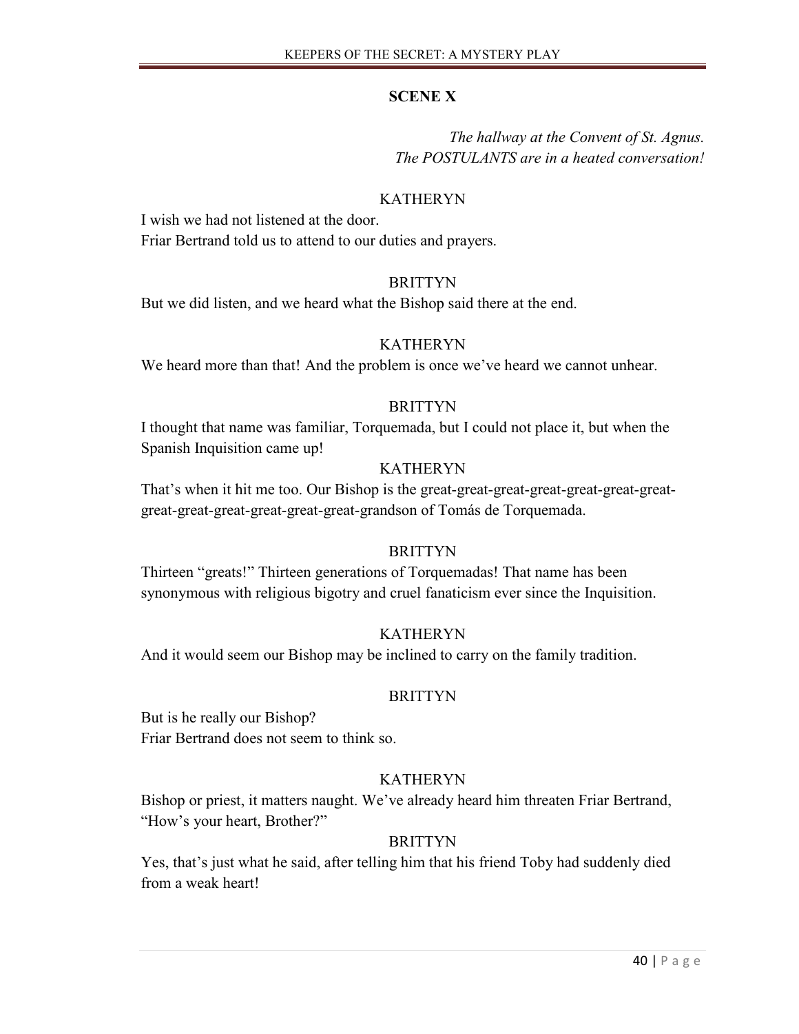## SCENE X

*The hallway at the Convent of St. Agnus.*
*The POSTULANTS are in a heated conversation!*

KATHERYN

I wish we had not listened at the door.
Friar Bertrand told us to attend to our duties and prayers.

BRITTYN

But we did listen, and we heard what the Bishop said there at the end.

KATHERYN

We heard more than that! And the problem is once we've heard we cannot unhear.

BRITTYN

I thought that name was familiar, Torquemada, but I could not place it, but when the Spanish Inquisition came up!

KATHERYN

That's when it hit me too. Our Bishop is the great-great-great-great-great-great-great-great-great-great-great-great-great-grandson of Tomás de Torquemada.

BRITTYN

Thirteen "greats!" Thirteen generations of Torquemadas! That name has been synonymous with religious bigotry and cruel fanaticism ever since the Inquisition.

KATHERYN

And it would seem our Bishop may be inclined to carry on the family tradition.

BRITTYN

But is he really our Bishop?
Friar Bertrand does not seem to think so.

KATHERYN

Bishop or priest, it matters naught. We've already heard him threaten Friar Bertrand, "How's your heart, Brother?"

BRITTYN

Yes, that's just what he said, after telling him that his friend Toby had suddenly died from a weak heart!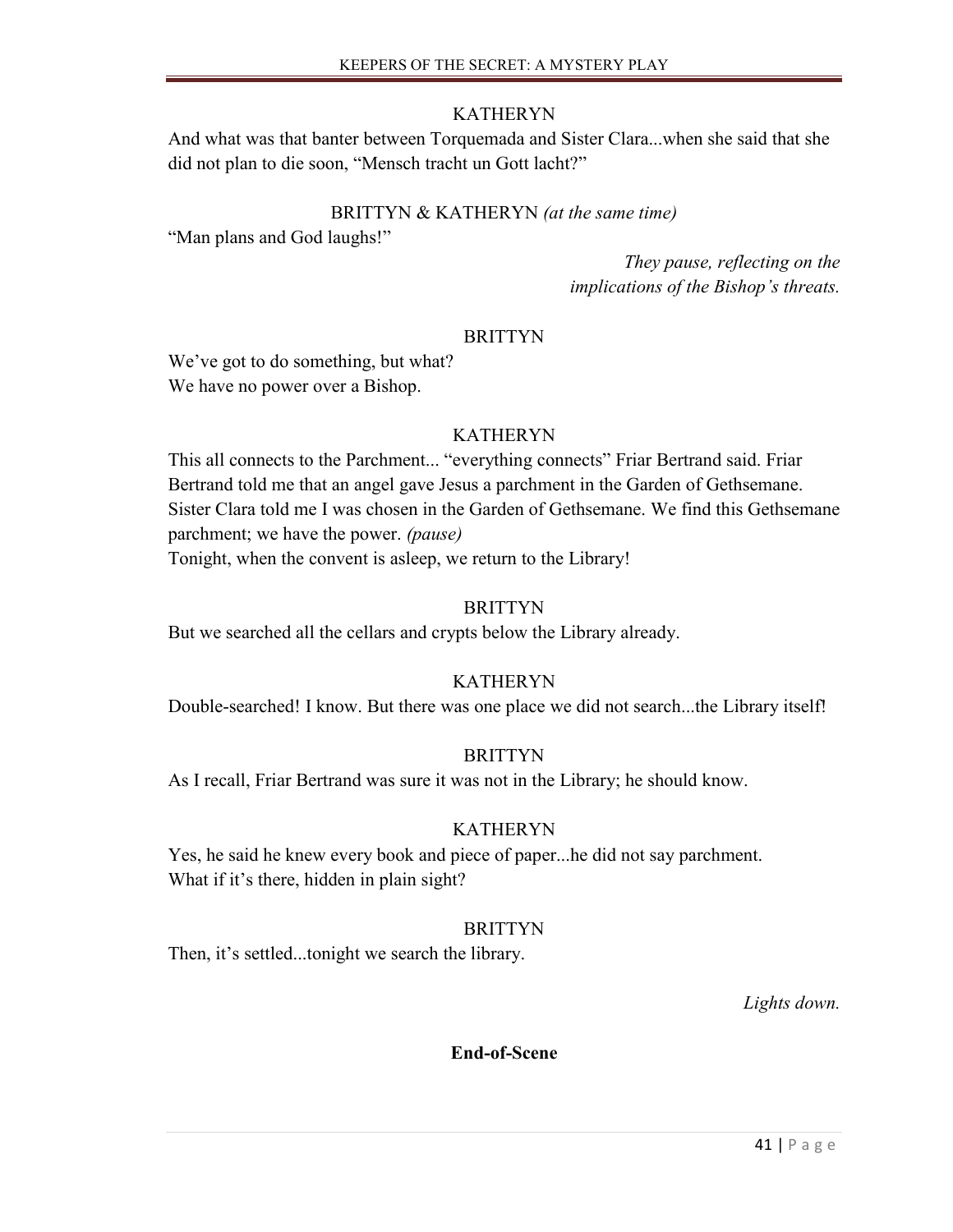KATHERYN

And what was that banter between Torquemada and Sister Clara...when she said that she did not plan to die soon, "Mensch tracht un Gott lacht?"

BRITTYN & KATHERYN *(at the same time)*

"Man plans and God laughs!"

*They pause, reflecting on the implications of the Bishop's threats.*

BRITTYN

We've got to do something, but what?
We have no power over a Bishop.

KATHERYN

This all connects to the Parchment... "everything connects" Friar Bertrand said. Friar Bertrand told me that an angel gave Jesus a parchment in the Garden of Gethsemane. Sister Clara told me I was chosen in the Garden of Gethsemane. We find this Gethsemane parchment; we have the power. *(pause)*
Tonight, when the convent is asleep, we return to the Library!

BRITTYN

But we searched all the cellars and crypts below the Library already.

KATHERYN

Double-searched! I know. But there was one place we did not search...the Library itself!

BRITTYN

As I recall, Friar Bertrand was sure it was not in the Library; he should know.

KATHERYN

Yes, he said he knew every book and piece of paper...he did not say parchment.
What if it's there, hidden in plain sight?

BRITTYN

Then, it's settled...tonight we search the library.

*Lights down.*

**End-of-Scene**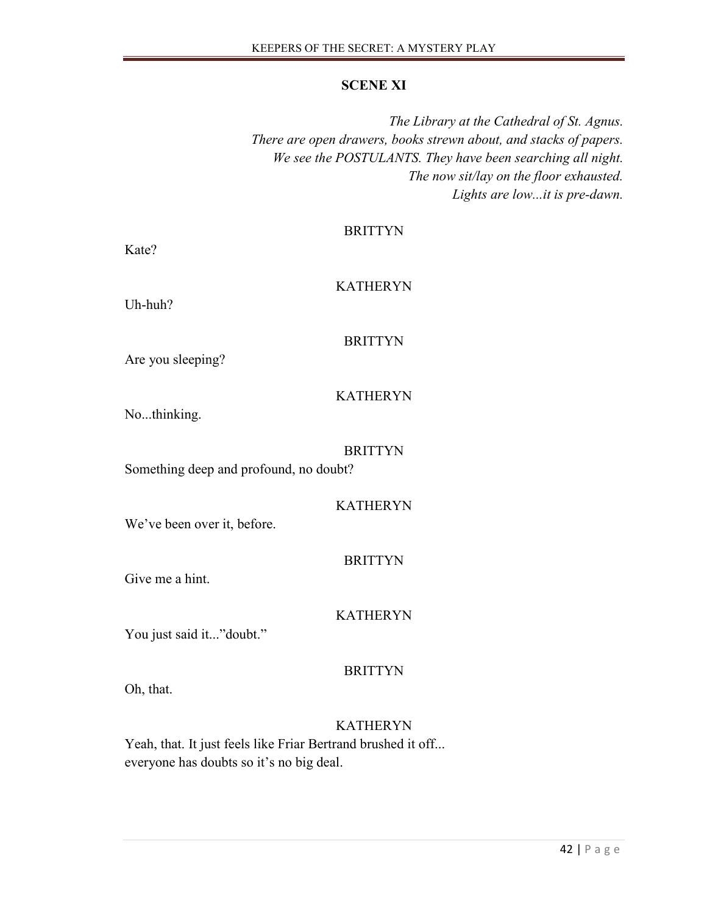## SCENE XI

*The Library at the Cathedral of St. Agnus.*
*There are open drawers, books strewn about, and stacks of papers.*
*We see the POSTULANTS. They have been searching all night.*
*The now sit/lay on the floor exhausted.*
*Lights are low...it is pre-dawn.*

BRITTYN

Kate?

KATHERYN

Uh-huh?

BRITTYN

Are you sleeping?

KATHERYN

No...thinking.

BRITTYN

Something deep and profound, no doubt?

KATHERYN

We've been over it, before.

BRITTYN

Give me a hint.

KATHERYN

You just said it..."doubt."

BRITTYN

Oh, that.

KATHERYN

Yeah, that. It just feels like Friar Bertrand brushed it off...
everyone has doubts so it's no big deal.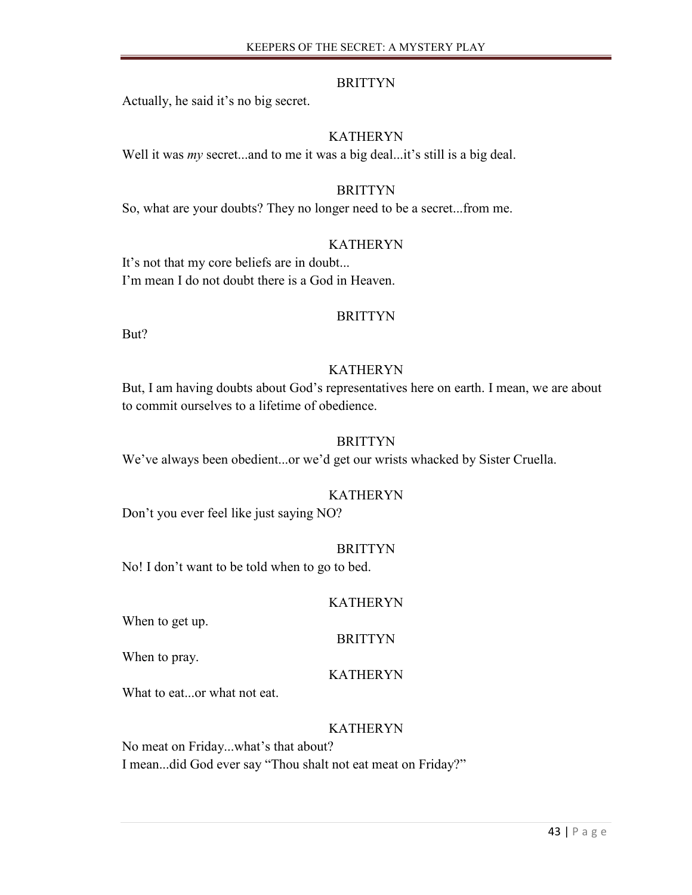BRITTYN

Actually, he said it's no big secret.

KATHERYN

Well it was *my* secret...and to me it was a big deal...it's still is a big deal.

BRITTYN

So, what are your doubts? They no longer need to be a secret...from me.

KATHERYN

It's not that my core beliefs are in doubt...
I'm mean I do not doubt there is a God in Heaven.

BRITTYN

But?

KATHERYN

But, I am having doubts about God's representatives here on earth. I mean, we are about to commit ourselves to a lifetime of obedience.

BRITTYN

We've always been obedient...or we'd get our wrists whacked by Sister Cruella.

KATHERYN

Don't you ever feel like just saying NO?

BRITTYN

No! I don't want to be told when to go to bed.

KATHERYN

When to get up.

BRITTYN

When to pray.

KATHERYN

What to eat...or what not eat.

KATHERYN

No meat on Friday...what's that about?
I mean...did God ever say "Thou shalt not eat meat on Friday?"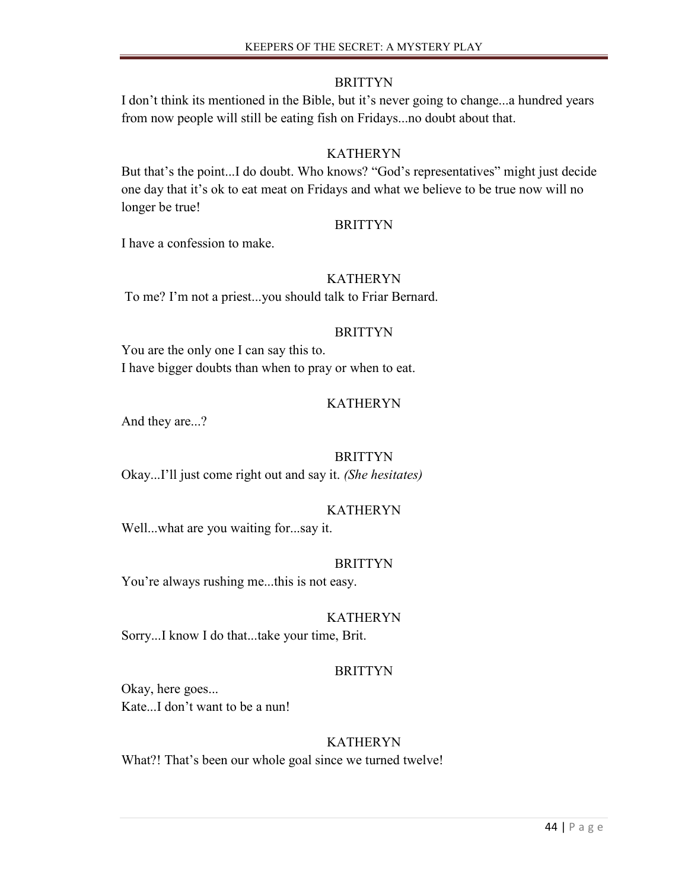BRITTYN

I don't think its mentioned in the Bible, but it's never going to change...a hundred years from now people will still be eating fish on Fridays...no doubt about that.

KATHERYN

But that's the point...I do doubt. Who knows? "God's representatives" might just decide one day that it's ok to eat meat on Fridays and what we believe to be true now will no longer be true!

BRITTYN

I have a confession to make.

KATHERYN

To me? I'm not a priest...you should talk to Friar Bernard.

BRITTYN

You are the only one I can say this to.
I have bigger doubts than when to pray or when to eat.

KATHERYN

And they are...?

BRITTYN

Okay...I'll just come right out and say it. *(She hesitates)*

KATHERYN

Well...what are you waiting for...say it.

BRITTYN

You're always rushing me...this is not easy.

KATHERYN

Sorry...I know I do that...take your time, Brit.

BRITTYN

Okay, here goes...
Kate...I don't want to be a nun!

KATHERYN

What?! That's been our whole goal since we turned twelve!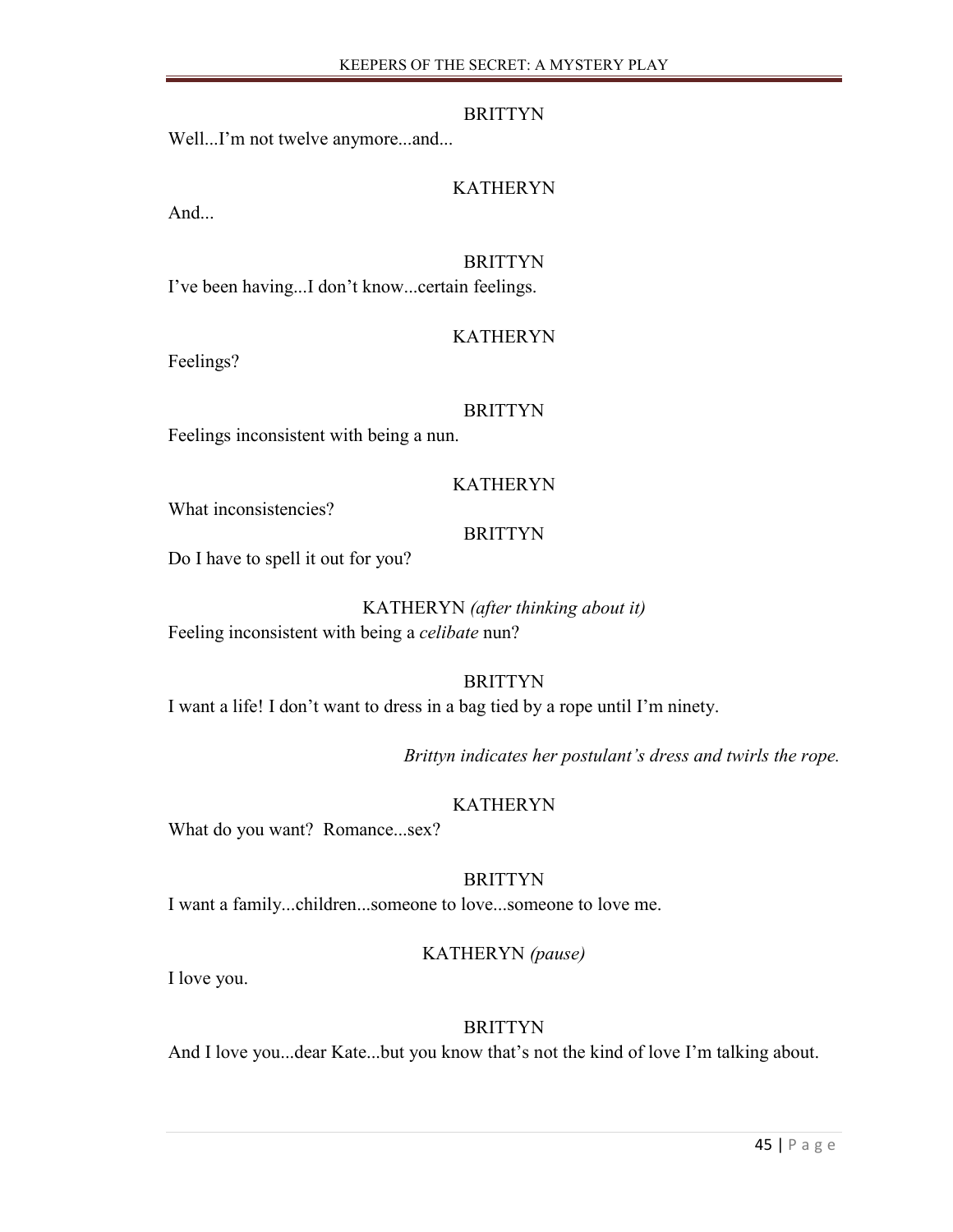BRITTYN

Well...I'm not twelve anymore...and...

KATHERYN

And...

BRITTYN

I've been having...I don't know...certain feelings.

KATHERYN

Feelings?

BRITTYN

Feelings inconsistent with being a nun.

KATHERYN

What inconsistencies?

BRITTYN

Do I have to spell it out for you?

KATHERYN *(after thinking about it)*

Feeling inconsistent with being a *celibate* nun?

BRITTYN

I want a life! I don't want to dress in a bag tied by a rope until I'm ninety.

*Brittyn indicates her postulant's dress and twirls the rope.*

KATHERYN

What do you want? Romance...sex?

BRITTYN

I want a family...children...someone to love...someone to love me.

KATHERYN *(pause)*

I love you.

BRITTYN

And I love you...dear Kate...but you know that's not the kind of love I'm talking about.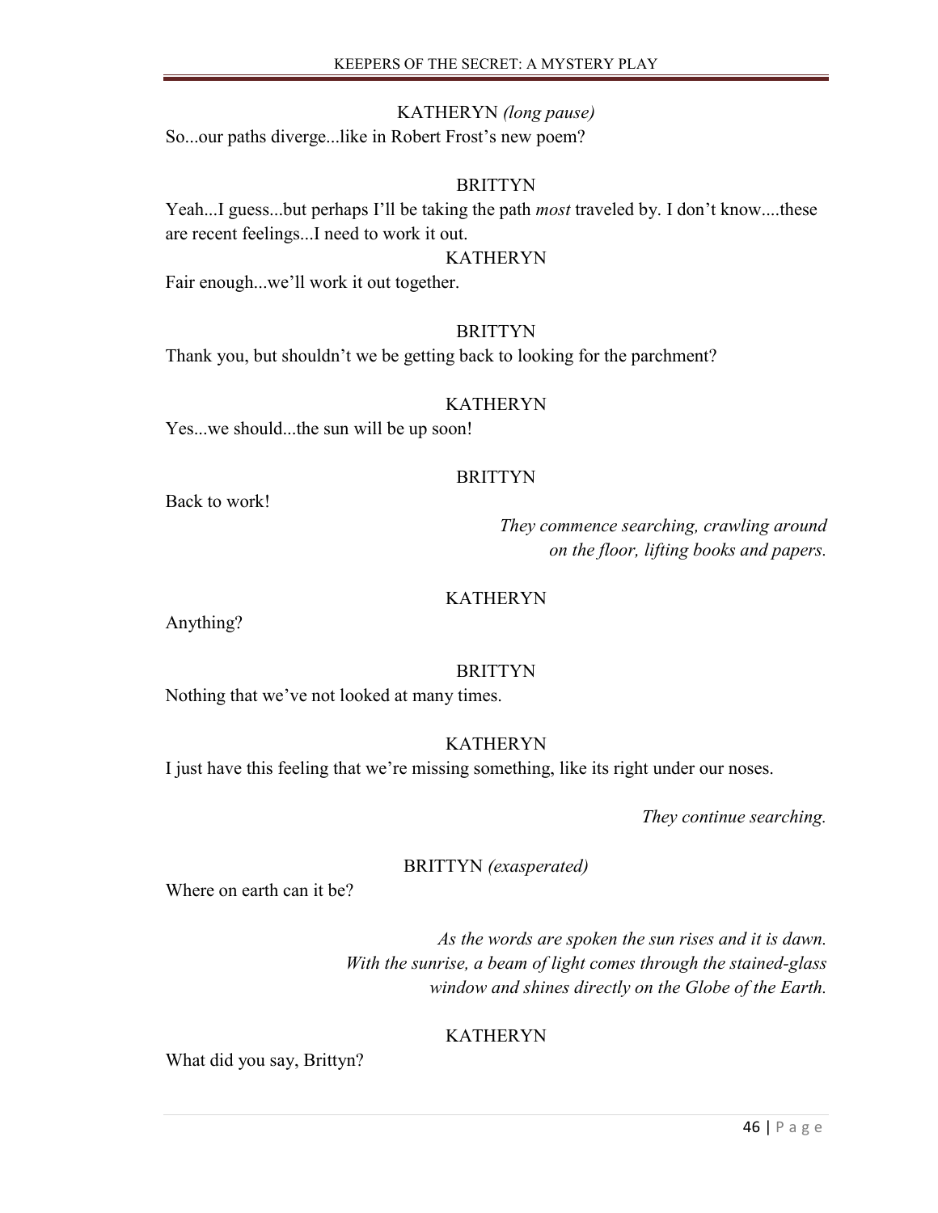KATHERYN *(long pause)*

So...our paths diverge...like in Robert Frost's new poem?

BRITTYN

Yeah...I guess...but perhaps I'll be taking the path *most* traveled by. I don't know....these are recent feelings...I need to work it out.

KATHERYN

Fair enough...we'll work it out together.

BRITTYN

Thank you, but shouldn't we be getting back to looking for the parchment?

KATHERYN

Yes...we should...the sun will be up soon!

BRITTYN

Back to work!

*They commence searching, crawling around on the floor, lifting books and papers.*

KATHERYN

Anything?

BRITTYN

Nothing that we've not looked at many times.

KATHERYN

I just have this feeling that we're missing something, like its right under our noses.

*They continue searching.*

BRITTYN *(exasperated)*

Where on earth can it be?

*As the words are spoken the sun rises and it is dawn. With the sunrise, a beam of light comes through the stained-glass window and shines directly on the Globe of the Earth.*

KATHERYN

What did you say, Brittyn?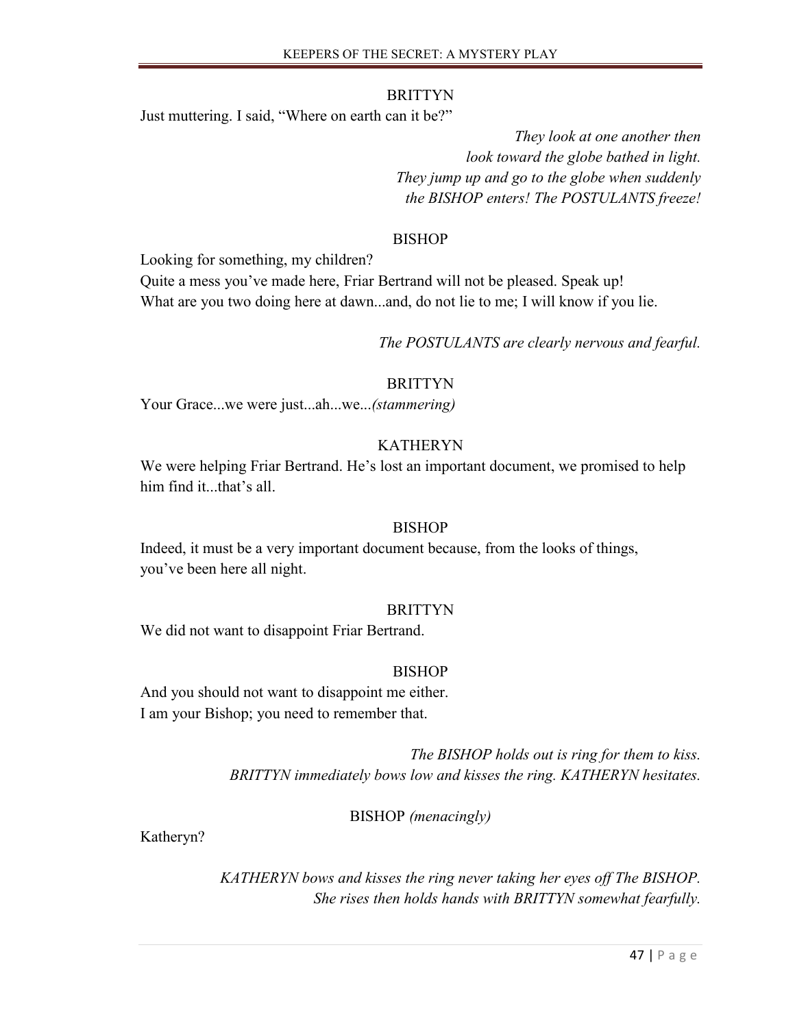BRITTYN

Just muttering. I said, "Where on earth can it be?"

*They look at one another then look toward the globe bathed in light. They jump up and go to the globe when suddenly the BISHOP enters! The POSTULANTS freeze!*

BISHOP

Looking for something, my children?
Quite a mess you've made here, Friar Bertrand will not be pleased. Speak up!
What are you two doing here at dawn...and, do not lie to me; I will know if you lie.

*The POSTULANTS are clearly nervous and fearful.*

BRITTYN

Your Grace...we were just...ah...we...*(stammering)*

KATHERYN

We were helping Friar Bertrand. He's lost an important document, we promised to help him find it...that's all.

BISHOP

Indeed, it must be a very important document because, from the looks of things, you've been here all night.

BRITTYN

We did not want to disappoint Friar Bertrand.

BISHOP

And you should not want to disappoint me either.
I am your Bishop; you need to remember that.

*The BISHOP holds out is ring for them to kiss. BRITTYN immediately bows low and kisses the ring. KATHERYN hesitates.*

BISHOP *(menacingly)*

Katheryn?

*KATHERYN bows and kisses the ring never taking her eyes off The BISHOP. She rises then holds hands with BRITTYN somewhat fearfully.*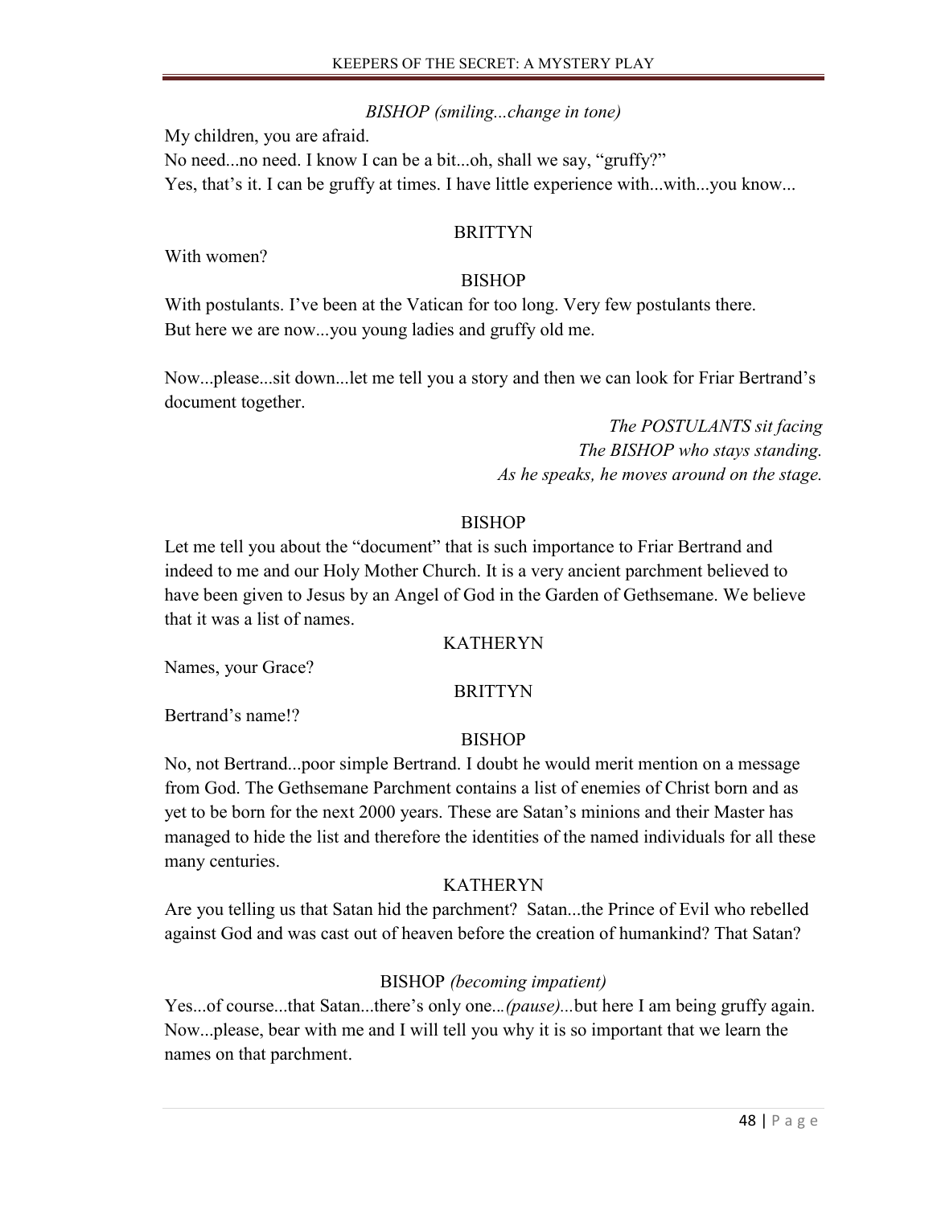*BISHOP (smiling...change in tone)*

My children, you are afraid.
No need...no need. I know I can be a bit...oh, shall we say, "gruffy?"
Yes, that's it. I can be gruffy at times. I have little experience with...with...you know...

BRITTYN

With women?

BISHOP

With postulants. I've been at the Vatican for too long. Very few postulants there.
But here we are now...you young ladies and gruffy old me.

Now...please...sit down...let me tell you a story and then we can look for Friar Bertrand's document together.

*The POSTULANTS sit facing*
*The BISHOP who stays standing.*
*As he speaks, he moves around on the stage.*

BISHOP

Let me tell you about the "document" that is such importance to Friar Bertrand and indeed to me and our Holy Mother Church. It is a very ancient parchment believed to have been given to Jesus by an Angel of God in the Garden of Gethsemane. We believe that it was a list of names.

KATHERYN

Names, your Grace?

BRITTYN

Bertrand's name!?

BISHOP

No, not Bertrand...poor simple Bertrand. I doubt he would merit mention on a message from God. The Gethsemane Parchment contains a list of enemies of Christ born and as yet to be born for the next 2000 years. These are Satan's minions and their Master has managed to hide the list and therefore the identities of the named individuals for all these many centuries.

KATHERYN

Are you telling us that Satan hid the parchment? Satan...the Prince of Evil who rebelled against God and was cast out of heaven before the creation of humankind? That Satan?

BISHOP *(becoming impatient)*

Yes...of course...that Satan...there's only one...*(pause)*...but here I am being gruffy again.
Now...please, bear with me and I will tell you why it is so important that we learn the names on that parchment.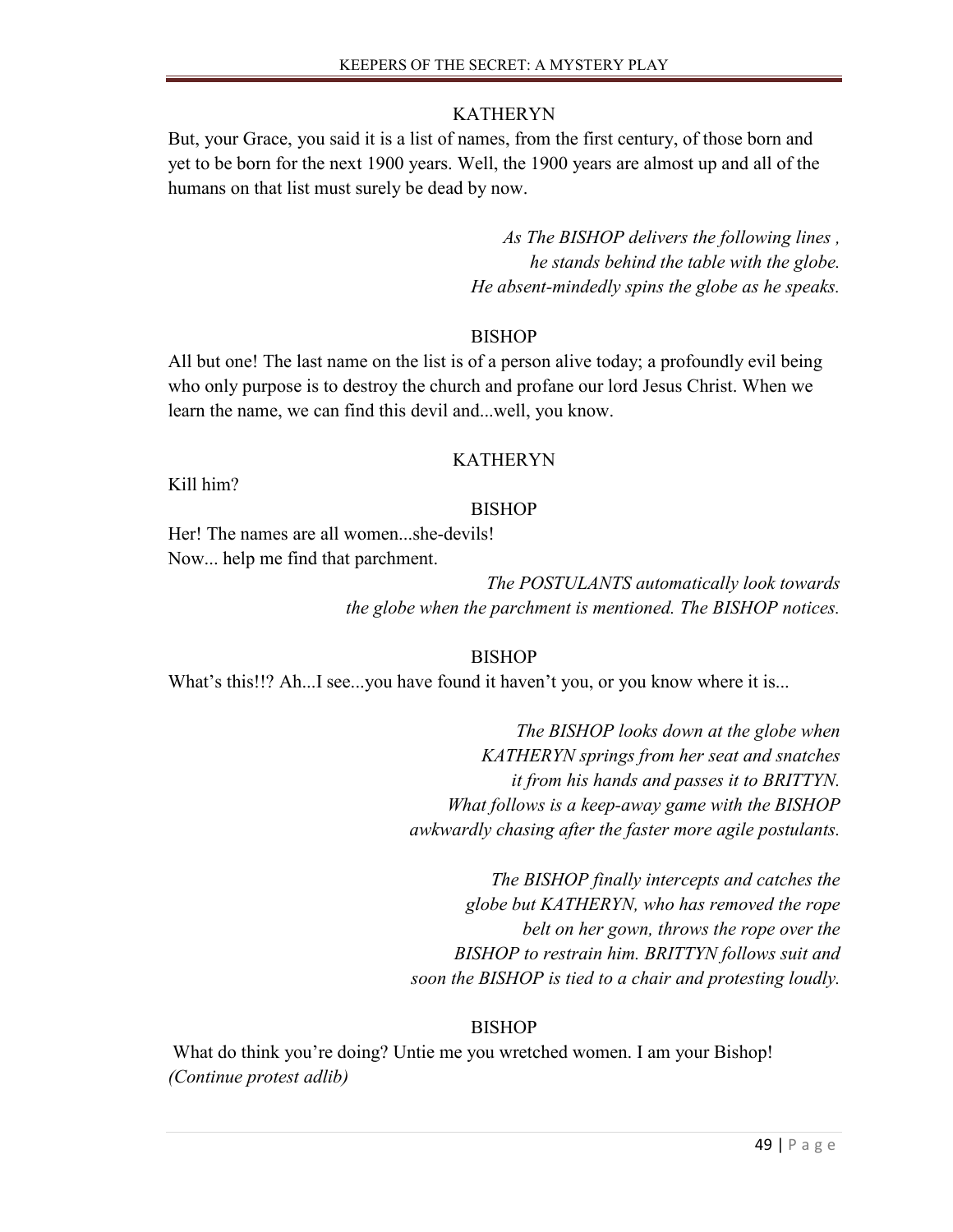KATHERYN

But, your Grace, you said it is a list of names, from the first century, of those born and yet to be born for the next 1900 years. Well, the 1900 years are almost up and all of the humans on that list must surely be dead by now.

*As The BISHOP delivers the following lines , he stands behind the table with the globe. He absent-mindedly spins the globe as he speaks.*

BISHOP

All but one! The last name on the list is of a person alive today; a profoundly evil being who only purpose is to destroy the church and profane our lord Jesus Christ. When we learn the name, we can find this devil and...well, you know.

KATHERYN

Kill him?

BISHOP

Her! The names are all women...she-devils!
Now... help me find that parchment.

*The POSTULANTS automatically look towards the globe when the parchment is mentioned. The BISHOP notices.*

BISHOP

What's this!!? Ah...I see...you have found it haven't you, or you know where it is...

*The BISHOP looks down at the globe when KATHERYN springs from her seat and snatches it from his hands and passes it to BRITTYN. What follows is a keep-away game with the BISHOP awkwardly chasing after the faster more agile postulants.*

*The BISHOP finally intercepts and catches the globe but KATHERYN, who has removed the rope belt on her gown, throws the rope over the BISHOP to restrain him. BRITTYN follows suit and soon the BISHOP is tied to a chair and protesting loudly.*

BISHOP

What do think you're doing? Untie me you wretched women. I am your Bishop!
*(Continue protest adlib)*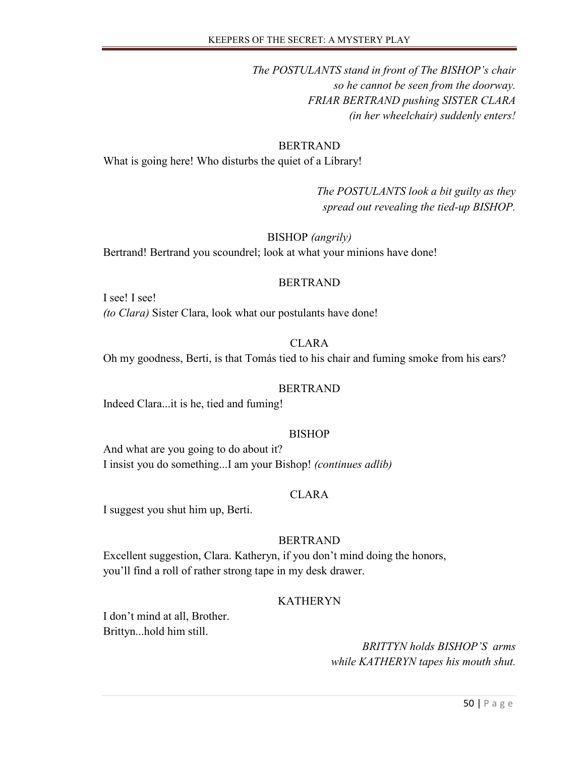*The POSTULANTS stand in front of The BISHOP's chair so he cannot be seen from the doorway. FRIAR BERTRAND pushing SISTER CLARA (in her wheelchair) suddenly enters!*

BERTRAND

What is going here! Who disturbs the quiet of a Library!

*The POSTULANTS look a bit guilty as they spread out revealing the tied-up BISHOP.*

BISHOP *(angrily)*

Bertrand! Bertrand you scoundrel; look at what your minions have done!

BERTRAND

I see! I see!
*(to Clara)* Sister Clara, look what our postulants have done!

CLARA

Oh my goodness, Berti, is that Tomás tied to his chair and fuming smoke from his ears?

BERTRAND

Indeed Clara...it is he, tied and fuming!

BISHOP

And what are you going to do about it?
I insist you do something...I am your Bishop! *(continues adlib)*

CLARA

I suggest you shut him up, Berti.

BERTRAND

Excellent suggestion, Clara. Katheryn, if you don't mind doing the honors, you'll find a roll of rather strong tape in my desk drawer.

KATHERYN

I don't mind at all, Brother.
Brittyn...hold him still.

*BRITTYN holds BISHOP'S arms while KATHERYN tapes his mouth shut.*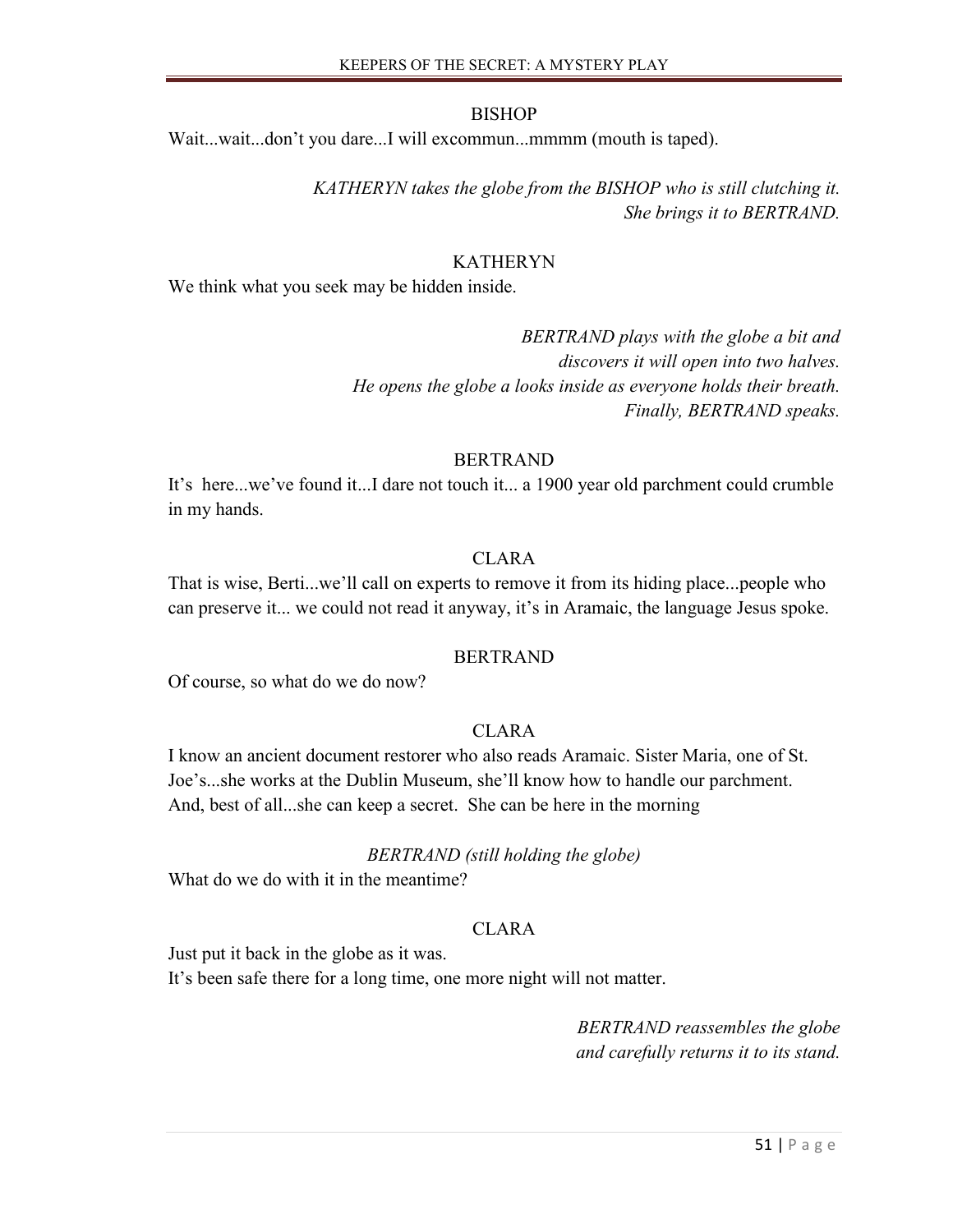BISHOP

Wait...wait...don't you dare...I will excommun...mmmm (mouth is taped).

*KATHERYN takes the globe from the BISHOP who is still clutching it. She brings it to BERTRAND.*

KATHERYN

We think what you seek may be hidden inside.

*BERTRAND plays with the globe a bit and discovers it will open into two halves. He opens the globe a looks inside as everyone holds their breath. Finally, BERTRAND speaks.*

BERTRAND

It's here...we've found it...I dare not touch it... a 1900 year old parchment could crumble in my hands.

CLARA

That is wise, Berti...we'll call on experts to remove it from its hiding place...people who can preserve it... we could not read it anyway, it's in Aramaic, the language Jesus spoke.

BERTRAND

Of course, so what do we do now?

CLARA

I know an ancient document restorer who also reads Aramaic. Sister Maria, one of St. Joe's...she works at the Dublin Museum, she'll know how to handle our parchment. And, best of all...she can keep a secret. She can be here in the morning

*BERTRAND (still holding the globe)*

What do we do with it in the meantime?

CLARA

Just put it back in the globe as it was.
It's been safe there for a long time, one more night will not matter.

*BERTRAND reassembles the globe and carefully returns it to its stand.*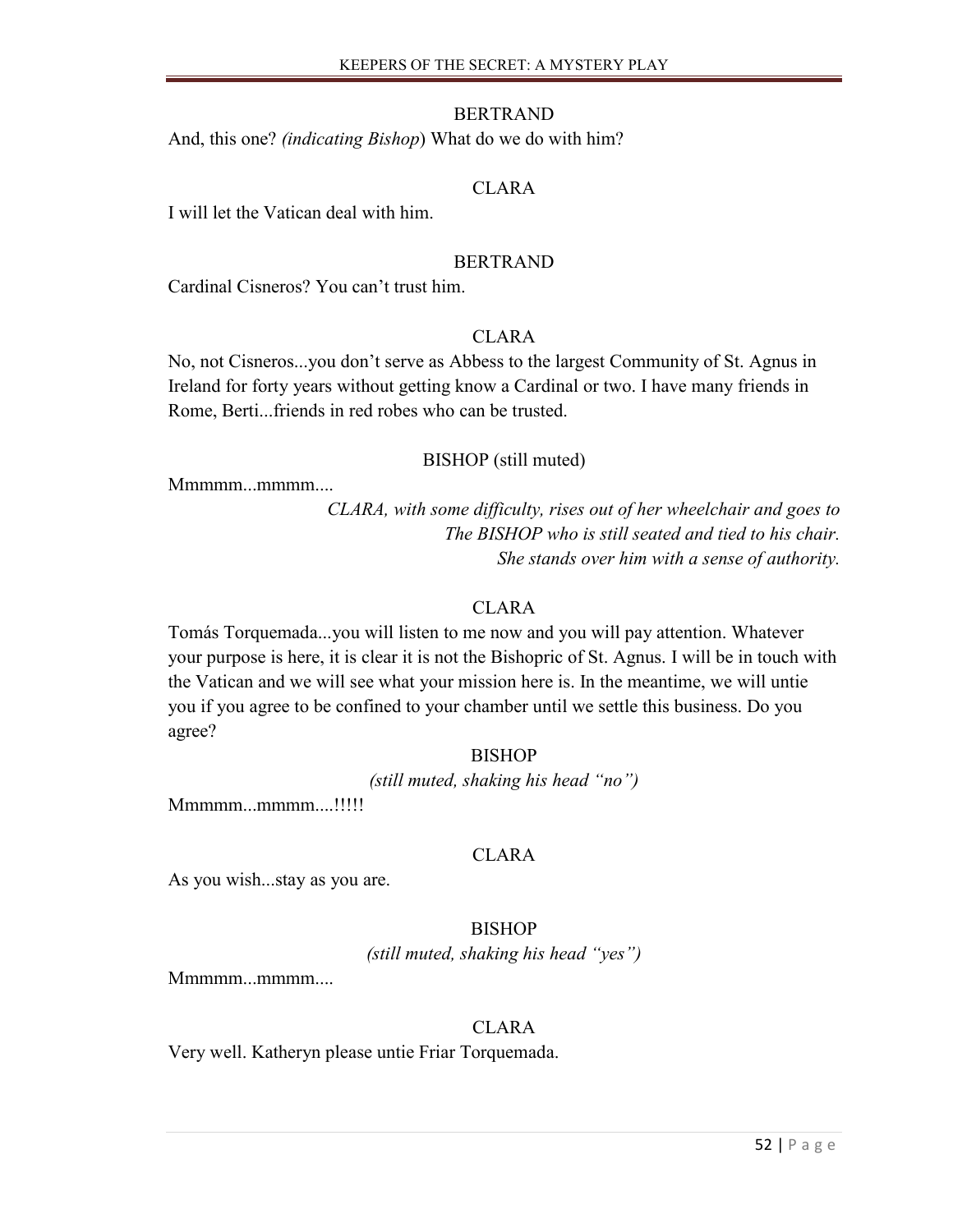BERTRAND

And, this one? *(indicating Bishop*) What do we do with him?

CLARA

I will let the Vatican deal with him.

BERTRAND

Cardinal Cisneros? You can't trust him.

CLARA

No, not Cisneros...you don't serve as Abbess to the largest Community of St. Agnus in Ireland for forty years without getting know a Cardinal or two. I have many friends in Rome, Berti...friends in red robes who can be trusted.

BISHOP (still muted)

Mmmmm...mmmm....

*CLARA, with some difficulty, rises out of her wheelchair and goes to The BISHOP who is still seated and tied to his chair. She stands over him with a sense of authority.*

CLARA

Tomás Torquemada...you will listen to me now and you will pay attention. Whatever your purpose is here, it is clear it is not the Bishopric of St. Agnus. I will be in touch with the Vatican and we will see what your mission here is. In the meantime, we will untie you if you agree to be confined to your chamber until we settle this business. Do you agree?

BISHOP

*(still muted, shaking his head "no")*

Mmmmm...mmmm....!!!!!

CLARA

As you wish...stay as you are.

BISHOP

*(still muted, shaking his head "yes")*

Mmmmm...mmmm....

CLARA

Very well. Katheryn please untie Friar Torquemada.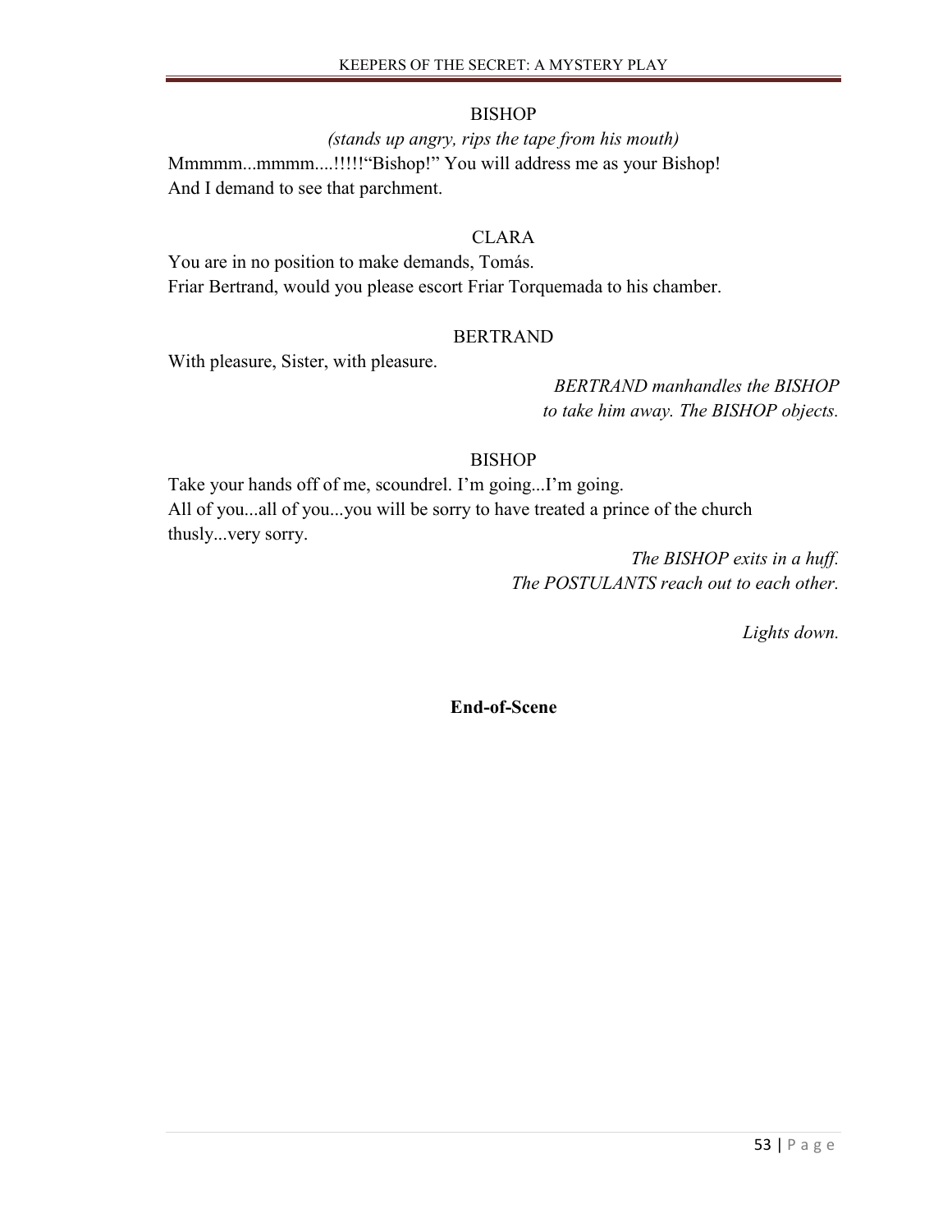BISHOP

*(stands up angry, rips the tape from his mouth)*

Mmmmm...mmmm....!!!!!“Bishop!” You will address me as your Bishop!
And I demand to see that parchment.

CLARA

You are in no position to make demands, Tomás.
Friar Bertrand, would you please escort Friar Torquemada to his chamber.

BERTRAND

With pleasure, Sister, with pleasure.

*BERTRAND manhandles the BISHOP to take him away. The BISHOP objects.*

BISHOP

Take your hands off of me, scoundrel. I’m going...I’m going.
All of you...all of you...you will be sorry to have treated a prince of the church thusly...very sorry.

*The BISHOP exits in a huff. The POSTULANTS reach out to each other.*

*Lights down.*

**End-of-Scene**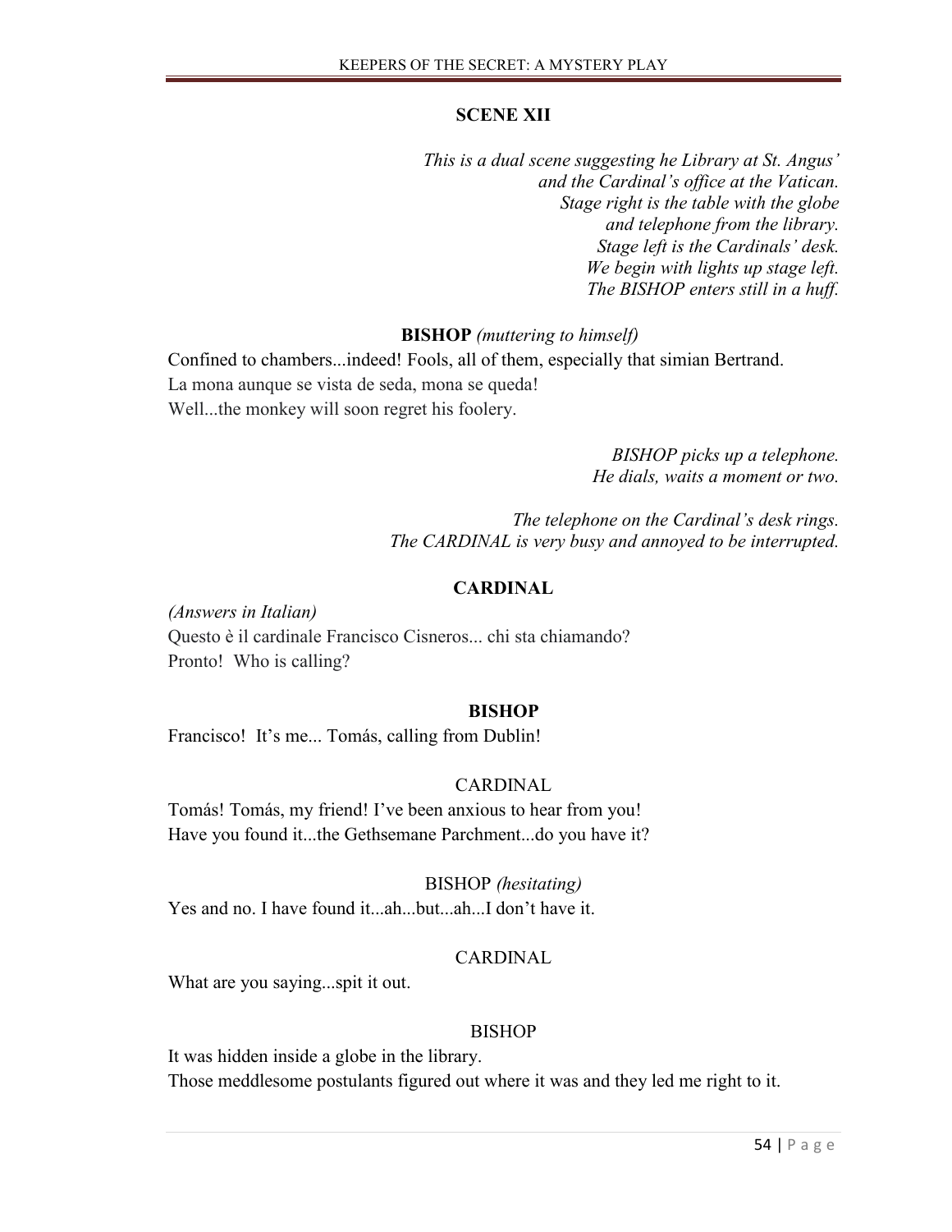## SCENE XII

*This is a dual scene suggesting he Library at St. Angus' and the Cardinal's office at the Vatican. Stage right is the table with the globe and telephone from the library. Stage left is the Cardinals' desk. We begin with lights up stage left. The BISHOP enters still in a huff.*

**BISHOP** *(muttering to himself)*

Confined to chambers...indeed! Fools, all of them, especially that simian Bertrand.
La mona aunque se vista de seda, mona se queda!
Well...the monkey will soon regret his foolery.

*BISHOP picks up a telephone. He dials, waits a moment or two.*

*The telephone on the Cardinal's desk rings. The CARDINAL is very busy and annoyed to be interrupted.*

**CARDINAL**

*(Answers in Italian)*
Questo è il cardinale Francisco Cisneros... chi sta chiamando?
Pronto! Who is calling?

**BISHOP**

Francisco! It's me... Tomás, calling from Dublin!

CARDINAL

Tomás! Tomás, my friend! I've been anxious to hear from you!
Have you found it...the Gethsemane Parchment...do you have it?

BISHOP *(hesitating)*

Yes and no. I have found it...ah...but...ah...I don't have it.

CARDINAL

What are you saying...spit it out.

BISHOP

It was hidden inside a globe in the library.
Those meddlesome postulants figured out where it was and they led me right to it.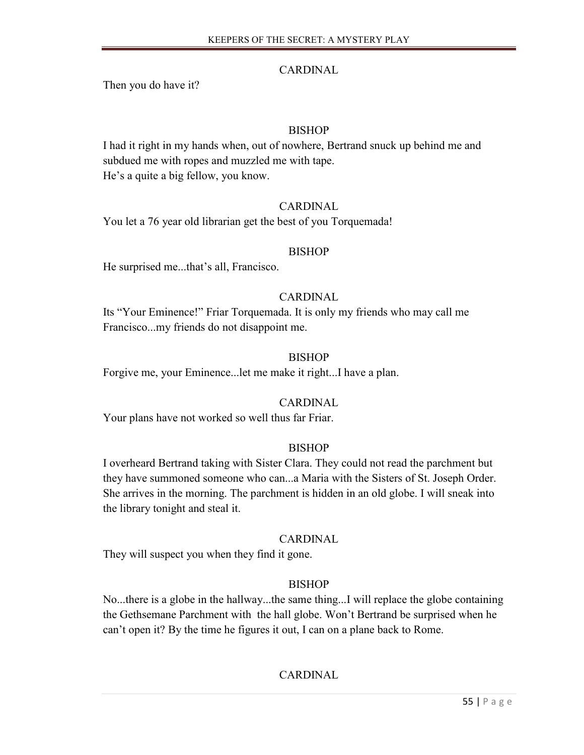CARDINAL

Then you do have it?

BISHOP

I had it right in my hands when, out of nowhere, Bertrand snuck up behind me and subdued me with ropes and muzzled me with tape.
He's a quite a big fellow, you know.

CARDINAL

You let a 76 year old librarian get the best of you Torquemada!

BISHOP

He surprised me...that's all, Francisco.

CARDINAL

Its "Your Eminence!" Friar Torquemada. It is only my friends who may call me Francisco...my friends do not disappoint me.

BISHOP

Forgive me, your Eminence...let me make it right...I have a plan.

CARDINAL

Your plans have not worked so well thus far Friar.

BISHOP

I overheard Bertrand taking with Sister Clara. They could not read the parchment but they have summoned someone who can...a Maria with the Sisters of St. Joseph Order. She arrives in the morning. The parchment is hidden in an old globe. I will sneak into the library tonight and steal it.

CARDINAL

They will suspect you when they find it gone.

BISHOP

No...there is a globe in the hallway...the same thing...I will replace the globe containing the Gethsemane Parchment with the hall globe. Won't Bertrand be surprised when he can't open it? By the time he figures it out, I can on a plane back to Rome.

CARDINAL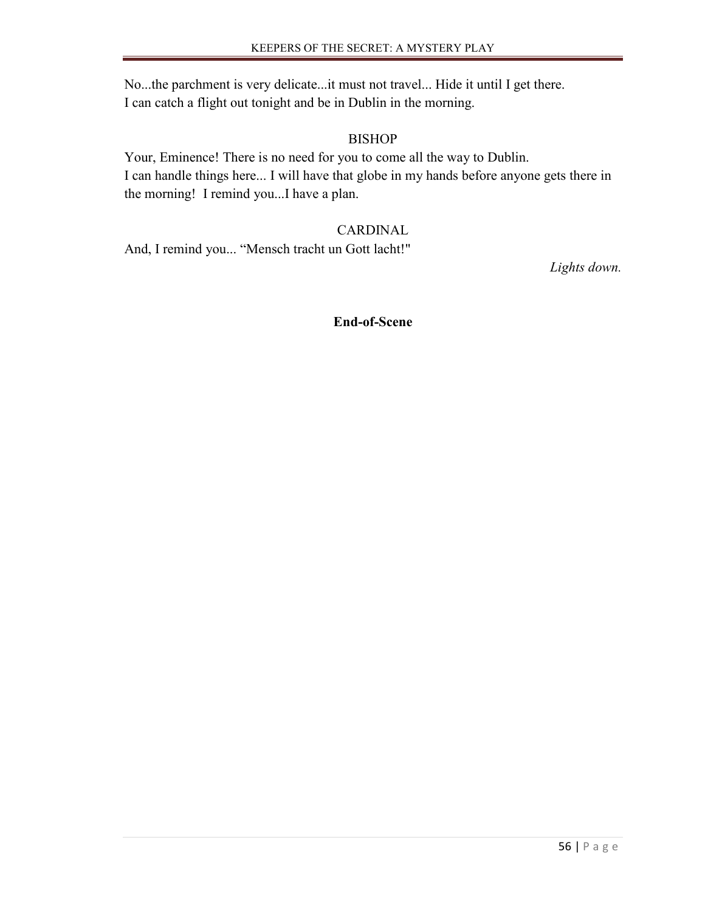No...the parchment is very delicate...it must not travel... Hide it until I get there.
I can catch a flight out tonight and be in Dublin in the morning.

BISHOP

Your, Eminence! There is no need for you to come all the way to Dublin.
I can handle things here... I will have that globe in my hands before anyone gets there in the morning! I remind you...I have a plan.

CARDINAL

And, I remind you... “Mensch tracht un Gott lacht!"

*Lights down.*

**End-of-Scene**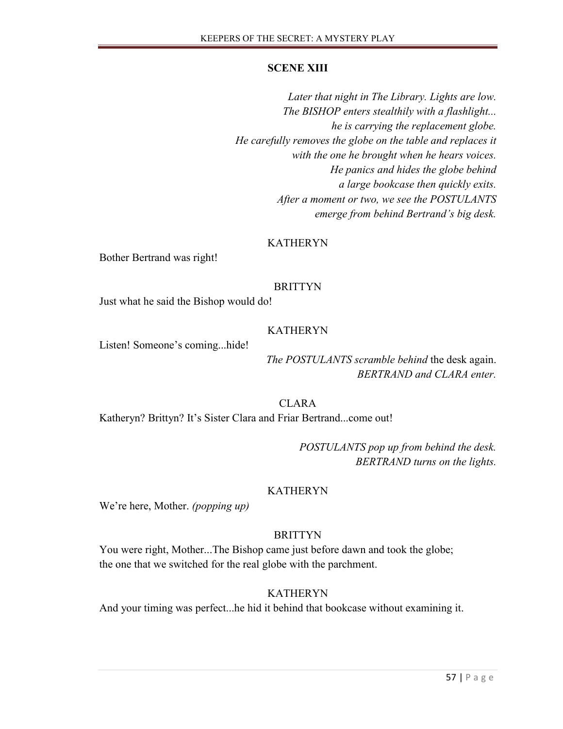## SCENE XIII

*Later that night in The Library. Lights are low. The BISHOP enters stealthily with a flashlight... he is carrying the replacement globe. He carefully removes the globe on the table and replaces it with the one he brought when he hears voices. He panics and hides the globe behind a large bookcase then quickly exits. After a moment or two, we see the POSTULANTS emerge from behind Bertrand's big desk.*

KATHERYN

Bother Bertrand was right!

BRITTYN

Just what he said the Bishop would do!

KATHERYN

Listen! Someone's coming...hide!

*The POSTULANTS scramble behind* the desk again. *BERTRAND and CLARA enter.*

CLARA

Katheryn? Brittyn? It's Sister Clara and Friar Bertrand...come out!

*POSTULANTS pop up from behind the desk. BERTRAND turns on the lights.*

KATHERYN

We're here, Mother. *(popping up)*

BRITTYN

You were right, Mother...The Bishop came just before dawn and took the globe; the one that we switched for the real globe with the parchment.

KATHERYN

And your timing was perfect...he hid it behind that bookcase without examining it.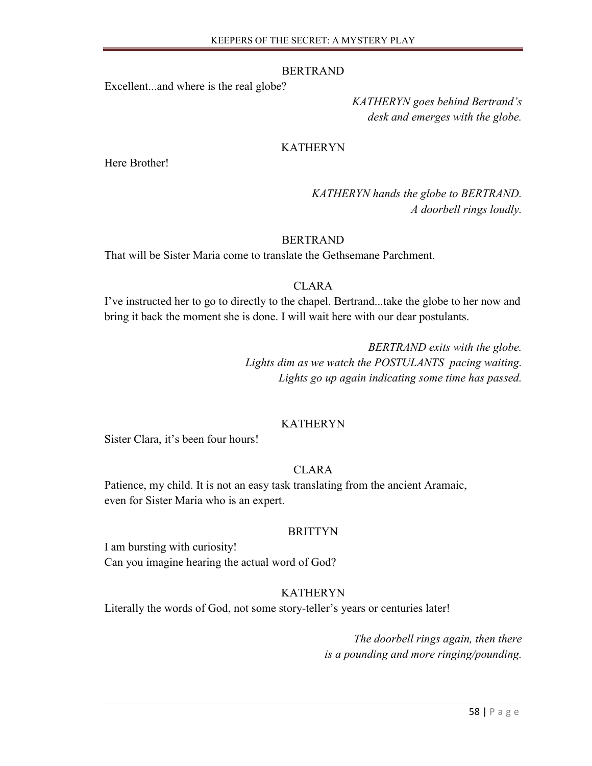BERTRAND

Excellent...and where is the real globe?

*KATHERYN goes behind Bertrand's desk and emerges with the globe.*

KATHERYN

Here Brother!

*KATHERYN hands the globe to BERTRAND. A doorbell rings loudly.*

BERTRAND

That will be Sister Maria come to translate the Gethsemane Parchment.

CLARA

I've instructed her to go to directly to the chapel. Bertrand...take the globe to her now and bring it back the moment she is done. I will wait here with our dear postulants.

*BERTRAND exits with the globe.*
*Lights dim as we watch the POSTULANTS pacing waiting.*
*Lights go up again indicating some time has passed.*

KATHERYN

Sister Clara, it's been four hours!

CLARA

Patience, my child. It is not an easy task translating from the ancient Aramaic, even for Sister Maria who is an expert.

BRITTYN

I am bursting with curiosity!
Can you imagine hearing the actual word of God?

KATHERYN

Literally the words of God, not some story-teller's years or centuries later!

*The doorbell rings again, then there is a pounding and more ringing/pounding.*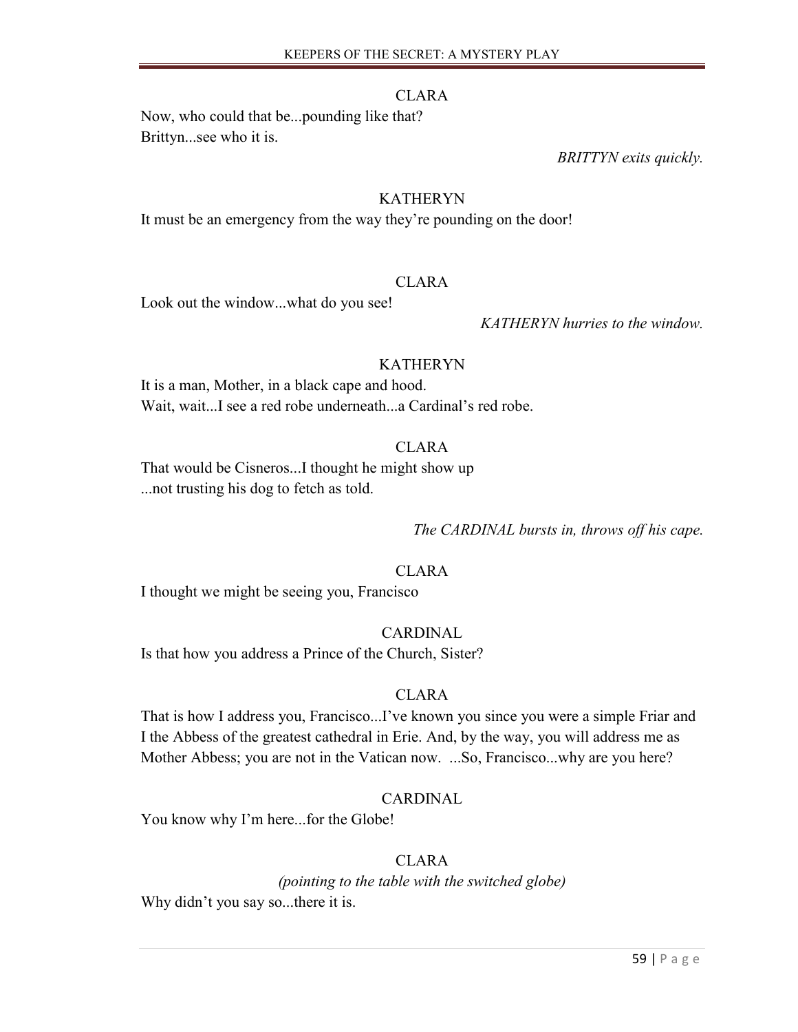CLARA

Now, who could that be...pounding like that?
Brittyn...see who it is.

*BRITTYN exits quickly.*

KATHERYN

It must be an emergency from the way they're pounding on the door!

CLARA

Look out the window...what do you see!

*KATHERYN hurries to the window.*

KATHERYN

It is a man, Mother, in a black cape and hood.
Wait, wait...I see a red robe underneath...a Cardinal's red robe.

CLARA

That would be Cisneros...I thought he might show up
...not trusting his dog to fetch as told.

*The CARDINAL bursts in, throws off his cape.*

CLARA

I thought we might be seeing you, Francisco

CARDINAL

Is that how you address a Prince of the Church, Sister?

CLARA

That is how I address you, Francisco...I've known you since you were a simple Friar and I the Abbess of the greatest cathedral in Erie. And, by the way, you will address me as Mother Abbess; you are not in the Vatican now. ...So, Francisco...why are you here?

CARDINAL

You know why I'm here...for the Globe!

CLARA

*(pointing to the table with the switched globe)*

Why didn't you say so...there it is.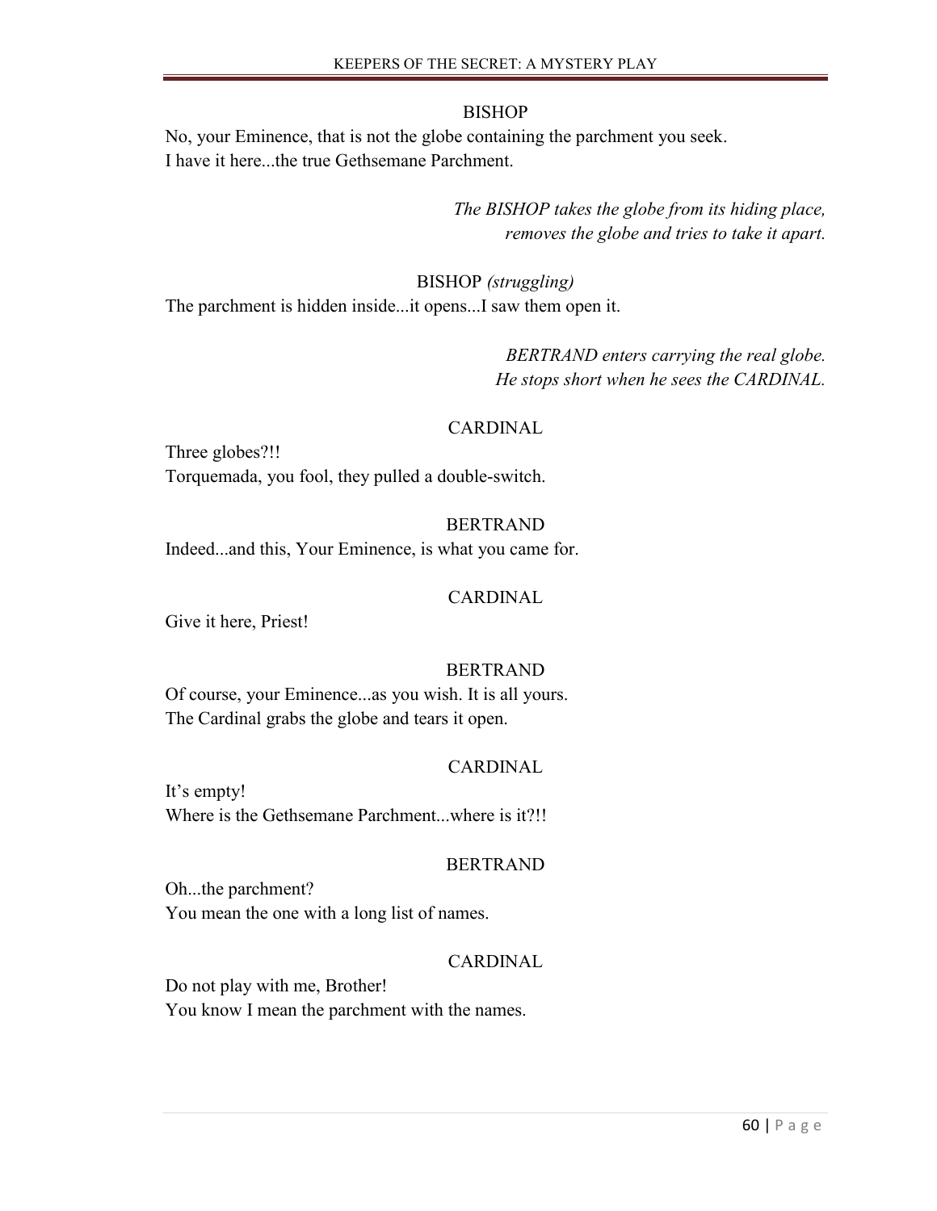BISHOP

No, your Eminence, that is not the globe containing the parchment you seek.
I have it here...the true Gethsemane Parchment.

*The BISHOP takes the globe from its hiding place, removes the globe and tries to take it apart.*

BISHOP *(struggling)*

The parchment is hidden inside...it opens...I saw them open it.

*BERTRAND enters carrying the real globe. He stops short when he sees the CARDINAL.*

CARDINAL

Three globes?!!
Torquemada, you fool, they pulled a double-switch.

BERTRAND

Indeed...and this, Your Eminence, is what you came for.

CARDINAL

Give it here, Priest!

BERTRAND

Of course, your Eminence...as you wish. It is all yours.
The Cardinal grabs the globe and tears it open.

CARDINAL

It's empty!
Where is the Gethsemane Parchment...where is it?!!

BERTRAND

Oh...the parchment?
You mean the one with a long list of names.

CARDINAL

Do not play with me, Brother!
You know I mean the parchment with the names.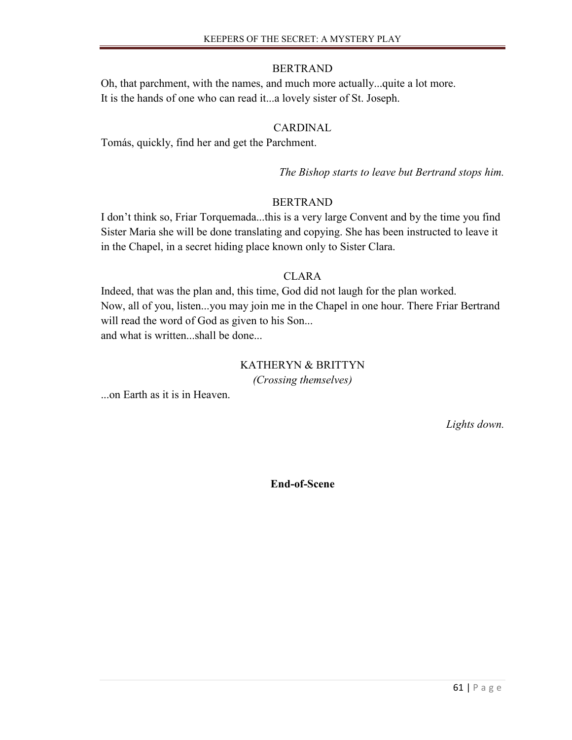BERTRAND

Oh, that parchment, with the names, and much more actually...quite a lot more. It is the hands of one who can read it...a lovely sister of St. Joseph.

CARDINAL

Tomás, quickly, find her and get the Parchment.

*The Bishop starts to leave but Bertrand stops him.*

BERTRAND

I don't think so, Friar Torquemada...this is a very large Convent and by the time you find Sister Maria she will be done translating and copying. She has been instructed to leave it in the Chapel, in a secret hiding place known only to Sister Clara.

CLARA

Indeed, that was the plan and, this time, God did not laugh for the plan worked.
Now, all of you, listen...you may join me in the Chapel in one hour. There Friar Bertrand will read the word of God as given to his Son...
and what is written...shall be done...

KATHERYN & BRITTYN

*(Crossing themselves)*

...on Earth as it is in Heaven.

*Lights down.*

**End-of-Scene**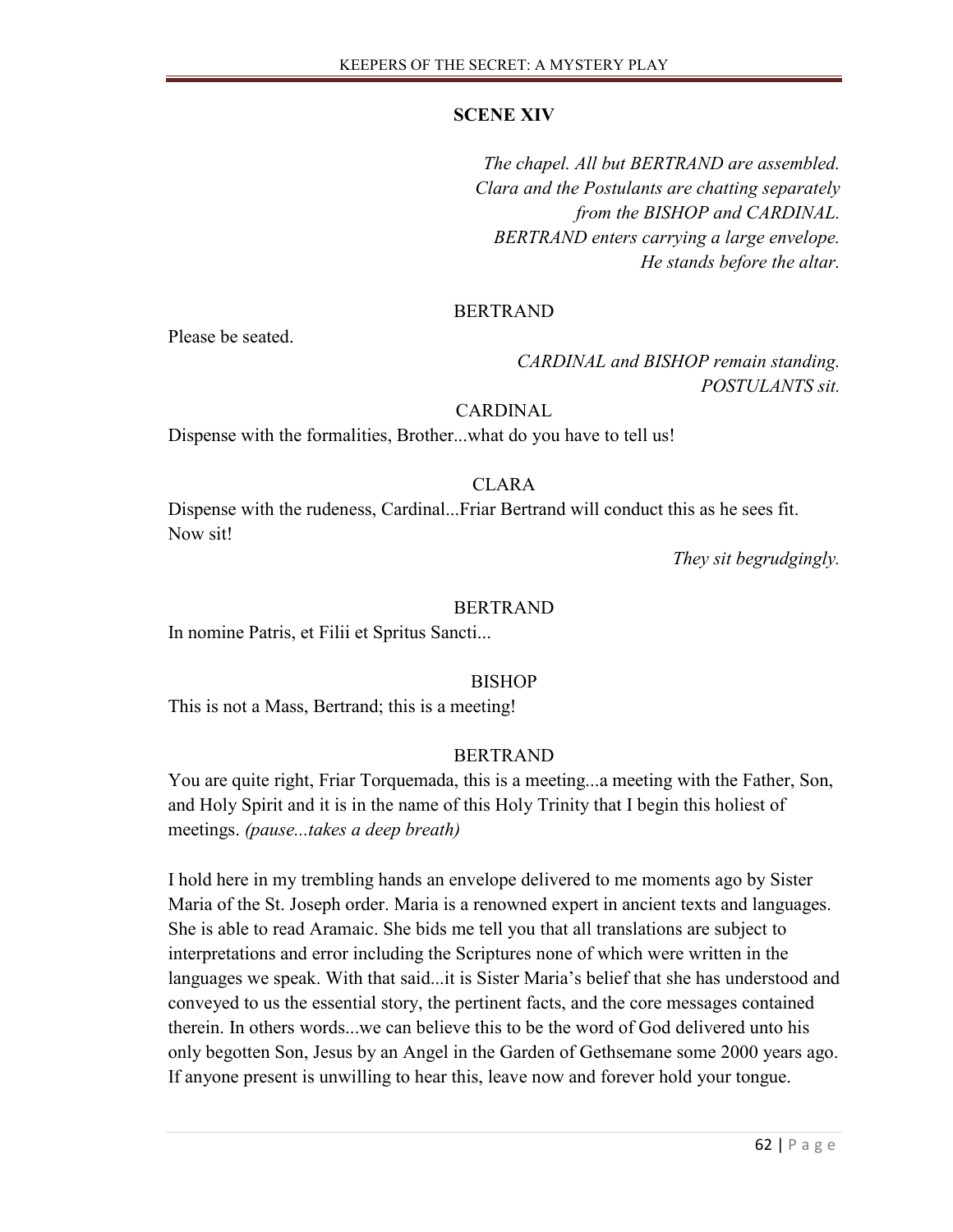## SCENE XIV

*The chapel. All but BERTRAND are assembled. Clara and the Postulants are chatting separately from the BISHOP and CARDINAL. BERTRAND enters carrying a large envelope. He stands before the altar.*

BERTRAND

Please be seated.

*CARDINAL and BISHOP remain standing. POSTULANTS sit.*

CARDINAL

Dispense with the formalities, Brother...what do you have to tell us!

CLARA

Dispense with the rudeness, Cardinal...Friar Bertrand will conduct this as he sees fit. Now sit!

*They sit begrudgingly.*

BERTRAND

In nomine Patris, et Filii et Spritus Sancti...

BISHOP

This is not a Mass, Bertrand; this is a meeting!

BERTRAND

You are quite right, Friar Torquemada, this is a meeting...a meeting with the Father, Son, and Holy Spirit and it is in the name of this Holy Trinity that I begin this holiest of meetings. *(pause...takes a deep breath)*

I hold here in my trembling hands an envelope delivered to me moments ago by Sister Maria of the St. Joseph order. Maria is a renowned expert in ancient texts and languages. She is able to read Aramaic. She bids me tell you that all translations are subject to interpretations and error including the Scriptures none of which were written in the languages we speak. With that said...it is Sister Maria's belief that she has understood and conveyed to us the essential story, the pertinent facts, and the core messages contained therein. In others words...we can believe this to be the word of God delivered unto his only begotten Son, Jesus by an Angel in the Garden of Gethsemane some 2000 years ago. If anyone present is unwilling to hear this, leave now and forever hold your tongue.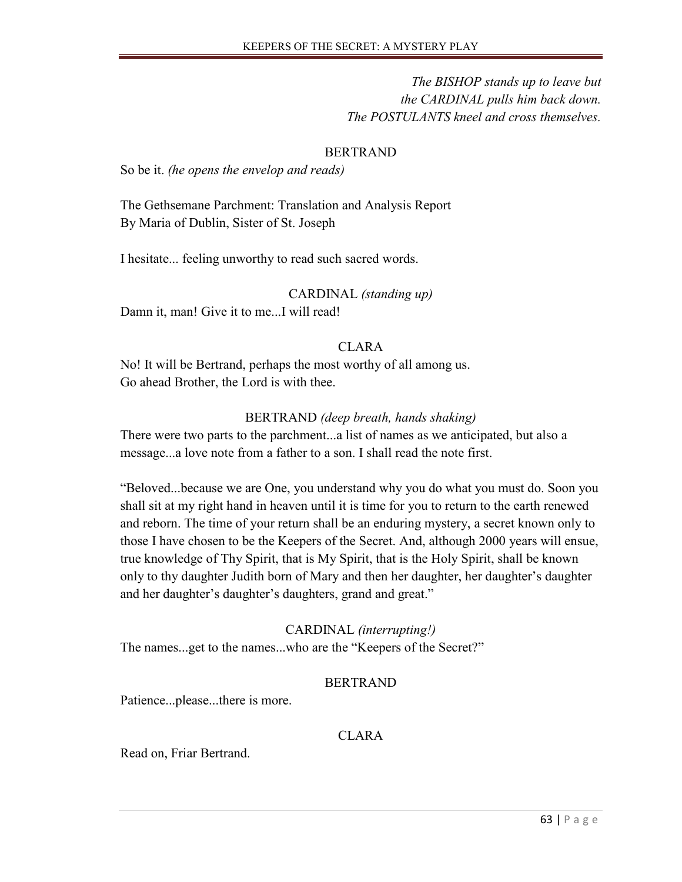*The BISHOP stands up to leave but the CARDINAL pulls him back down. The POSTULANTS kneel and cross themselves.*

BERTRAND

So be it. *(he opens the envelop and reads)*

The Gethsemane Parchment: Translation and Analysis Report
By Maria of Dublin, Sister of St. Joseph

I hesitate... feeling unworthy to read such sacred words.

CARDINAL *(standing up)*

Damn it, man! Give it to me...I will read!

CLARA

No! It will be Bertrand, perhaps the most worthy of all among us.
Go ahead Brother, the Lord is with thee.

BERTRAND *(deep breath, hands shaking)*

There were two parts to the parchment...a list of names as we anticipated, but also a message...a love note from a father to a son. I shall read the note first.

"Beloved...because we are One, you understand why you do what you must do. Soon you shall sit at my right hand in heaven until it is time for you to return to the earth renewed and reborn. The time of your return shall be an enduring mystery, a secret known only to those I have chosen to be the Keepers of the Secret. And, although 2000 years will ensue, true knowledge of Thy Spirit, that is My Spirit, that is the Holy Spirit, shall be known only to thy daughter Judith born of Mary and then her daughter, her daughter's daughter and her daughter's daughter's daughters, grand and great."

CARDINAL *(interrupting!)*

The names...get to the names...who are the "Keepers of the Secret?"

BERTRAND

Patience...please...there is more.

CLARA

Read on, Friar Bertrand.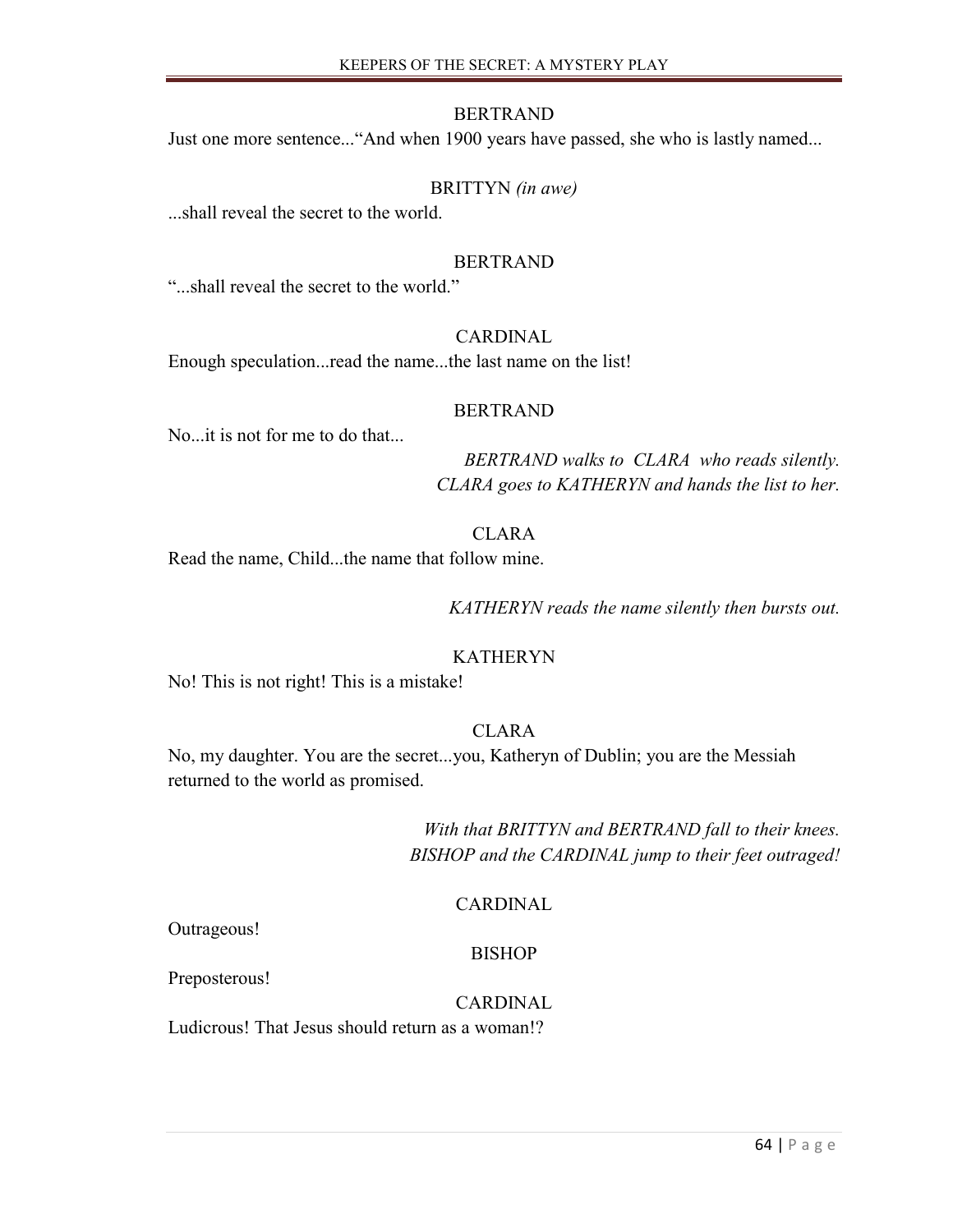BERTRAND

Just one more sentence..."And when 1900 years have passed, she who is lastly named...

BRITTYN *(in awe)*

...shall reveal the secret to the world.

BERTRAND

"...shall reveal the secret to the world."

CARDINAL

Enough speculation...read the name...the last name on the list!

BERTRAND

No...it is not for me to do that...

*BERTRAND walks to CLARA who reads silently. CLARA goes to KATHERYN and hands the list to her.*

CLARA

Read the name, Child...the name that follow mine.

*KATHERYN reads the name silently then bursts out.*

KATHERYN

No! This is not right! This is a mistake!

CLARA

No, my daughter. You are the secret...you, Katheryn of Dublin; you are the Messiah returned to the world as promised.

*With that BRITTYN and BERTRAND fall to their knees. BISHOP and the CARDINAL jump to their feet outraged!*

CARDINAL

Outrageous!

BISHOP

Preposterous!

CARDINAL

Ludicrous! That Jesus should return as a woman!?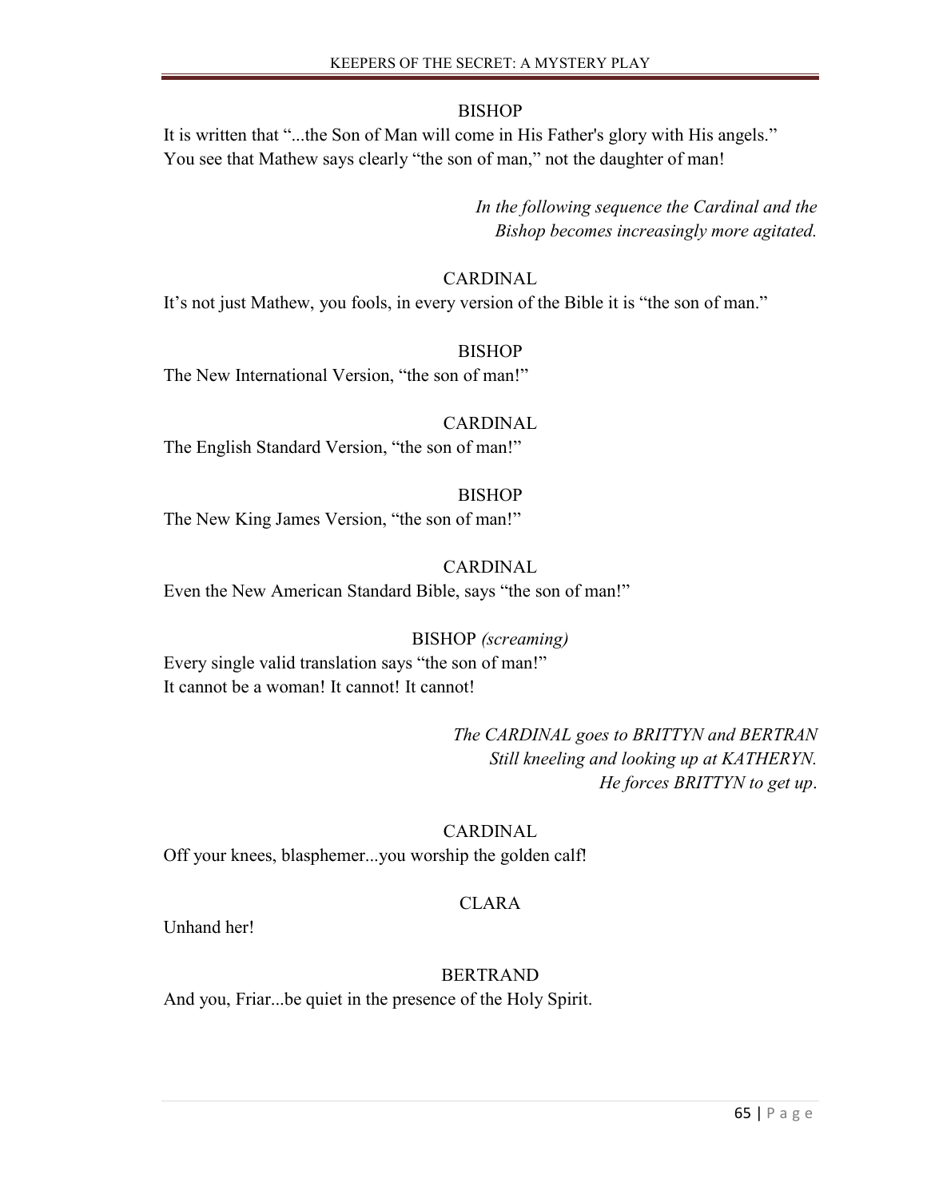BISHOP

It is written that "...the Son of Man will come in His Father's glory with His angels."
You see that Mathew says clearly "the son of man," not the daughter of man!

*In the following sequence the Cardinal and the Bishop becomes increasingly more agitated.*

CARDINAL

It's not just Mathew, you fools, in every version of the Bible it is "the son of man."

BISHOP

The New International Version, "the son of man!"

CARDINAL

The English Standard Version, "the son of man!"

BISHOP

The New King James Version, "the son of man!"

CARDINAL

Even the New American Standard Bible, says "the son of man!"

BISHOP *(screaming)*

Every single valid translation says "the son of man!"
It cannot be a woman! It cannot! It cannot!

*The CARDINAL goes to BRITTYN and BERTRAN Still kneeling and looking up at KATHERYN. He forces BRITTYN to get up.*

CARDINAL

Off your knees, blasphemer...you worship the golden calf!

CLARA

Unhand her!

BERTRAND

And you, Friar...be quiet in the presence of the Holy Spirit.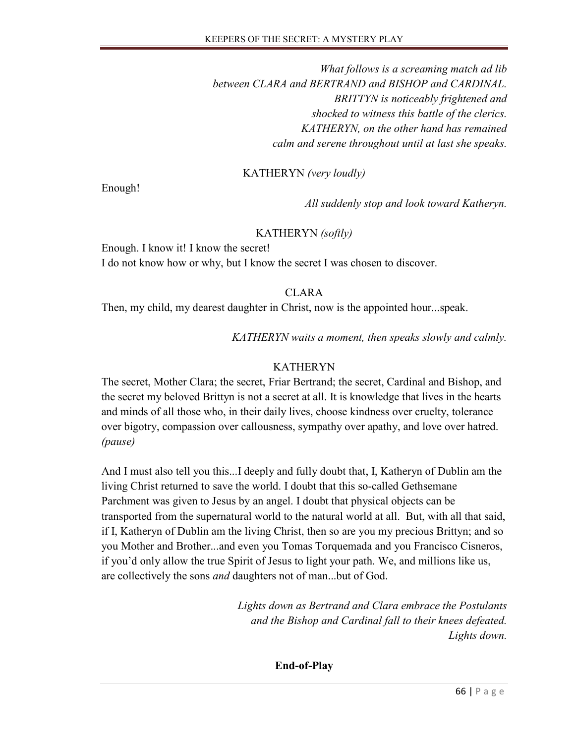*What follows is a screaming match ad lib*
*between CLARA and BERTRAND and BISHOP and CARDINAL.*
*BRITTYN is noticeably frightened and*
*shocked to witness this battle of the clerics.*
*KATHERYN, on the other hand has remained*
*calm and serene throughout until at last she speaks.*

KATHERYN *(very loudly)*

Enough!

*All suddenly stop and look toward Katheryn.*

KATHERYN *(softly)*

Enough. I know it! I know the secret!
I do not know how or why, but I know the secret I was chosen to discover.

CLARA

Then, my child, my dearest daughter in Christ, now is the appointed hour...speak.

*KATHERYN waits a moment, then speaks slowly and calmly.*

KATHERYN

The secret, Mother Clara; the secret, Friar Bertrand; the secret, Cardinal and Bishop, and the secret my beloved Brittyn is not a secret at all. It is knowledge that lives in the hearts and minds of all those who, in their daily lives, choose kindness over cruelty, tolerance over bigotry, compassion over callousness, sympathy over apathy, and love over hatred. *(pause)*

And I must also tell you this...I deeply and fully doubt that, I, Katheryn of Dublin am the living Christ returned to save the world. I doubt that this so-called Gethsemane Parchment was given to Jesus by an angel. I doubt that physical objects can be transported from the supernatural world to the natural world at all. But, with all that said, if I, Katheryn of Dublin am the living Christ, then so are you my precious Brittyn; and so you Mother and Brother...and even you Tomas Torquemada and you Francisco Cisneros, if you'd only allow the true Spirit of Jesus to light your path. We, and millions like us, are collectively the sons *and* daughters not of man...but of God.

*Lights down as Bertrand and Clara embrace the Postulants*
*and the Bishop and Cardinal fall to their knees defeated.*
*Lights down.*

**End-of-Play**